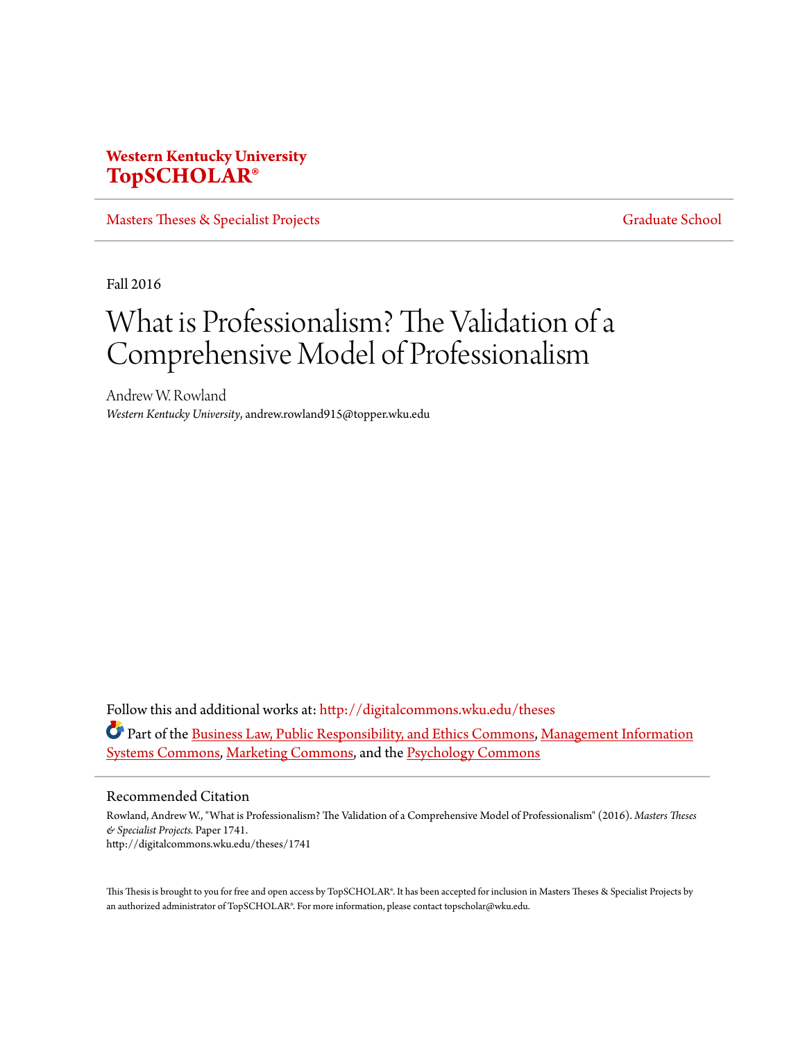**Western Kentucky University**
**TopSCHOLAR®**

Masters Theses & Specialist Projects | Graduate School

Fall 2016

# What is Professionalism? The Validation of a Comprehensive Model of Professionalism

Andrew W. Rowland
*Western Kentucky University*, andrew.rowland915@topper.wku.edu

Follow this and additional works at: http://digitalcommons.wku.edu/theses

Part of the Business Law, Public Responsibility, and Ethics Commons, Management Information Systems Commons, Marketing Commons, and the Psychology Commons

## Recommended Citation

Rowland, Andrew W., "What is Professionalism? The Validation of a Comprehensive Model of Professionalism" (2016). *Masters Theses & Specialist Projects.* Paper 1741.
http://digitalcommons.wku.edu/theses/1741

This Thesis is brought to you for free and open access by TopSCHOLAR®. It has been accepted for inclusion in Masters Theses & Specialist Projects by an authorized administrator of TopSCHOLAR®. For more information, please contact topscholar@wku.edu.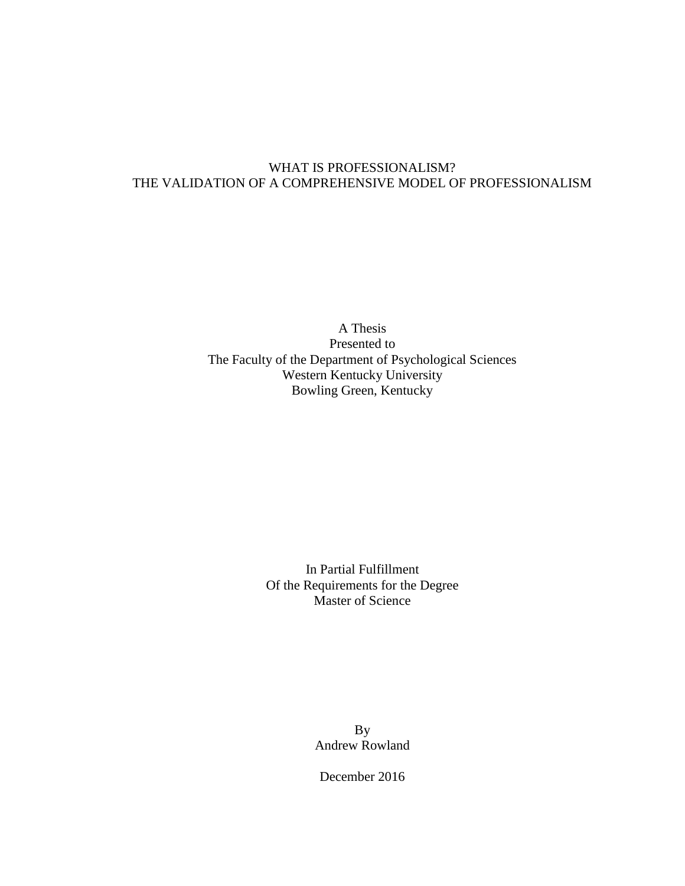# WHAT IS PROFESSIONALISM?
# THE VALIDATION OF A COMPREHENSIVE MODEL OF PROFESSIONALISM

A Thesis
Presented to
The Faculty of the Department of Psychological Sciences
Western Kentucky University
Bowling Green, Kentucky

In Partial Fulfillment
Of the Requirements for the Degree
Master of Science

By
Andrew Rowland

December 2016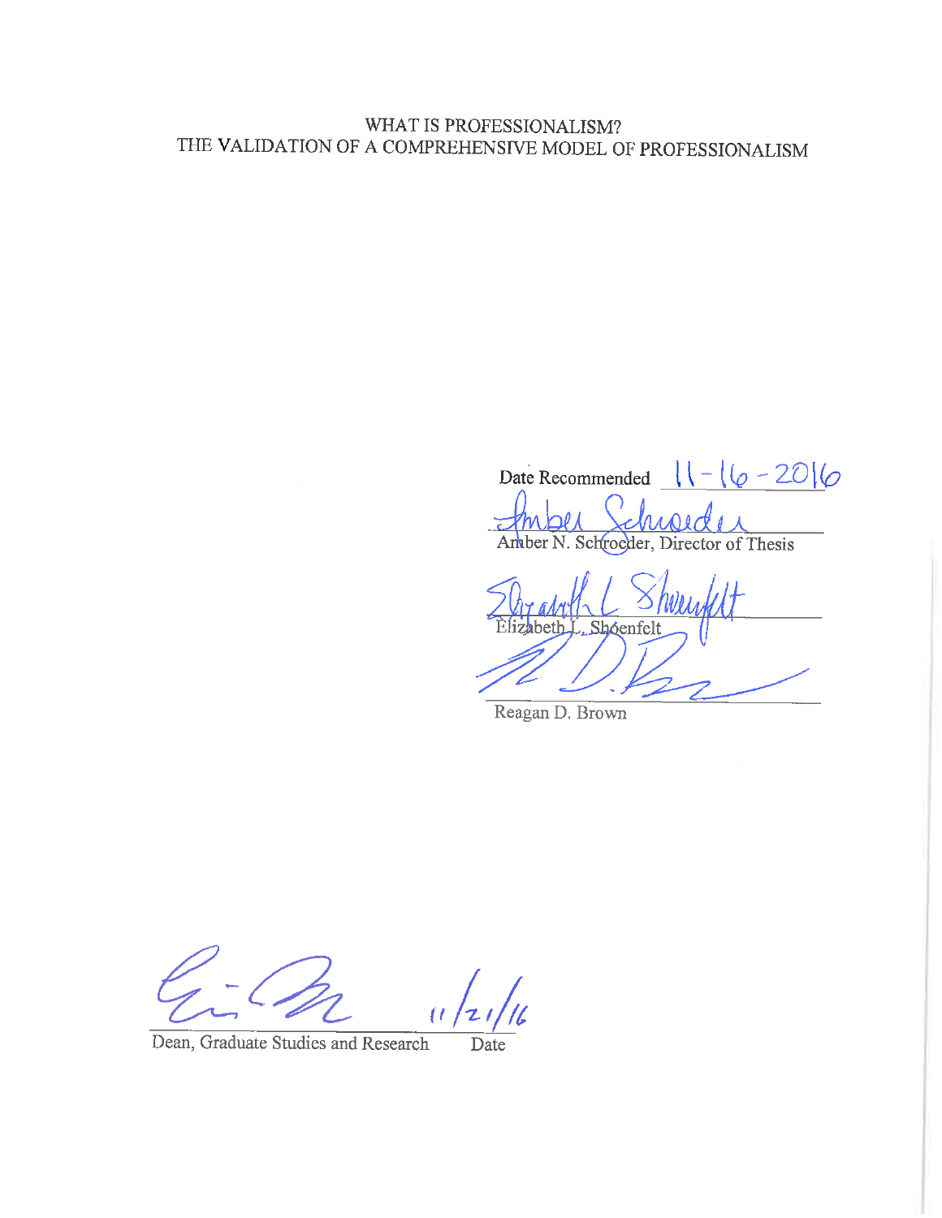WHAT IS PROFESSIONALISM?
THE VALIDATION OF A COMPREHENSIVE MODEL OF PROFESSIONALISM

Date Recommended 11-16-2016

Amber N. Schroeder, Director of Thesis

Elizabeth L. Shoenfelt

Reagan D. Brown

Dean, Graduate Studies and Research 11/21/16
Date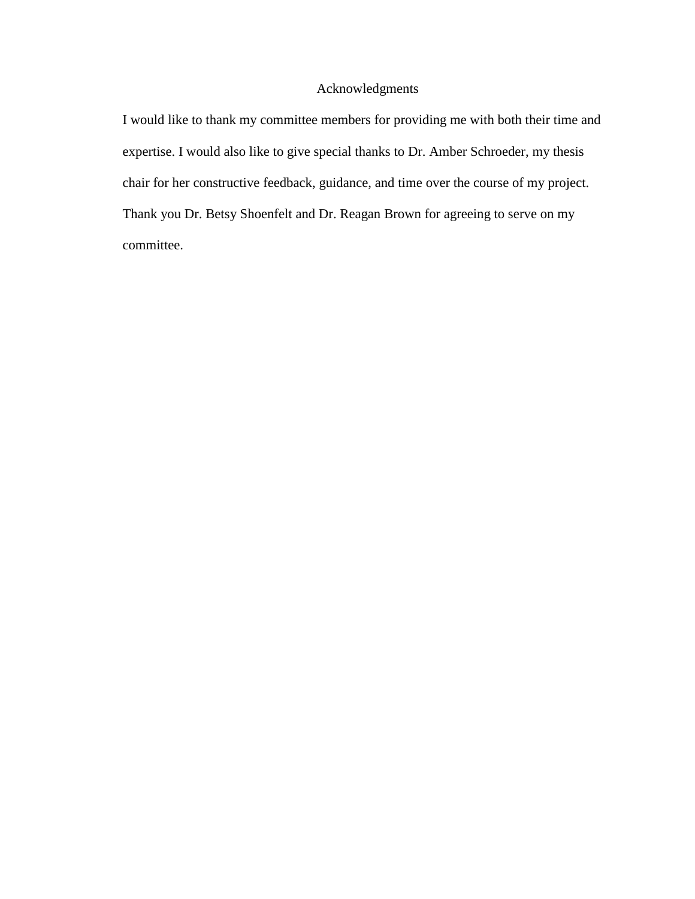# Acknowledgments

I would like to thank my committee members for providing me with both their time and expertise. I would also like to give special thanks to Dr. Amber Schroeder, my thesis chair for her constructive feedback, guidance, and time over the course of my project. Thank you Dr. Betsy Shoenfelt and Dr. Reagan Brown for agreeing to serve on my committee.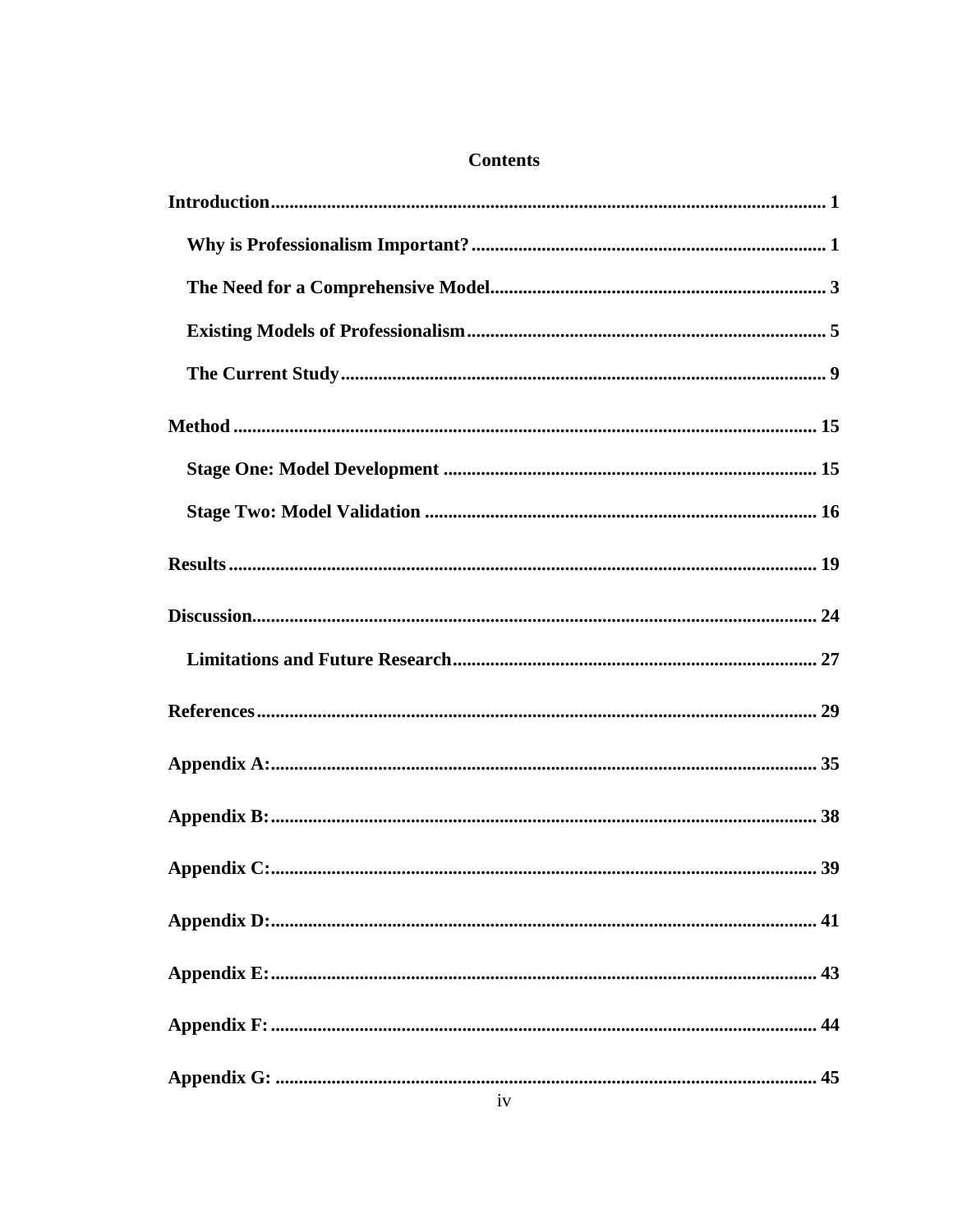# Contents

**Introduction** ........................................................................................................ 1

- **Why is Professionalism Important?** ............................................................ 1
- **The Need for a Comprehensive Model** ....................................................... 3
- **Existing Models of Professionalism** ............................................................ 5
- **The Current Study** ........................................................................................ 9

**Method** ................................................................................................................ 15

- **Stage One: Model Development** ................................................................ 15
- **Stage Two: Model Validation** ..................................................................... 16

**Results** ................................................................................................................ 19

**Discussion** ........................................................................................................... 24

- **Limitations and Future Research** ............................................................... 27

**References** .......................................................................................................... 29

**Appendix A:** ......................................................................................................... 35

**Appendix B:** ......................................................................................................... 38

**Appendix C:** ......................................................................................................... 39

**Appendix D:** ......................................................................................................... 41

**Appendix E:** ......................................................................................................... 43

**Appendix F:** ......................................................................................................... 44

**Appendix G:** ......................................................................................................... 45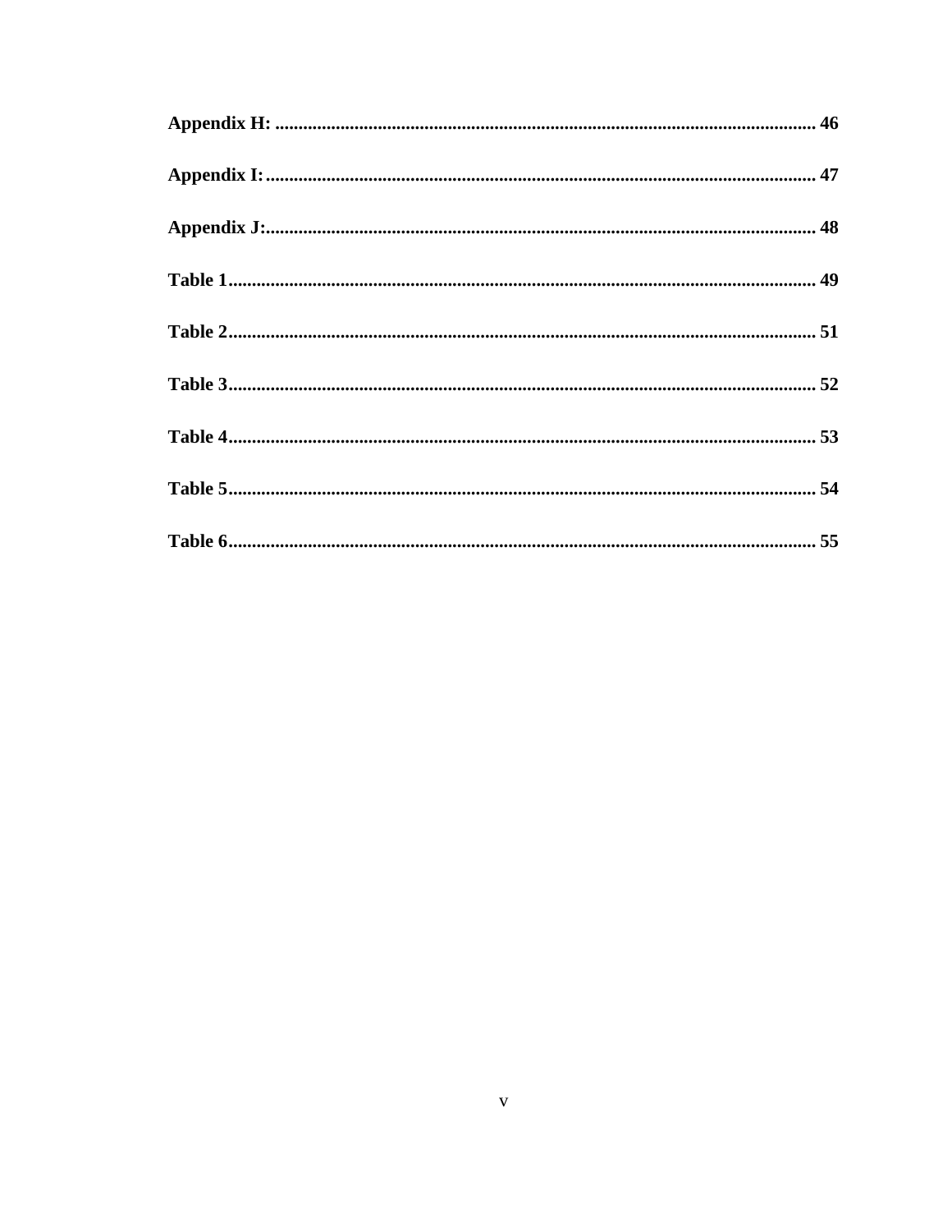**Appendix H:** ................................................................................................................... **46**

**Appendix I:** ..................................................................................................................... **47**

**Appendix J:** ..................................................................................................................... **48**

**Table 1** ............................................................................................................................ **49**

**Table 2** ............................................................................................................................ **51**

**Table 3** ............................................................................................................................ **52**

**Table 4** ............................................................................................................................ **53**

**Table 5** ............................................................................................................................ **54**

**Table 6** ............................................................................................................................ **55**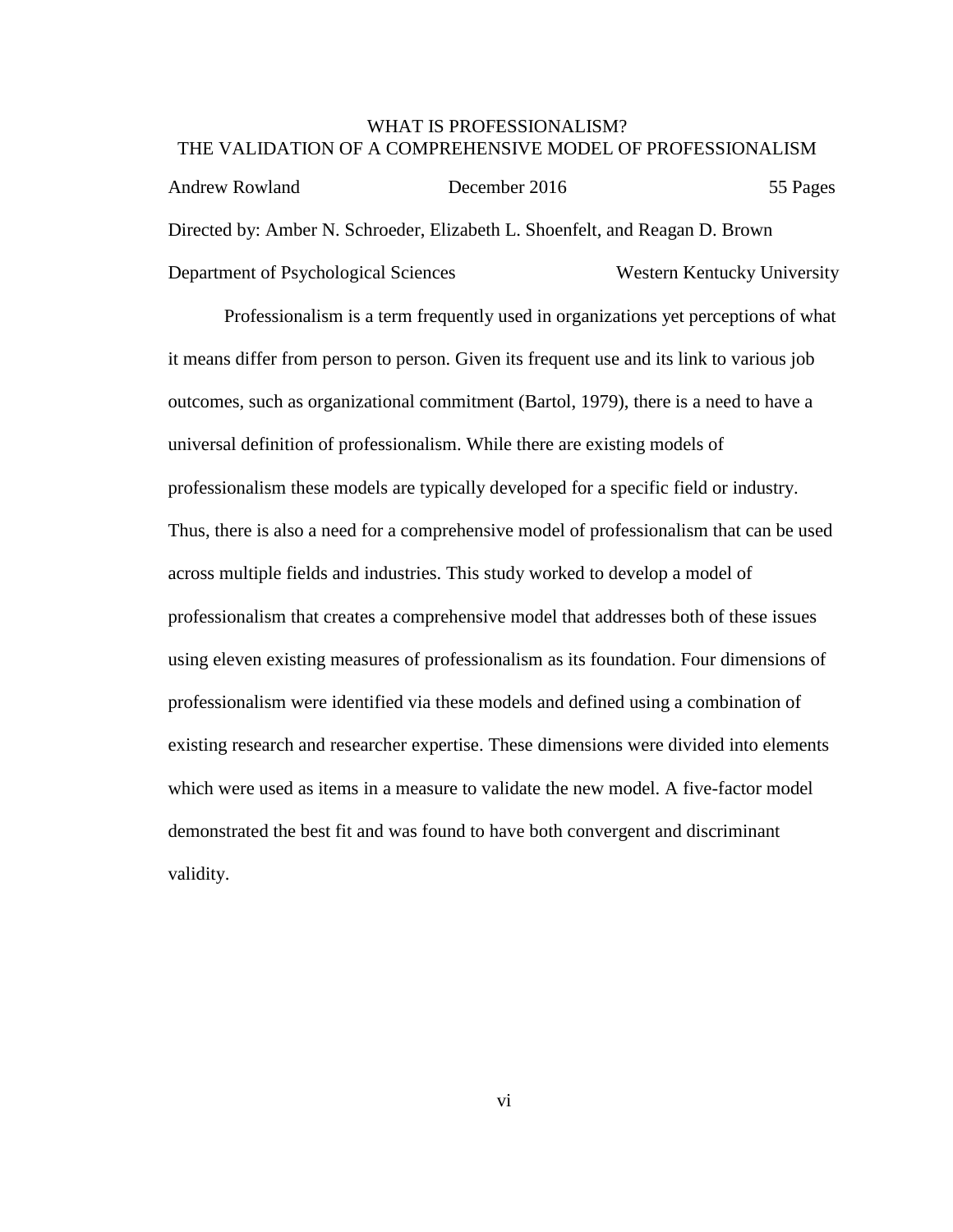WHAT IS PROFESSIONALISM?
THE VALIDATION OF A COMPREHENSIVE MODEL OF PROFESSIONALISM

Andrew Rowland December 2016 55 Pages

Directed by: Amber N. Schroeder, Elizabeth L. Shoenfelt, and Reagan D. Brown

Department of Psychological Sciences Western Kentucky University

Professionalism is a term frequently used in organizations yet perceptions of what it means differ from person to person. Given its frequent use and its link to various job outcomes, such as organizational commitment (Bartol, 1979), there is a need to have a universal definition of professionalism. While there are existing models of professionalism these models are typically developed for a specific field or industry. Thus, there is also a need for a comprehensive model of professionalism that can be used across multiple fields and industries. This study worked to develop a model of professionalism that creates a comprehensive model that addresses both of these issues using eleven existing measures of professionalism as its foundation. Four dimensions of professionalism were identified via these models and defined using a combination of existing research and researcher expertise. These dimensions were divided into elements which were used as items in a measure to validate the new model. A five-factor model demonstrated the best fit and was found to have both convergent and discriminant validity.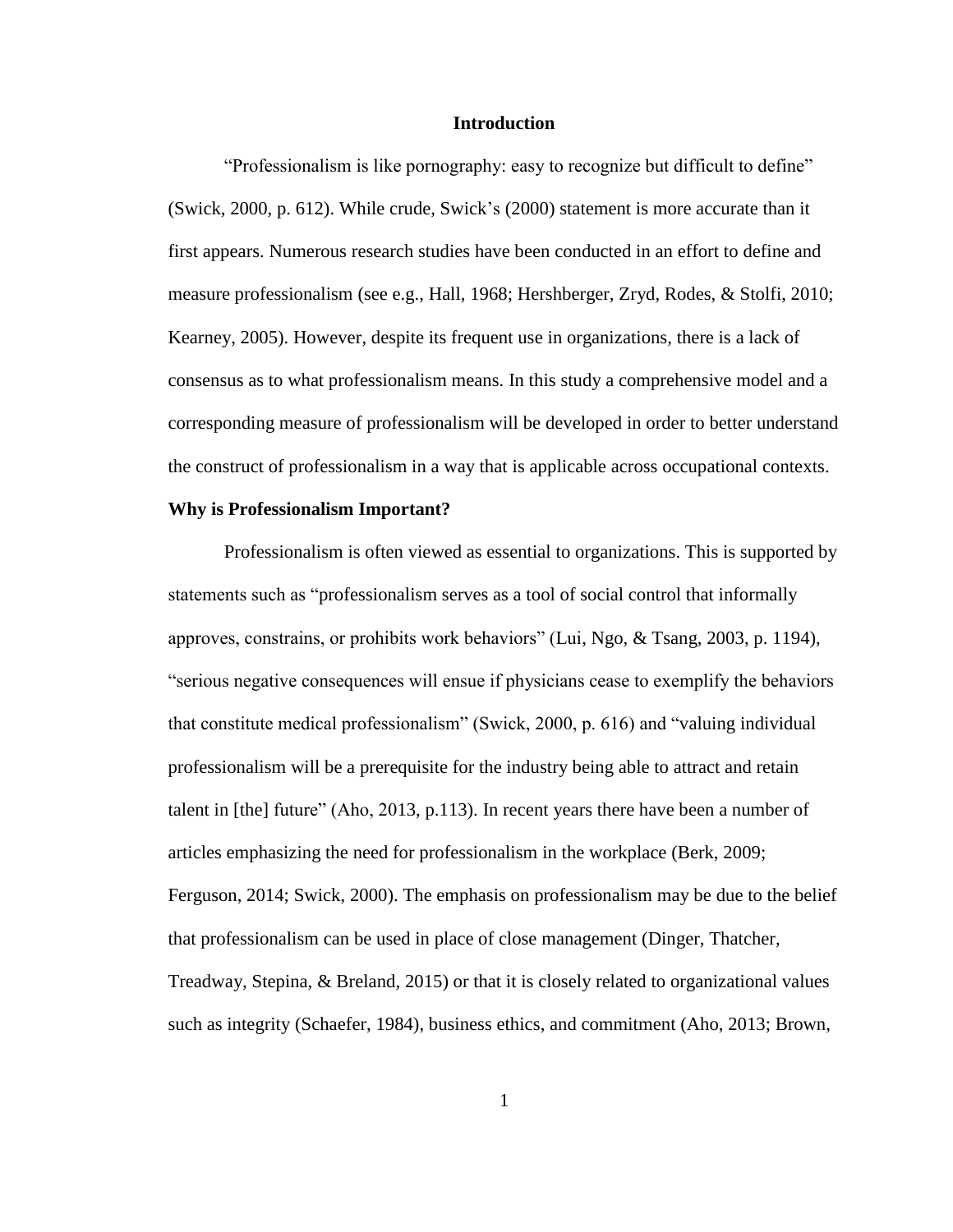# Introduction

"Professionalism is like pornography: easy to recognize but difficult to define" (Swick, 2000, p. 612). While crude, Swick's (2000) statement is more accurate than it first appears. Numerous research studies have been conducted in an effort to define and measure professionalism (see e.g., Hall, 1968; Hershberger, Zryd, Rodes, & Stolfi, 2010; Kearney, 2005). However, despite its frequent use in organizations, there is a lack of consensus as to what professionalism means. In this study a comprehensive model and a corresponding measure of professionalism will be developed in order to better understand the construct of professionalism in a way that is applicable across occupational contexts.

## Why is Professionalism Important?

Professionalism is often viewed as essential to organizations. This is supported by statements such as "professionalism serves as a tool of social control that informally approves, constrains, or prohibits work behaviors" (Lui, Ngo, & Tsang, 2003, p. 1194), "serious negative consequences will ensue if physicians cease to exemplify the behaviors that constitute medical professionalism" (Swick, 2000, p. 616) and "valuing individual professionalism will be a prerequisite for the industry being able to attract and retain talent in [the] future" (Aho, 2013, p.113). In recent years there have been a number of articles emphasizing the need for professionalism in the workplace (Berk, 2009; Ferguson, 2014; Swick, 2000). The emphasis on professionalism may be due to the belief that professionalism can be used in place of close management (Dinger, Thatcher, Treadway, Stepina, & Breland, 2015) or that it is closely related to organizational values such as integrity (Schaefer, 1984), business ethics, and commitment (Aho, 2013; Brown,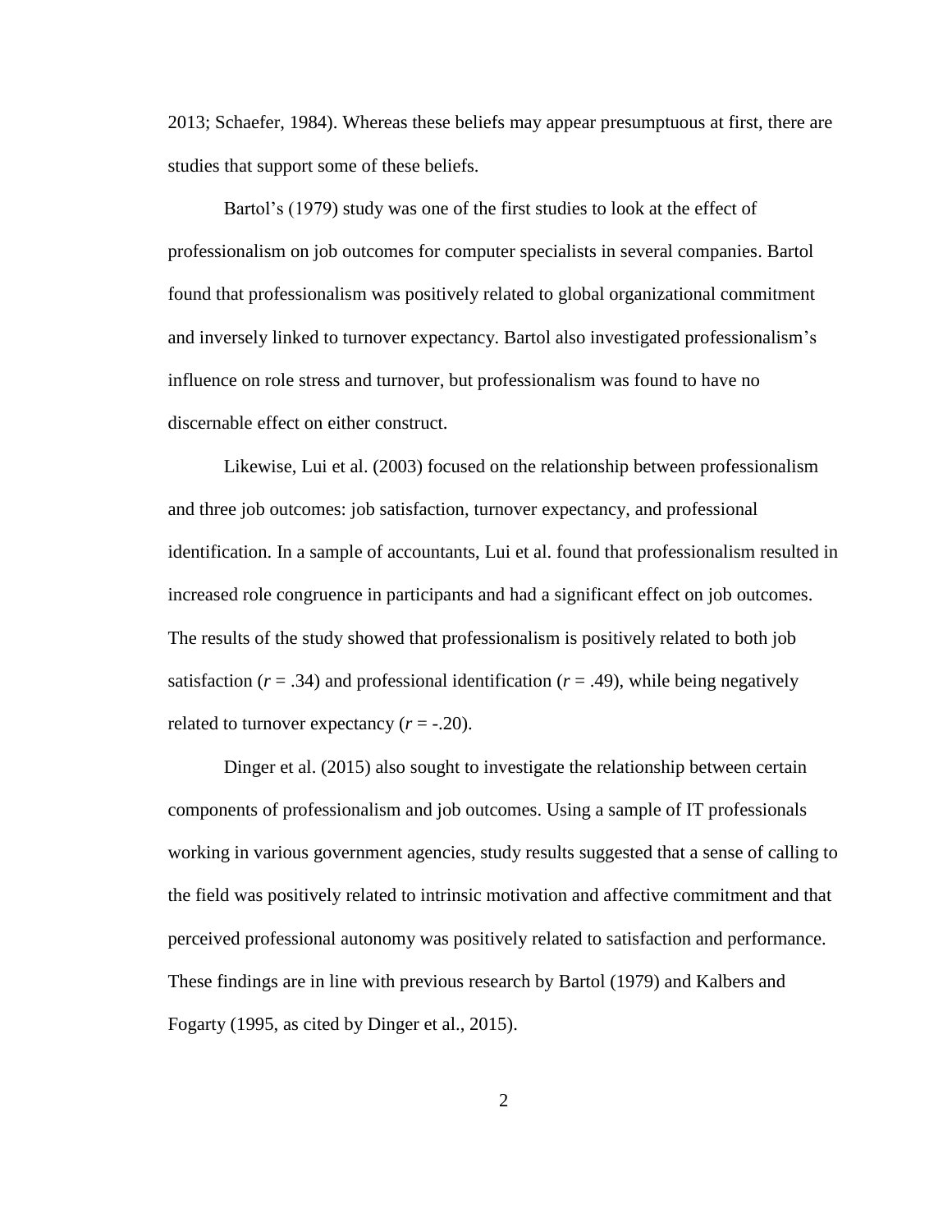2013; Schaefer, 1984). Whereas these beliefs may appear presumptuous at first, there are studies that support some of these beliefs.

Bartol's (1979) study was one of the first studies to look at the effect of professionalism on job outcomes for computer specialists in several companies. Bartol found that professionalism was positively related to global organizational commitment and inversely linked to turnover expectancy. Bartol also investigated professionalism's influence on role stress and turnover, but professionalism was found to have no discernable effect on either construct.

Likewise, Lui et al. (2003) focused on the relationship between professionalism and three job outcomes: job satisfaction, turnover expectancy, and professional identification. In a sample of accountants, Lui et al. found that professionalism resulted in increased role congruence in participants and had a significant effect on job outcomes. The results of the study showed that professionalism is positively related to both job satisfaction ($r = .34$) and professional identification ($r = .49$), while being negatively related to turnover expectancy ($r = -.20$).

Dinger et al. (2015) also sought to investigate the relationship between certain components of professionalism and job outcomes. Using a sample of IT professionals working in various government agencies, study results suggested that a sense of calling to the field was positively related to intrinsic motivation and affective commitment and that perceived professional autonomy was positively related to satisfaction and performance. These findings are in line with previous research by Bartol (1979) and Kalbers and Fogarty (1995, as cited by Dinger et al., 2015).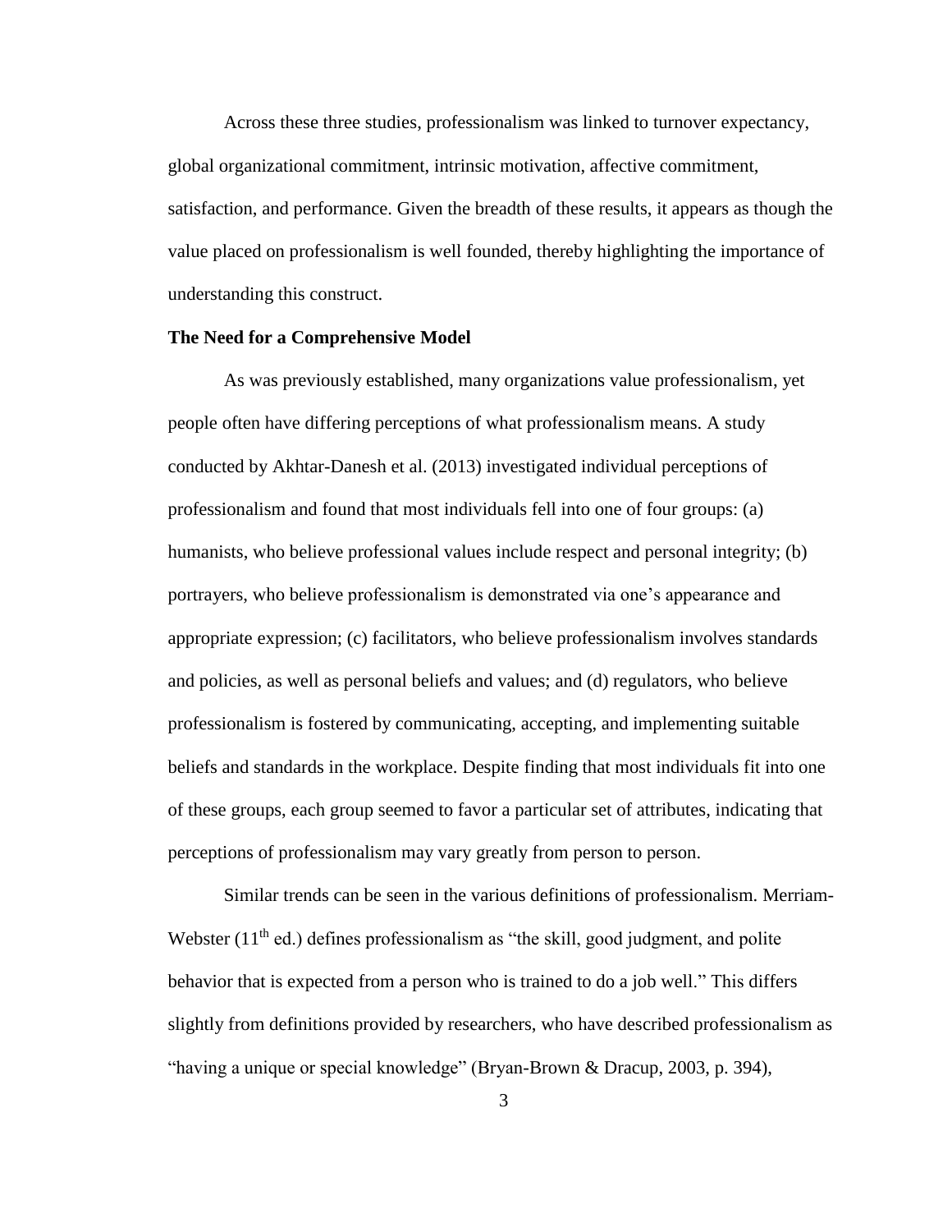Across these three studies, professionalism was linked to turnover expectancy, global organizational commitment, intrinsic motivation, affective commitment, satisfaction, and performance. Given the breadth of these results, it appears as though the value placed on professionalism is well founded, thereby highlighting the importance of understanding this construct.

**The Need for a Comprehensive Model**

As was previously established, many organizations value professionalism, yet people often have differing perceptions of what professionalism means. A study conducted by Akhtar-Danesh et al. (2013) investigated individual perceptions of professionalism and found that most individuals fell into one of four groups: (a) humanists, who believe professional values include respect and personal integrity; (b) portrayers, who believe professionalism is demonstrated via one's appearance and appropriate expression; (c) facilitators, who believe professionalism involves standards and policies, as well as personal beliefs and values; and (d) regulators, who believe professionalism is fostered by communicating, accepting, and implementing suitable beliefs and standards in the workplace. Despite finding that most individuals fit into one of these groups, each group seemed to favor a particular set of attributes, indicating that perceptions of professionalism may vary greatly from person to person.

Similar trends can be seen in the various definitions of professionalism. Merriam-Webster (11th ed.) defines professionalism as "the skill, good judgment, and polite behavior that is expected from a person who is trained to do a job well." This differs slightly from definitions provided by researchers, who have described professionalism as "having a unique or special knowledge" (Bryan-Brown & Dracup, 2003, p. 394),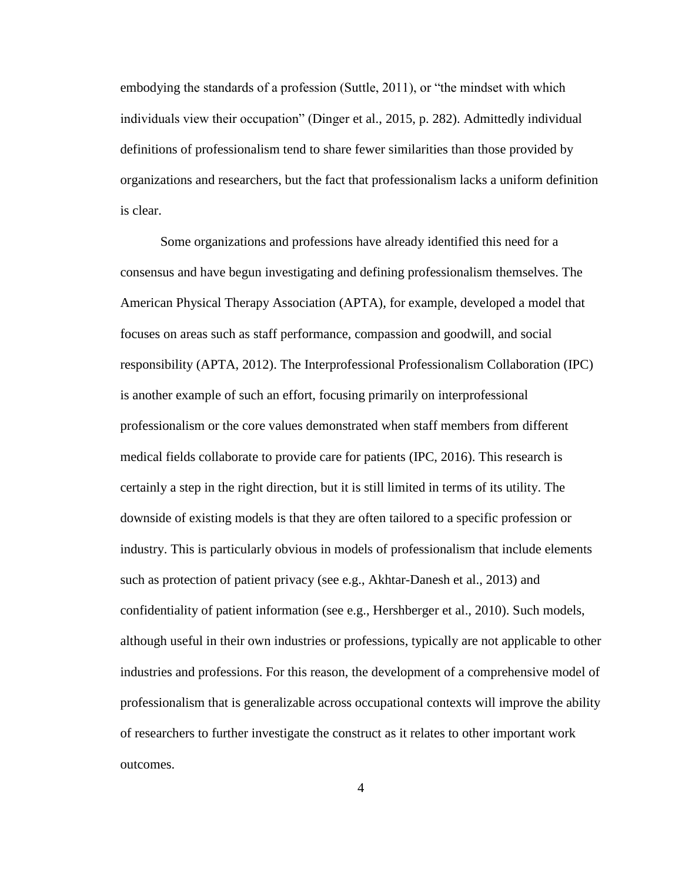embodying the standards of a profession (Suttle, 2011), or "the mindset with which individuals view their occupation" (Dinger et al., 2015, p. 282). Admittedly individual definitions of professionalism tend to share fewer similarities than those provided by organizations and researchers, but the fact that professionalism lacks a uniform definition is clear.

Some organizations and professions have already identified this need for a consensus and have begun investigating and defining professionalism themselves. The American Physical Therapy Association (APTA), for example, developed a model that focuses on areas such as staff performance, compassion and goodwill, and social responsibility (APTA, 2012). The Interprofessional Professionalism Collaboration (IPC) is another example of such an effort, focusing primarily on interprofessional professionalism or the core values demonstrated when staff members from different medical fields collaborate to provide care for patients (IPC, 2016). This research is certainly a step in the right direction, but it is still limited in terms of its utility. The downside of existing models is that they are often tailored to a specific profession or industry. This is particularly obvious in models of professionalism that include elements such as protection of patient privacy (see e.g., Akhtar-Danesh et al., 2013) and confidentiality of patient information (see e.g., Hershberger et al., 2010). Such models, although useful in their own industries or professions, typically are not applicable to other industries and professions. For this reason, the development of a comprehensive model of professionalism that is generalizable across occupational contexts will improve the ability of researchers to further investigate the construct as it relates to other important work outcomes.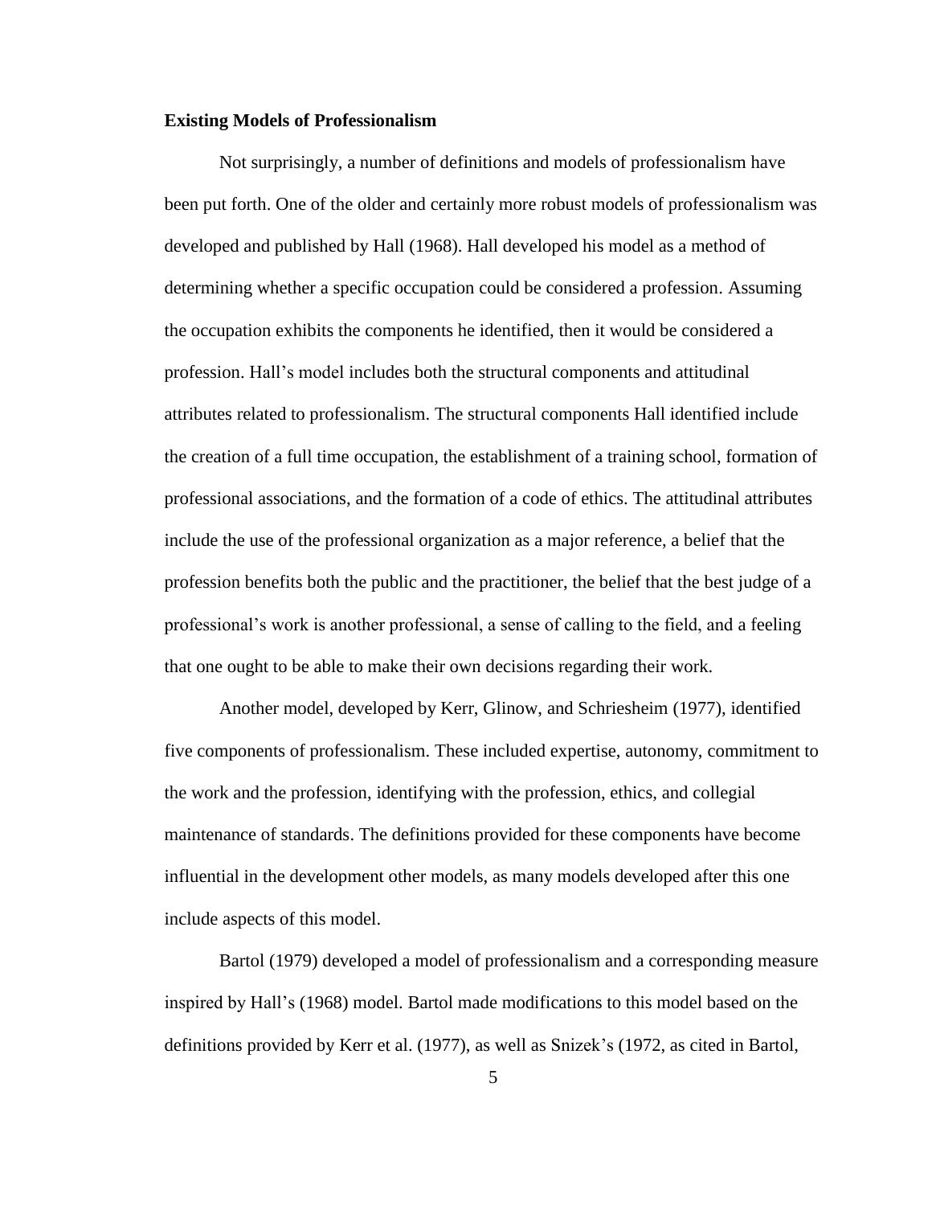**Existing Models of Professionalism**

Not surprisingly, a number of definitions and models of professionalism have been put forth. One of the older and certainly more robust models of professionalism was developed and published by Hall (1968). Hall developed his model as a method of determining whether a specific occupation could be considered a profession. Assuming the occupation exhibits the components he identified, then it would be considered a profession. Hall's model includes both the structural components and attitudinal attributes related to professionalism. The structural components Hall identified include the creation of a full time occupation, the establishment of a training school, formation of professional associations, and the formation of a code of ethics. The attitudinal attributes include the use of the professional organization as a major reference, a belief that the profession benefits both the public and the practitioner, the belief that the best judge of a professional's work is another professional, a sense of calling to the field, and a feeling that one ought to be able to make their own decisions regarding their work.

Another model, developed by Kerr, Glinow, and Schriesheim (1977), identified five components of professionalism. These included expertise, autonomy, commitment to the work and the profession, identifying with the profession, ethics, and collegial maintenance of standards. The definitions provided for these components have become influential in the development other models, as many models developed after this one include aspects of this model.

Bartol (1979) developed a model of professionalism and a corresponding measure inspired by Hall's (1968) model. Bartol made modifications to this model based on the definitions provided by Kerr et al. (1977), as well as Snizek's (1972, as cited in Bartol,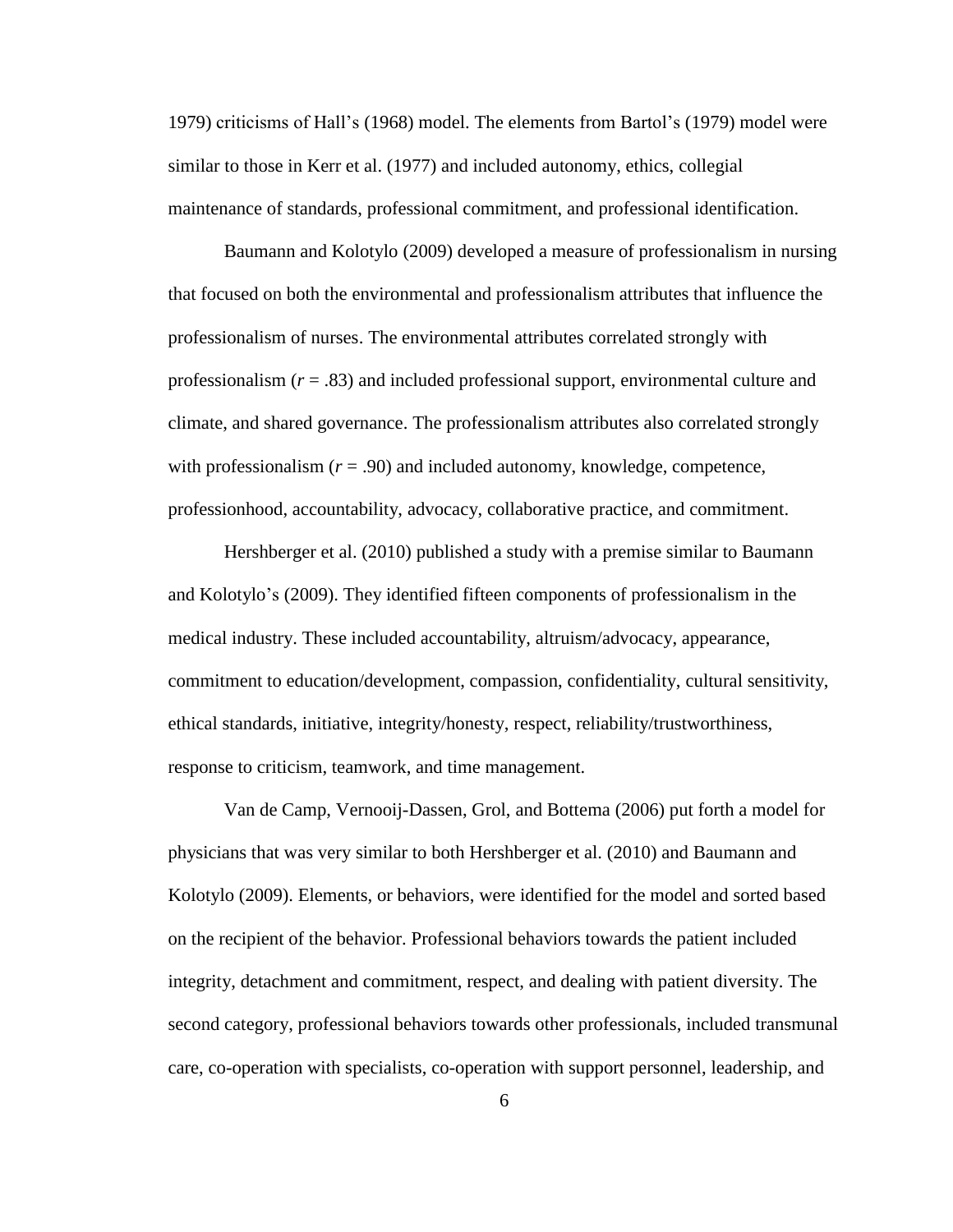1979) criticisms of Hall's (1968) model. The elements from Bartol's (1979) model were similar to those in Kerr et al. (1977) and included autonomy, ethics, collegial maintenance of standards, professional commitment, and professional identification.

Baumann and Kolotylo (2009) developed a measure of professionalism in nursing that focused on both the environmental and professionalism attributes that influence the professionalism of nurses. The environmental attributes correlated strongly with professionalism ($r = .83$) and included professional support, environmental culture and climate, and shared governance. The professionalism attributes also correlated strongly with professionalism ($r = .90$) and included autonomy, knowledge, competence, professionhood, accountability, advocacy, collaborative practice, and commitment.

Hershberger et al. (2010) published a study with a premise similar to Baumann and Kolotylo's (2009). They identified fifteen components of professionalism in the medical industry. These included accountability, altruism/advocacy, appearance, commitment to education/development, compassion, confidentiality, cultural sensitivity, ethical standards, initiative, integrity/honesty, respect, reliability/trustworthiness, response to criticism, teamwork, and time management.

Van de Camp, Vernooij-Dassen, Grol, and Bottema (2006) put forth a model for physicians that was very similar to both Hershberger et al. (2010) and Baumann and Kolotylo (2009). Elements, or behaviors, were identified for the model and sorted based on the recipient of the behavior. Professional behaviors towards the patient included integrity, detachment and commitment, respect, and dealing with patient diversity. The second category, professional behaviors towards other professionals, included transmunal care, co-operation with specialists, co-operation with support personnel, leadership, and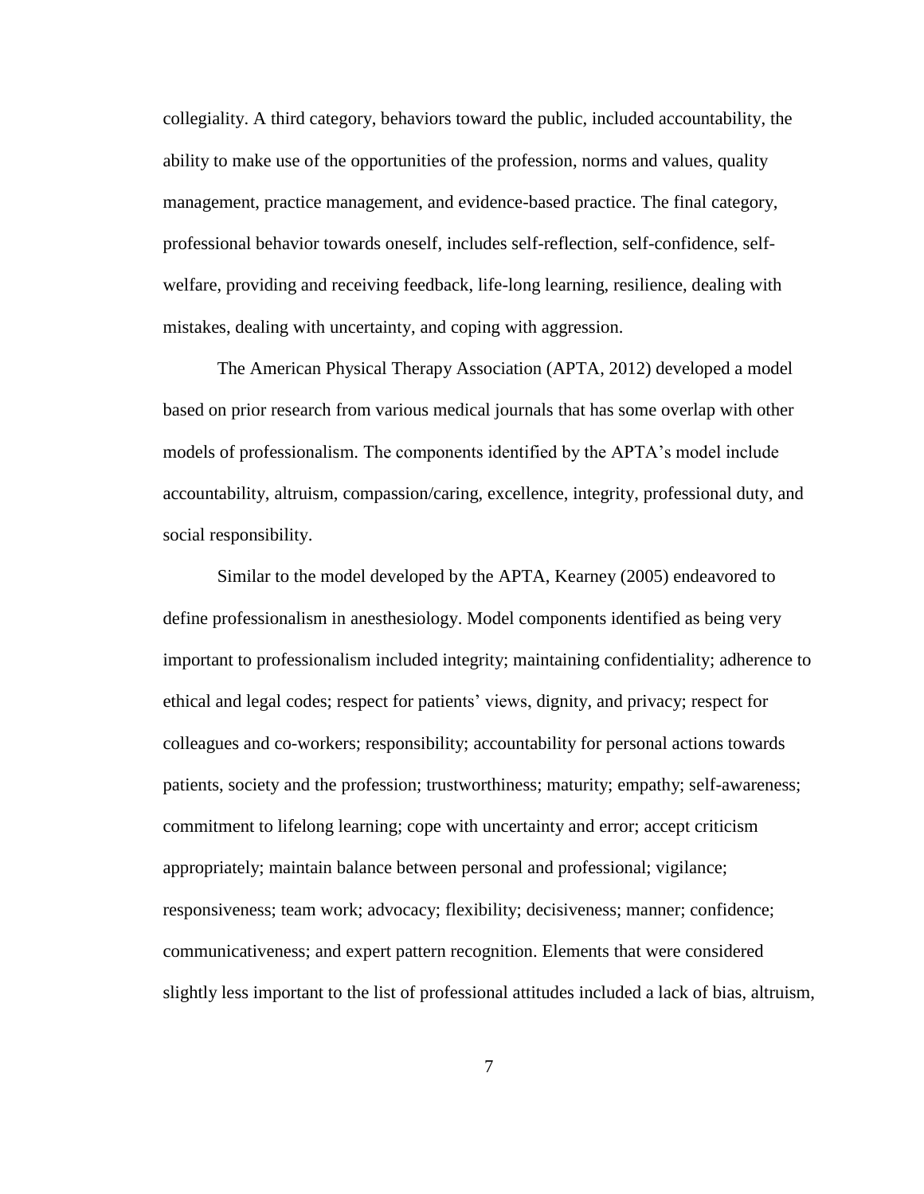collegiality. A third category, behaviors toward the public, included accountability, the ability to make use of the opportunities of the profession, norms and values, quality management, practice management, and evidence-based practice. The final category, professional behavior towards oneself, includes self-reflection, self-confidence, self-welfare, providing and receiving feedback, life-long learning, resilience, dealing with mistakes, dealing with uncertainty, and coping with aggression.

The American Physical Therapy Association (APTA, 2012) developed a model based on prior research from various medical journals that has some overlap with other models of professionalism. The components identified by the APTA's model include accountability, altruism, compassion/caring, excellence, integrity, professional duty, and social responsibility.

Similar to the model developed by the APTA, Kearney (2005) endeavored to define professionalism in anesthesiology. Model components identified as being very important to professionalism included integrity; maintaining confidentiality; adherence to ethical and legal codes; respect for patients' views, dignity, and privacy; respect for colleagues and co-workers; responsibility; accountability for personal actions towards patients, society and the profession; trustworthiness; maturity; empathy; self-awareness; commitment to lifelong learning; cope with uncertainty and error; accept criticism appropriately; maintain balance between personal and professional; vigilance; responsiveness; team work; advocacy; flexibility; decisiveness; manner; confidence; communicativeness; and expert pattern recognition. Elements that were considered slightly less important to the list of professional attitudes included a lack of bias, altruism,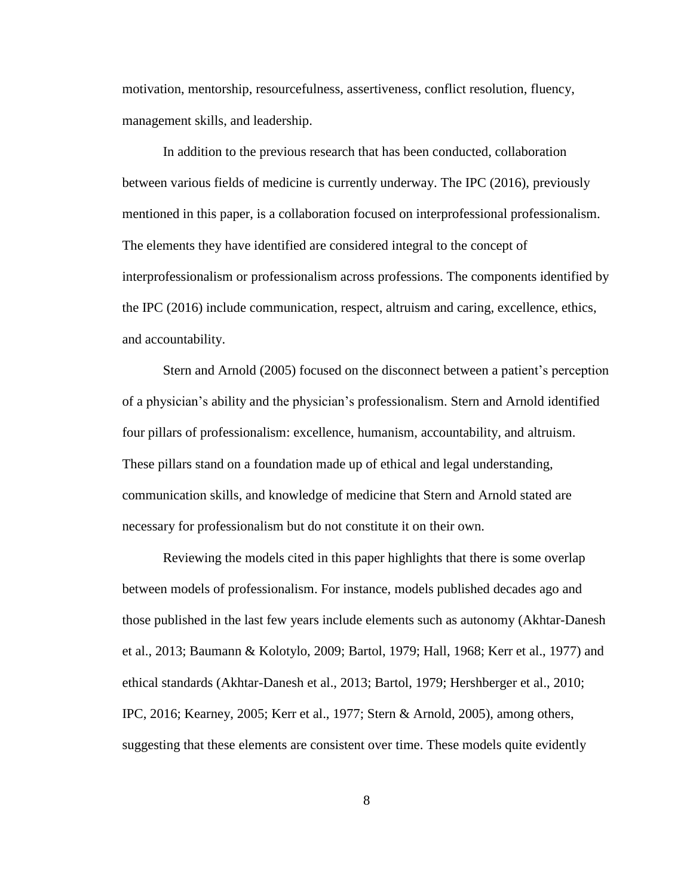motivation, mentorship, resourcefulness, assertiveness, conflict resolution, fluency, management skills, and leadership.

In addition to the previous research that has been conducted, collaboration between various fields of medicine is currently underway. The IPC (2016), previously mentioned in this paper, is a collaboration focused on interprofessional professionalism. The elements they have identified are considered integral to the concept of interprofessionalism or professionalism across professions. The components identified by the IPC (2016) include communication, respect, altruism and caring, excellence, ethics, and accountability.

Stern and Arnold (2005) focused on the disconnect between a patient's perception of a physician's ability and the physician's professionalism. Stern and Arnold identified four pillars of professionalism: excellence, humanism, accountability, and altruism. These pillars stand on a foundation made up of ethical and legal understanding, communication skills, and knowledge of medicine that Stern and Arnold stated are necessary for professionalism but do not constitute it on their own.

Reviewing the models cited in this paper highlights that there is some overlap between models of professionalism. For instance, models published decades ago and those published in the last few years include elements such as autonomy (Akhtar-Danesh et al., 2013; Baumann & Kolotylo, 2009; Bartol, 1979; Hall, 1968; Kerr et al., 1977) and ethical standards (Akhtar-Danesh et al., 2013; Bartol, 1979; Hershberger et al., 2010; IPC, 2016; Kearney, 2005; Kerr et al., 1977; Stern & Arnold, 2005), among others, suggesting that these elements are consistent over time. These models quite evidently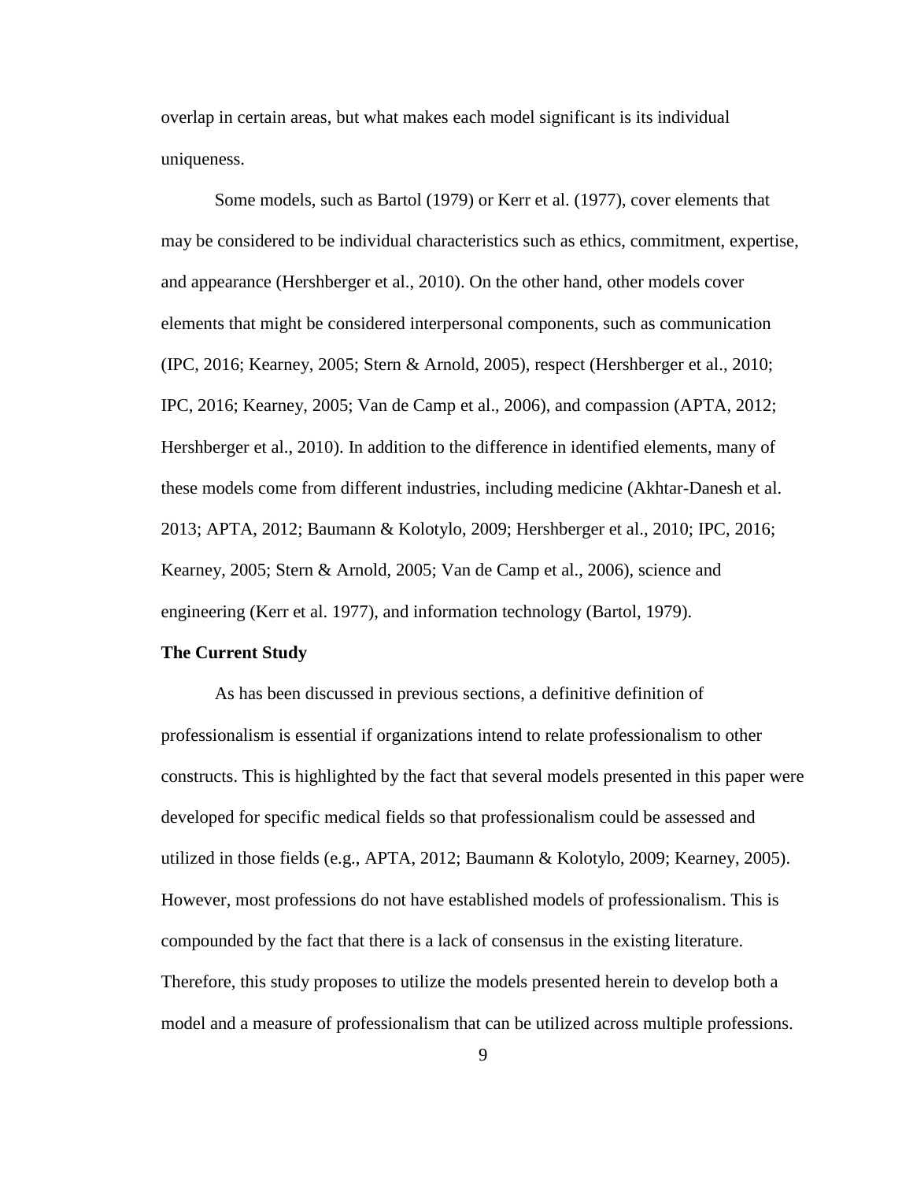overlap in certain areas, but what makes each model significant is its individual uniqueness.

Some models, such as Bartol (1979) or Kerr et al. (1977), cover elements that may be considered to be individual characteristics such as ethics, commitment, expertise, and appearance (Hershberger et al., 2010). On the other hand, other models cover elements that might be considered interpersonal components, such as communication (IPC, 2016; Kearney, 2005; Stern & Arnold, 2005), respect (Hershberger et al., 2010; IPC, 2016; Kearney, 2005; Van de Camp et al., 2006), and compassion (APTA, 2012; Hershberger et al., 2010). In addition to the difference in identified elements, many of these models come from different industries, including medicine (Akhtar-Danesh et al. 2013; APTA, 2012; Baumann & Kolotylo, 2009; Hershberger et al., 2010; IPC, 2016; Kearney, 2005; Stern & Arnold, 2005; Van de Camp et al., 2006), science and engineering (Kerr et al. 1977), and information technology (Bartol, 1979).

**The Current Study**

As has been discussed in previous sections, a definitive definition of professionalism is essential if organizations intend to relate professionalism to other constructs. This is highlighted by the fact that several models presented in this paper were developed for specific medical fields so that professionalism could be assessed and utilized in those fields (e.g., APTA, 2012; Baumann & Kolotylo, 2009; Kearney, 2005). However, most professions do not have established models of professionalism. This is compounded by the fact that there is a lack of consensus in the existing literature. Therefore, this study proposes to utilize the models presented herein to develop both a model and a measure of professionalism that can be utilized across multiple professions.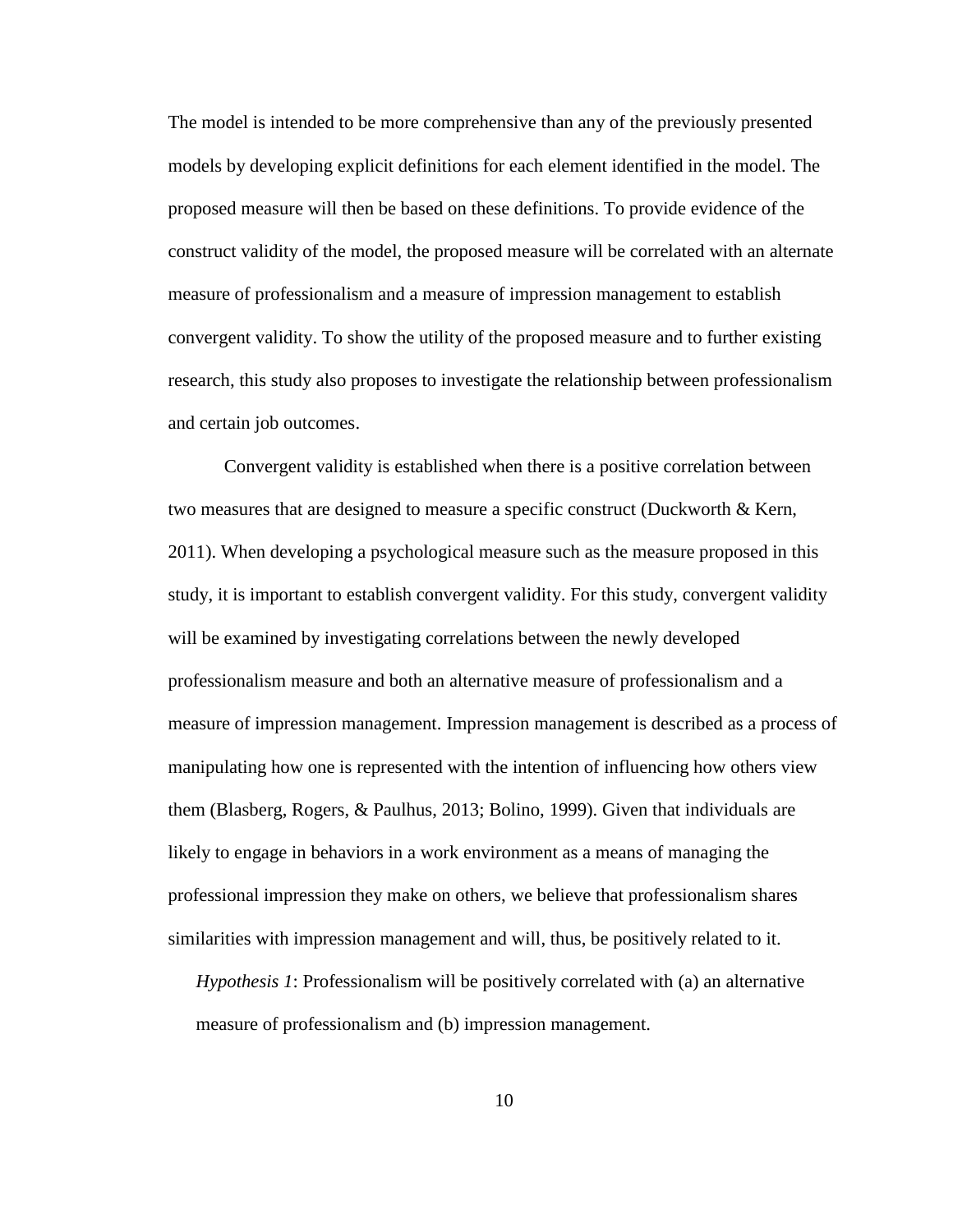The model is intended to be more comprehensive than any of the previously presented models by developing explicit definitions for each element identified in the model. The proposed measure will then be based on these definitions. To provide evidence of the construct validity of the model, the proposed measure will be correlated with an alternate measure of professionalism and a measure of impression management to establish convergent validity. To show the utility of the proposed measure and to further existing research, this study also proposes to investigate the relationship between professionalism and certain job outcomes.

Convergent validity is established when there is a positive correlation between two measures that are designed to measure a specific construct (Duckworth & Kern, 2011). When developing a psychological measure such as the measure proposed in this study, it is important to establish convergent validity. For this study, convergent validity will be examined by investigating correlations between the newly developed professionalism measure and both an alternative measure of professionalism and a measure of impression management. Impression management is described as a process of manipulating how one is represented with the intention of influencing how others view them (Blasberg, Rogers, & Paulhus, 2013; Bolino, 1999). Given that individuals are likely to engage in behaviors in a work environment as a means of managing the professional impression they make on others, we believe that professionalism shares similarities with impression management and will, thus, be positively related to it.

*Hypothesis 1*: Professionalism will be positively correlated with (a) an alternative measure of professionalism and (b) impression management.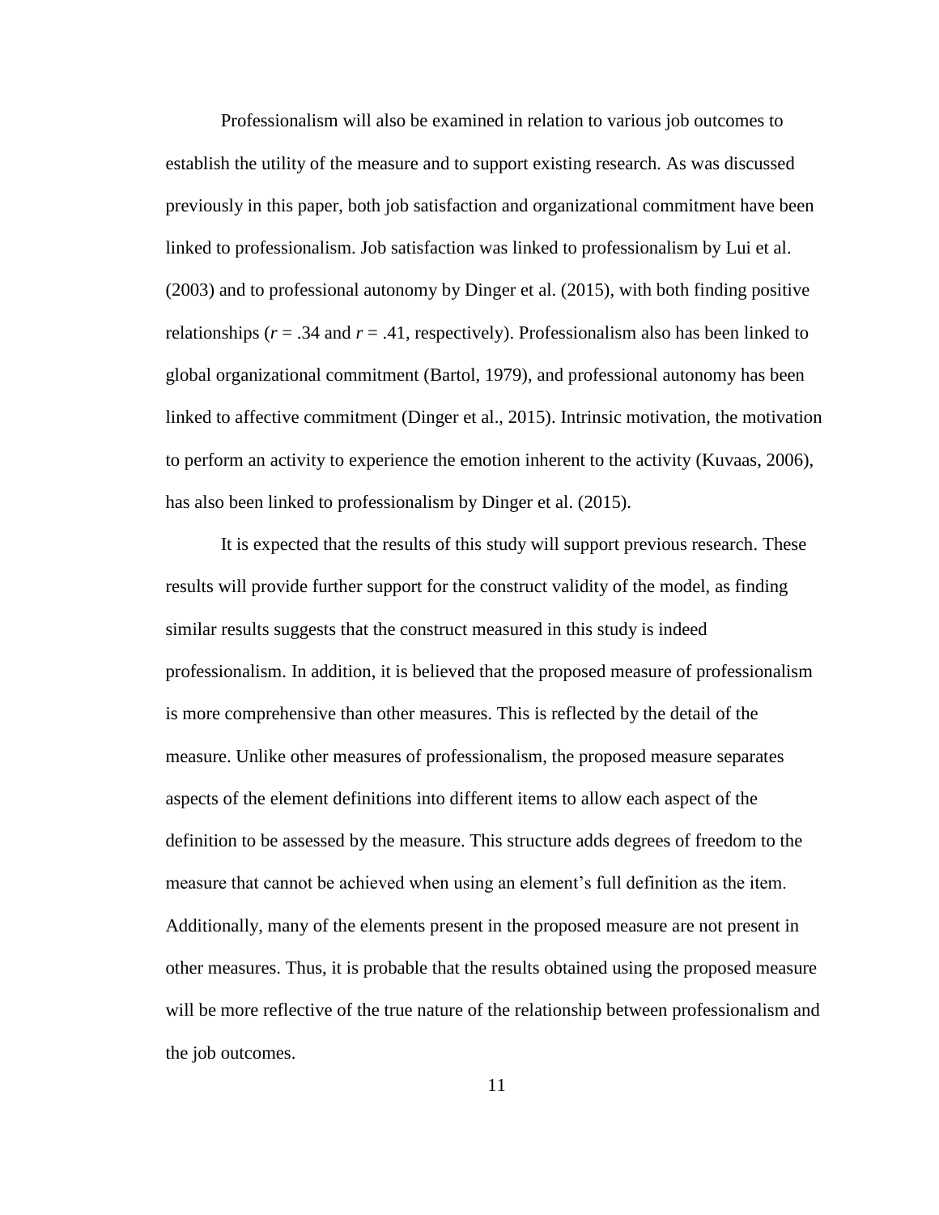Professionalism will also be examined in relation to various job outcomes to establish the utility of the measure and to support existing research. As was discussed previously in this paper, both job satisfaction and organizational commitment have been linked to professionalism. Job satisfaction was linked to professionalism by Lui et al. (2003) and to professional autonomy by Dinger et al. (2015), with both finding positive relationships ($r$ = .34 and $r$ = .41, respectively). Professionalism also has been linked to global organizational commitment (Bartol, 1979), and professional autonomy has been linked to affective commitment (Dinger et al., 2015). Intrinsic motivation, the motivation to perform an activity to experience the emotion inherent to the activity (Kuvaas, 2006), has also been linked to professionalism by Dinger et al. (2015).

It is expected that the results of this study will support previous research. These results will provide further support for the construct validity of the model, as finding similar results suggests that the construct measured in this study is indeed professionalism. In addition, it is believed that the proposed measure of professionalism is more comprehensive than other measures. This is reflected by the detail of the measure. Unlike other measures of professionalism, the proposed measure separates aspects of the element definitions into different items to allow each aspect of the definition to be assessed by the measure. This structure adds degrees of freedom to the measure that cannot be achieved when using an element's full definition as the item. Additionally, many of the elements present in the proposed measure are not present in other measures. Thus, it is probable that the results obtained using the proposed measure will be more reflective of the true nature of the relationship between professionalism and the job outcomes.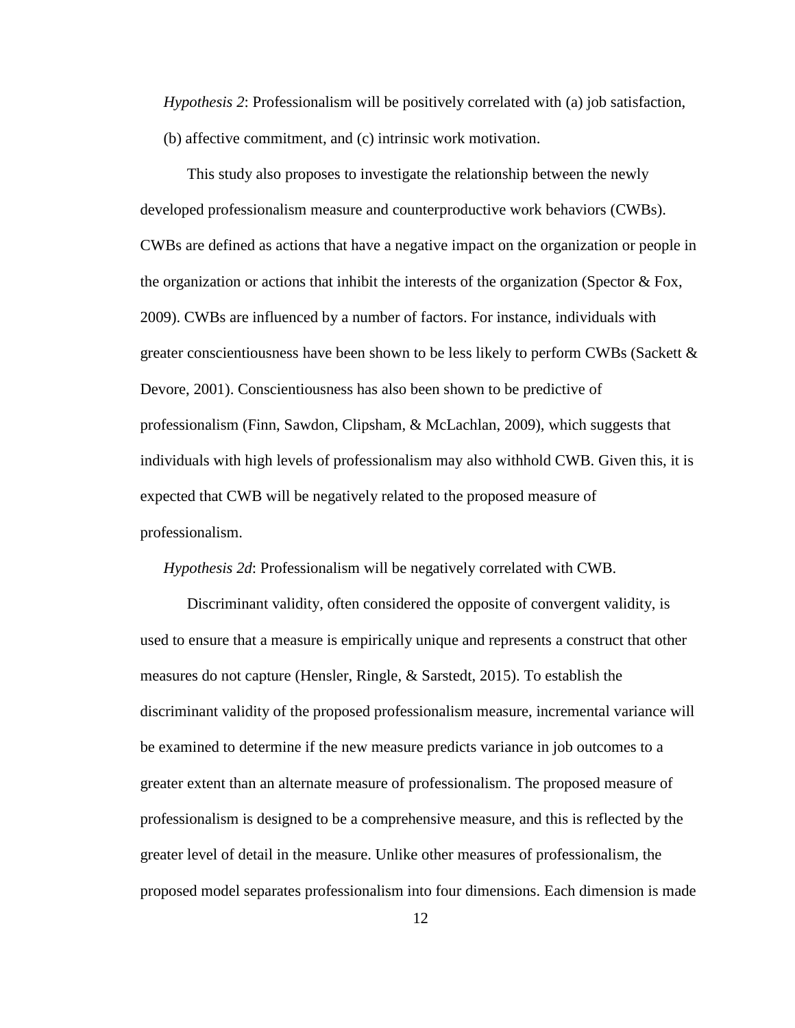*Hypothesis 2*: Professionalism will be positively correlated with (a) job satisfaction, (b) affective commitment, and (c) intrinsic work motivation.

This study also proposes to investigate the relationship between the newly developed professionalism measure and counterproductive work behaviors (CWBs). CWBs are defined as actions that have a negative impact on the organization or people in the organization or actions that inhibit the interests of the organization (Spector & Fox, 2009). CWBs are influenced by a number of factors. For instance, individuals with greater conscientiousness have been shown to be less likely to perform CWBs (Sackett & Devore, 2001). Conscientiousness has also been shown to be predictive of professionalism (Finn, Sawdon, Clipsham, & McLachlan, 2009), which suggests that individuals with high levels of professionalism may also withhold CWB. Given this, it is expected that CWB will be negatively related to the proposed measure of professionalism.

*Hypothesis 2d*: Professionalism will be negatively correlated with CWB.

Discriminant validity, often considered the opposite of convergent validity, is used to ensure that a measure is empirically unique and represents a construct that other measures do not capture (Hensler, Ringle, & Sarstedt, 2015). To establish the discriminant validity of the proposed professionalism measure, incremental variance will be examined to determine if the new measure predicts variance in job outcomes to a greater extent than an alternate measure of professionalism. The proposed measure of professionalism is designed to be a comprehensive measure, and this is reflected by the greater level of detail in the measure. Unlike other measures of professionalism, the proposed model separates professionalism into four dimensions. Each dimension is made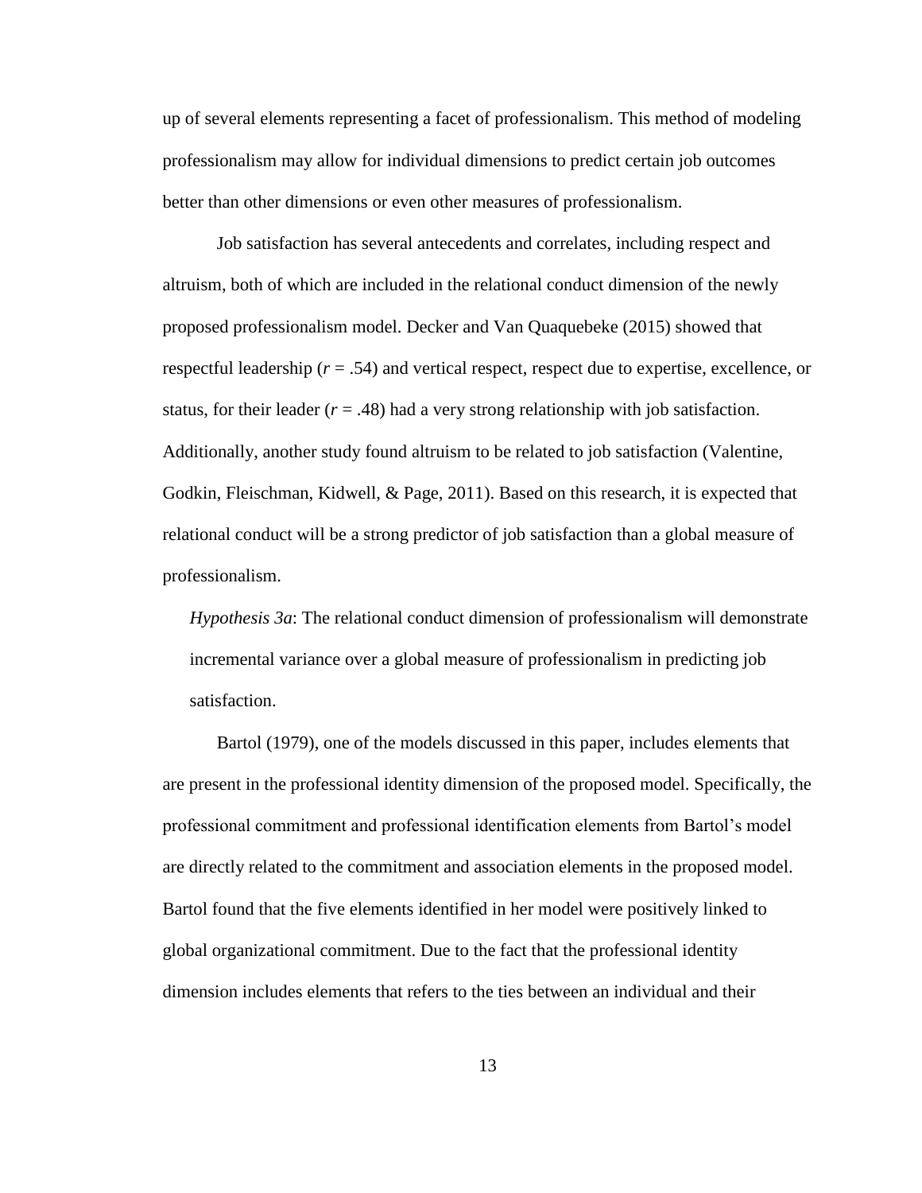up of several elements representing a facet of professionalism. This method of modeling professionalism may allow for individual dimensions to predict certain job outcomes better than other dimensions or even other measures of professionalism.

Job satisfaction has several antecedents and correlates, including respect and altruism, both of which are included in the relational conduct dimension of the newly proposed professionalism model. Decker and Van Quaquebeke (2015) showed that respectful leadership ($r$ = .54) and vertical respect, respect due to expertise, excellence, or status, for their leader ($r$ = .48) had a very strong relationship with job satisfaction. Additionally, another study found altruism to be related to job satisfaction (Valentine, Godkin, Fleischman, Kidwell, & Page, 2011). Based on this research, it is expected that relational conduct will be a strong predictor of job satisfaction than a global measure of professionalism.

*Hypothesis 3a*: The relational conduct dimension of professionalism will demonstrate incremental variance over a global measure of professionalism in predicting job satisfaction.

Bartol (1979), one of the models discussed in this paper, includes elements that are present in the professional identity dimension of the proposed model. Specifically, the professional commitment and professional identification elements from Bartol's model are directly related to the commitment and association elements in the proposed model. Bartol found that the five elements identified in her model were positively linked to global organizational commitment. Due to the fact that the professional identity dimension includes elements that refers to the ties between an individual and their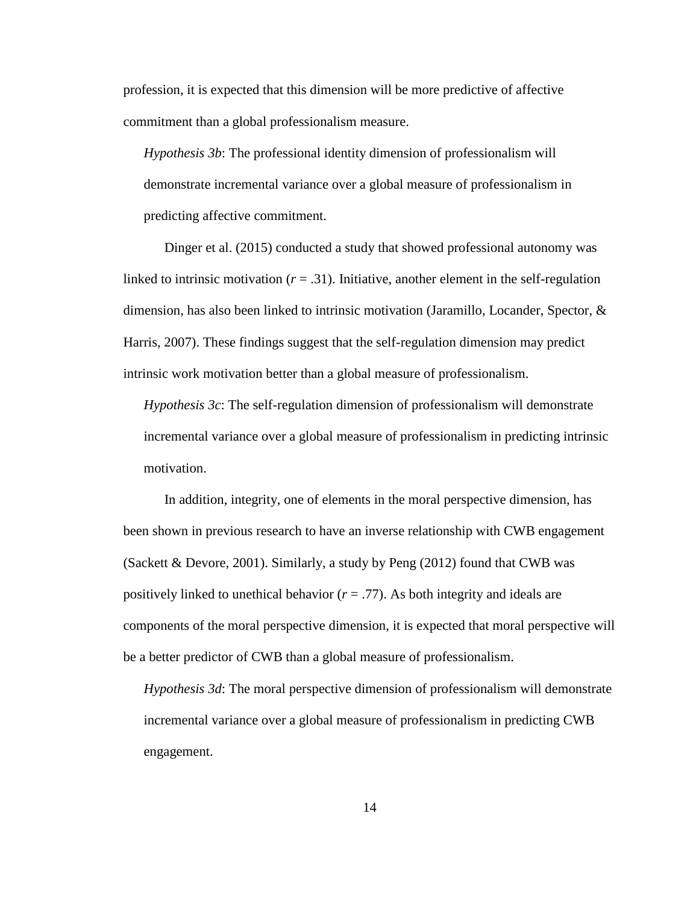profession, it is expected that this dimension will be more predictive of affective commitment than a global professionalism measure.

*Hypothesis 3b*: The professional identity dimension of professionalism will demonstrate incremental variance over a global measure of professionalism in predicting affective commitment.

Dinger et al. (2015) conducted a study that showed professional autonomy was linked to intrinsic motivation ($r = .31$). Initiative, another element in the self-regulation dimension, has also been linked to intrinsic motivation (Jaramillo, Locander, Spector, & Harris, 2007). These findings suggest that the self-regulation dimension may predict intrinsic work motivation better than a global measure of professionalism.

*Hypothesis 3c*: The self-regulation dimension of professionalism will demonstrate incremental variance over a global measure of professionalism in predicting intrinsic motivation.

In addition, integrity, one of elements in the moral perspective dimension, has been shown in previous research to have an inverse relationship with CWB engagement (Sackett & Devore, 2001). Similarly, a study by Peng (2012) found that CWB was positively linked to unethical behavior ($r = .77$). As both integrity and ideals are components of the moral perspective dimension, it is expected that moral perspective will be a better predictor of CWB than a global measure of professionalism.

*Hypothesis 3d*: The moral perspective dimension of professionalism will demonstrate incremental variance over a global measure of professionalism in predicting CWB engagement.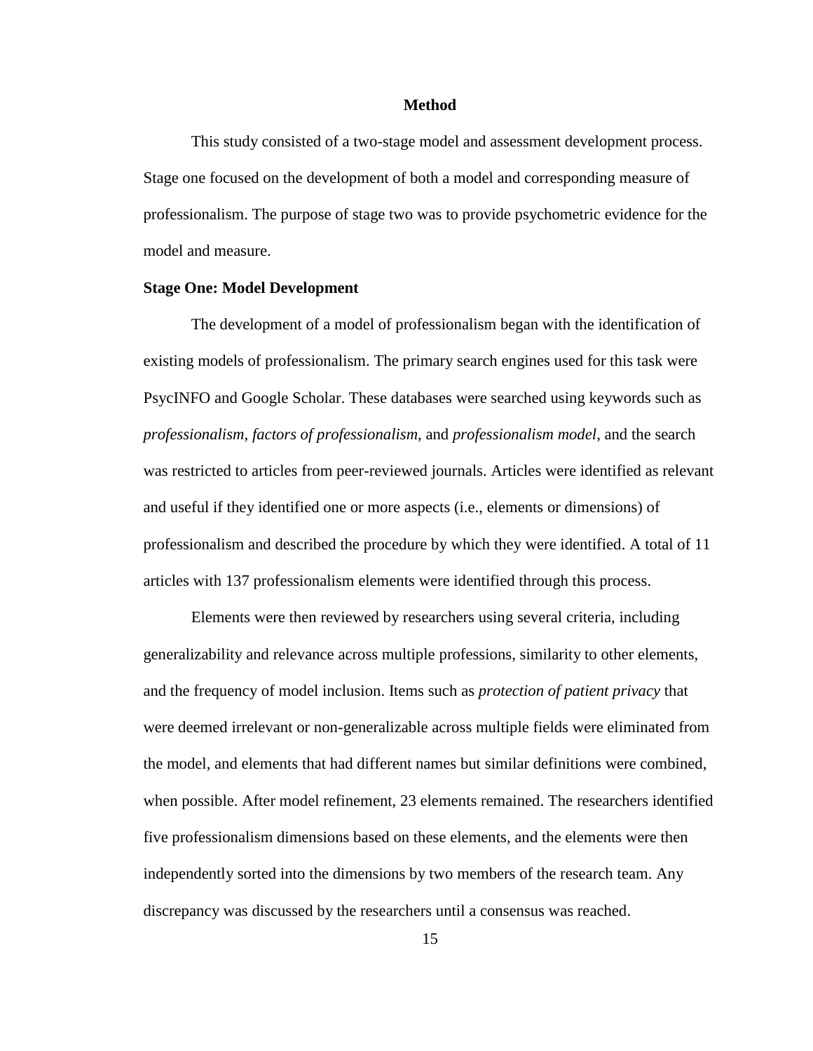## Method

This study consisted of a two-stage model and assessment development process. Stage one focused on the development of both a model and corresponding measure of professionalism. The purpose of stage two was to provide psychometric evidence for the model and measure.

### Stage One: Model Development

The development of a model of professionalism began with the identification of existing models of professionalism. The primary search engines used for this task were PsycINFO and Google Scholar. These databases were searched using keywords such as *professionalism*, *factors of professionalism*, and *professionalism model*, and the search was restricted to articles from peer-reviewed journals. Articles were identified as relevant and useful if they identified one or more aspects (i.e., elements or dimensions) of professionalism and described the procedure by which they were identified. A total of 11 articles with 137 professionalism elements were identified through this process.

Elements were then reviewed by researchers using several criteria, including generalizability and relevance across multiple professions, similarity to other elements, and the frequency of model inclusion. Items such as *protection of patient privacy* that were deemed irrelevant or non-generalizable across multiple fields were eliminated from the model, and elements that had different names but similar definitions were combined, when possible. After model refinement, 23 elements remained. The researchers identified five professionalism dimensions based on these elements, and the elements were then independently sorted into the dimensions by two members of the research team. Any discrepancy was discussed by the researchers until a consensus was reached.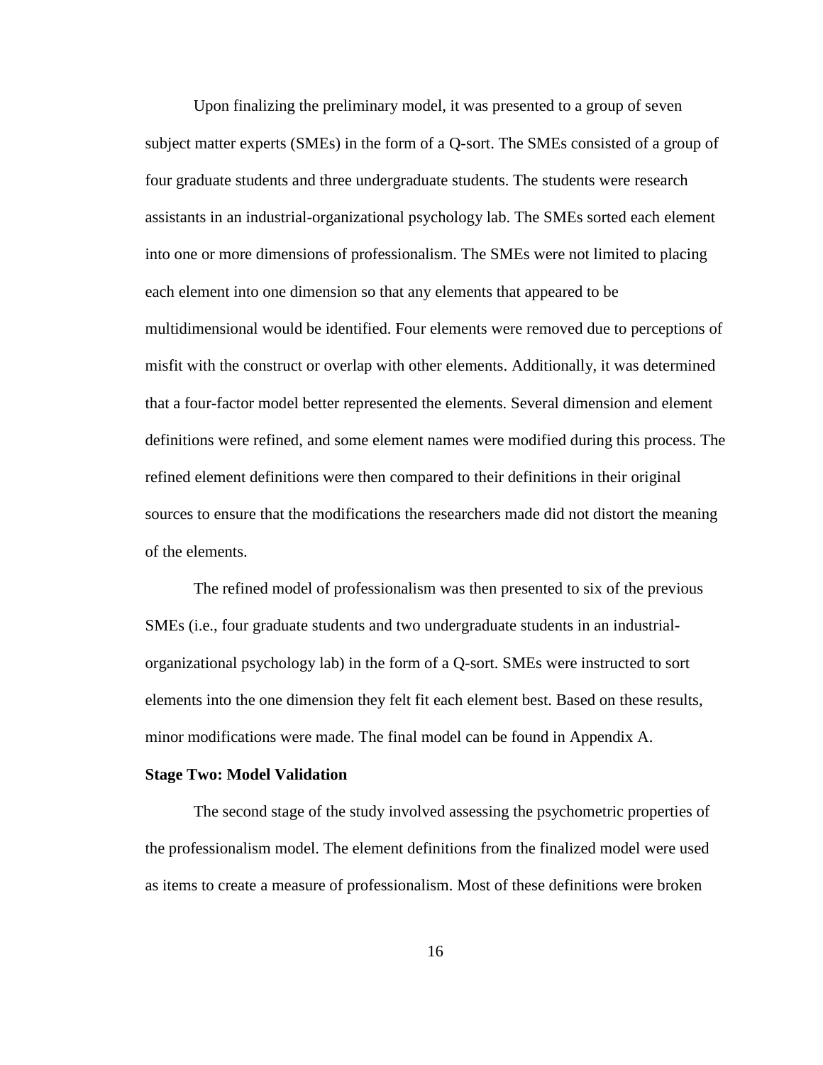Upon finalizing the preliminary model, it was presented to a group of seven subject matter experts (SMEs) in the form of a Q-sort. The SMEs consisted of a group of four graduate students and three undergraduate students. The students were research assistants in an industrial-organizational psychology lab. The SMEs sorted each element into one or more dimensions of professionalism. The SMEs were not limited to placing each element into one dimension so that any elements that appeared to be multidimensional would be identified. Four elements were removed due to perceptions of misfit with the construct or overlap with other elements. Additionally, it was determined that a four-factor model better represented the elements. Several dimension and element definitions were refined, and some element names were modified during this process. The refined element definitions were then compared to their definitions in their original sources to ensure that the modifications the researchers made did not distort the meaning of the elements.

The refined model of professionalism was then presented to six of the previous SMEs (i.e., four graduate students and two undergraduate students in an industrial-organizational psychology lab) in the form of a Q-sort. SMEs were instructed to sort elements into the one dimension they felt fit each element best. Based on these results, minor modifications were made. The final model can be found in Appendix A.

**Stage Two: Model Validation**

The second stage of the study involved assessing the psychometric properties of the professionalism model. The element definitions from the finalized model were used as items to create a measure of professionalism. Most of these definitions were broken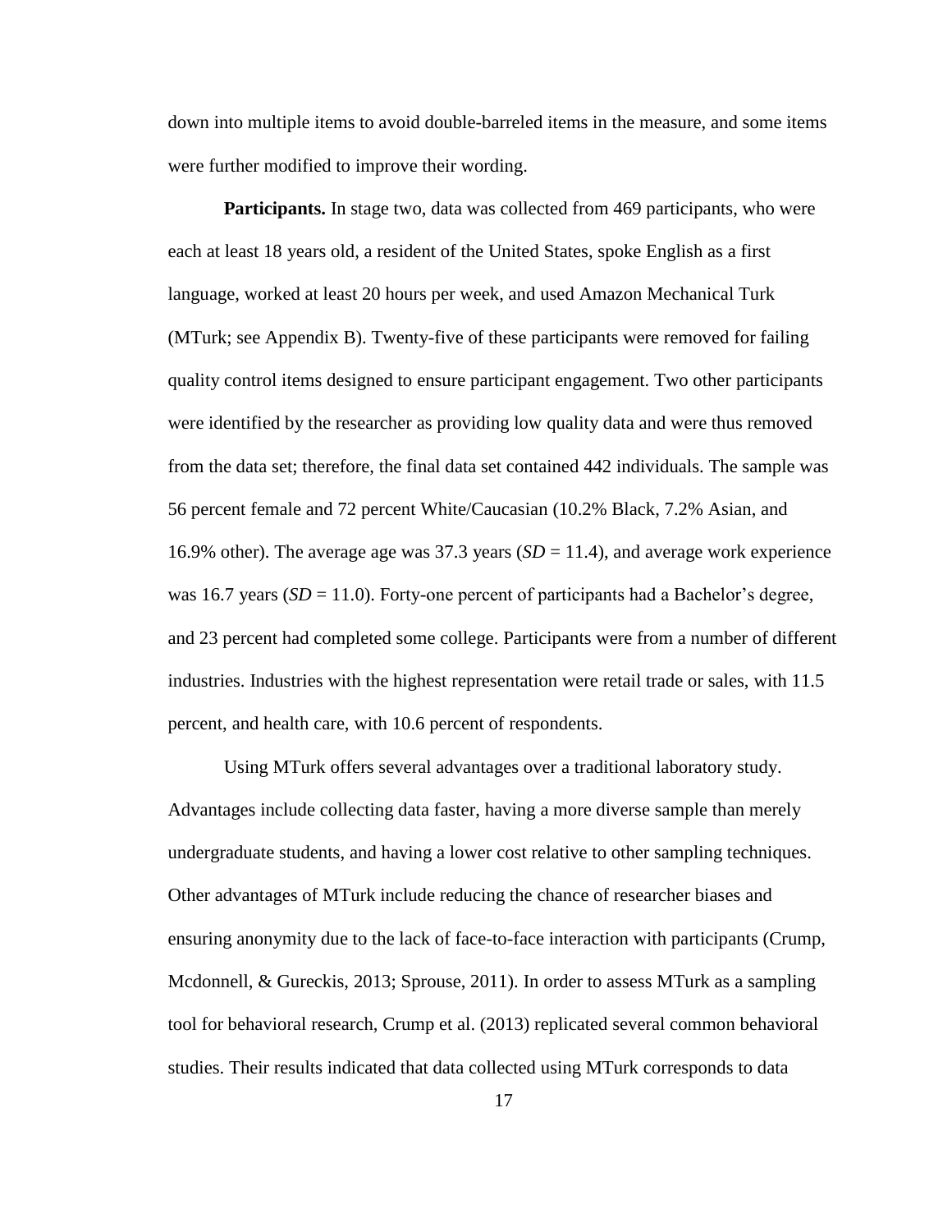down into multiple items to avoid double-barreled items in the measure, and some items were further modified to improve their wording.

**Participants.** In stage two, data was collected from 469 participants, who were each at least 18 years old, a resident of the United States, spoke English as a first language, worked at least 20 hours per week, and used Amazon Mechanical Turk (MTurk; see Appendix B). Twenty-five of these participants were removed for failing quality control items designed to ensure participant engagement. Two other participants were identified by the researcher as providing low quality data and were thus removed from the data set; therefore, the final data set contained 442 individuals. The sample was 56 percent female and 72 percent White/Caucasian (10.2% Black, 7.2% Asian, and 16.9% other). The average age was 37.3 years (*SD* = 11.4), and average work experience was 16.7 years (*SD* = 11.0). Forty-one percent of participants had a Bachelor's degree, and 23 percent had completed some college. Participants were from a number of different industries. Industries with the highest representation were retail trade or sales, with 11.5 percent, and health care, with 10.6 percent of respondents.

Using MTurk offers several advantages over a traditional laboratory study. Advantages include collecting data faster, having a more diverse sample than merely undergraduate students, and having a lower cost relative to other sampling techniques. Other advantages of MTurk include reducing the chance of researcher biases and ensuring anonymity due to the lack of face-to-face interaction with participants (Crump, Mcdonnell, & Gureckis, 2013; Sprouse, 2011). In order to assess MTurk as a sampling tool for behavioral research, Crump et al. (2013) replicated several common behavioral studies. Their results indicated that data collected using MTurk corresponds to data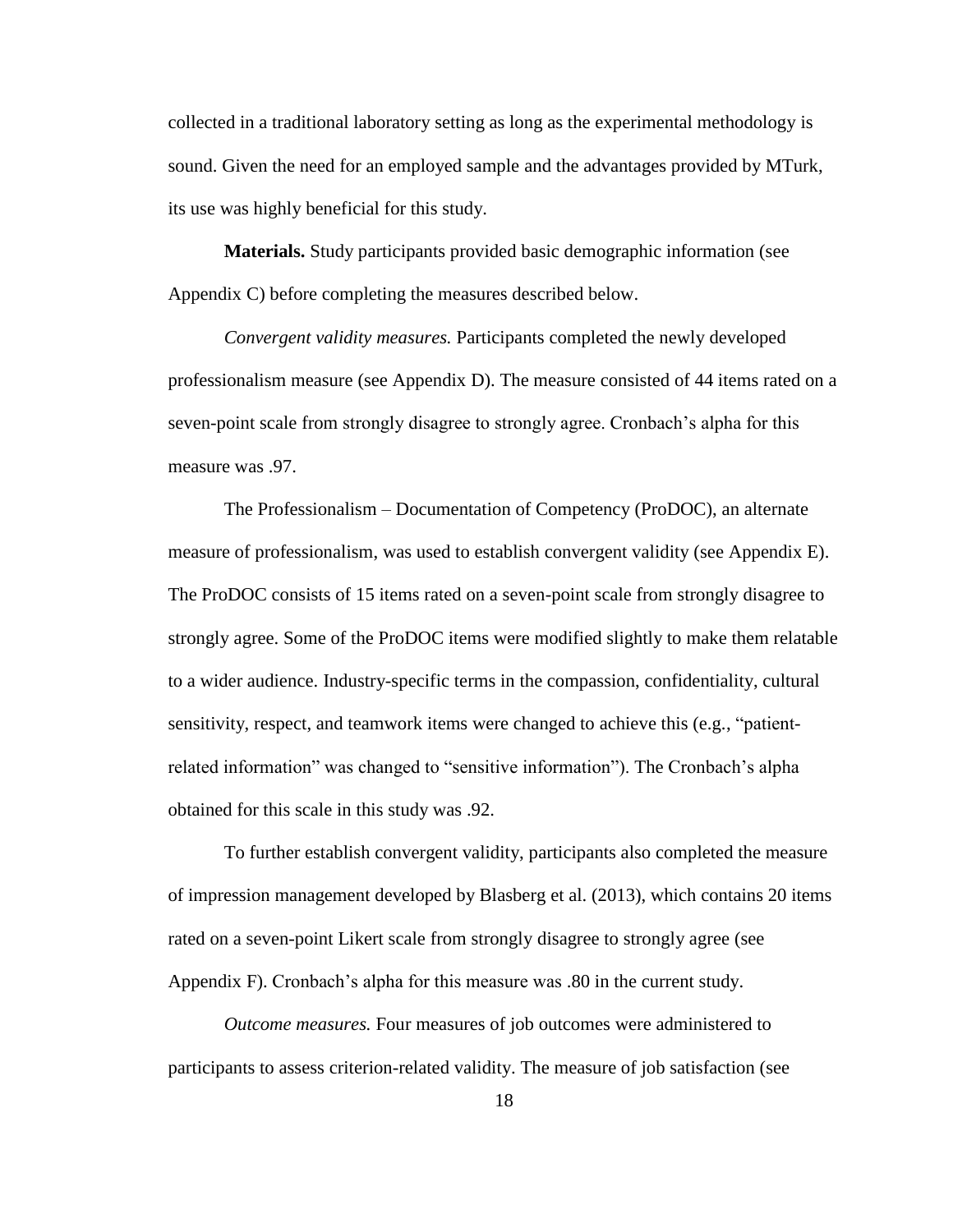collected in a traditional laboratory setting as long as the experimental methodology is sound. Given the need for an employed sample and the advantages provided by MTurk, its use was highly beneficial for this study.

**Materials.** Study participants provided basic demographic information (see Appendix C) before completing the measures described below.

*Convergent validity measures.* Participants completed the newly developed professionalism measure (see Appendix D). The measure consisted of 44 items rated on a seven-point scale from strongly disagree to strongly agree. Cronbach's alpha for this measure was .97.

The Professionalism – Documentation of Competency (ProDOC), an alternate measure of professionalism, was used to establish convergent validity (see Appendix E). The ProDOC consists of 15 items rated on a seven-point scale from strongly disagree to strongly agree. Some of the ProDOC items were modified slightly to make them relatable to a wider audience. Industry-specific terms in the compassion, confidentiality, cultural sensitivity, respect, and teamwork items were changed to achieve this (e.g., "patient-related information" was changed to "sensitive information"). The Cronbach's alpha obtained for this scale in this study was .92.

To further establish convergent validity, participants also completed the measure of impression management developed by Blasberg et al. (2013), which contains 20 items rated on a seven-point Likert scale from strongly disagree to strongly agree (see Appendix F). Cronbach's alpha for this measure was .80 in the current study.

*Outcome measures.* Four measures of job outcomes were administered to participants to assess criterion-related validity. The measure of job satisfaction (see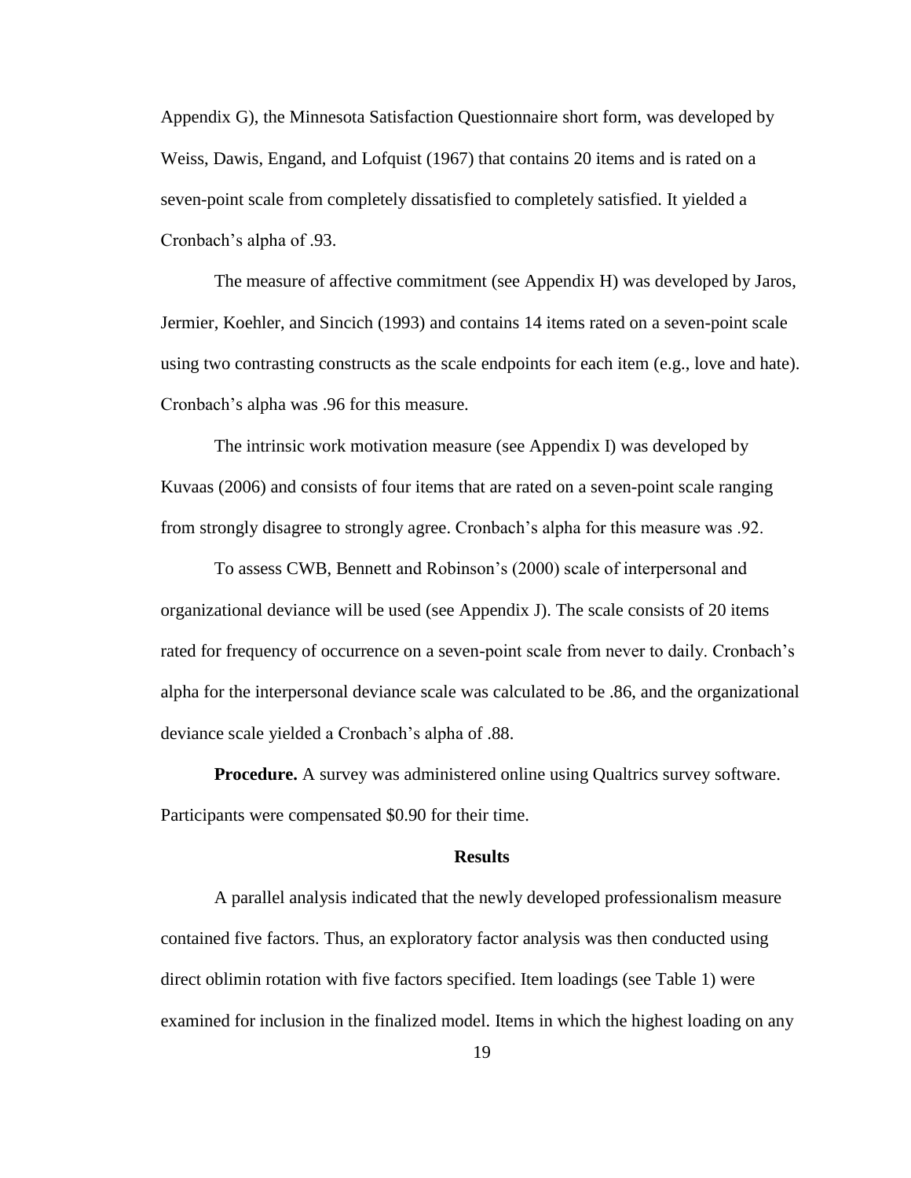Appendix G), the Minnesota Satisfaction Questionnaire short form, was developed by Weiss, Dawis, Engand, and Lofquist (1967) that contains 20 items and is rated on a seven-point scale from completely dissatisfied to completely satisfied. It yielded a Cronbach's alpha of .93.

The measure of affective commitment (see Appendix H) was developed by Jaros, Jermier, Koehler, and Sincich (1993) and contains 14 items rated on a seven-point scale using two contrasting constructs as the scale endpoints for each item (e.g., love and hate). Cronbach's alpha was .96 for this measure.

The intrinsic work motivation measure (see Appendix I) was developed by Kuvaas (2006) and consists of four items that are rated on a seven-point scale ranging from strongly disagree to strongly agree. Cronbach's alpha for this measure was .92.

To assess CWB, Bennett and Robinson's (2000) scale of interpersonal and organizational deviance will be used (see Appendix J). The scale consists of 20 items rated for frequency of occurrence on a seven-point scale from never to daily. Cronbach's alpha for the interpersonal deviance scale was calculated to be .86, and the organizational deviance scale yielded a Cronbach's alpha of .88.

**Procedure.** A survey was administered online using Qualtrics survey software. Participants were compensated $0.90 for their time.

## Results

A parallel analysis indicated that the newly developed professionalism measure contained five factors. Thus, an exploratory factor analysis was then conducted using direct oblimin rotation with five factors specified. Item loadings (see Table 1) were examined for inclusion in the finalized model. Items in which the highest loading on any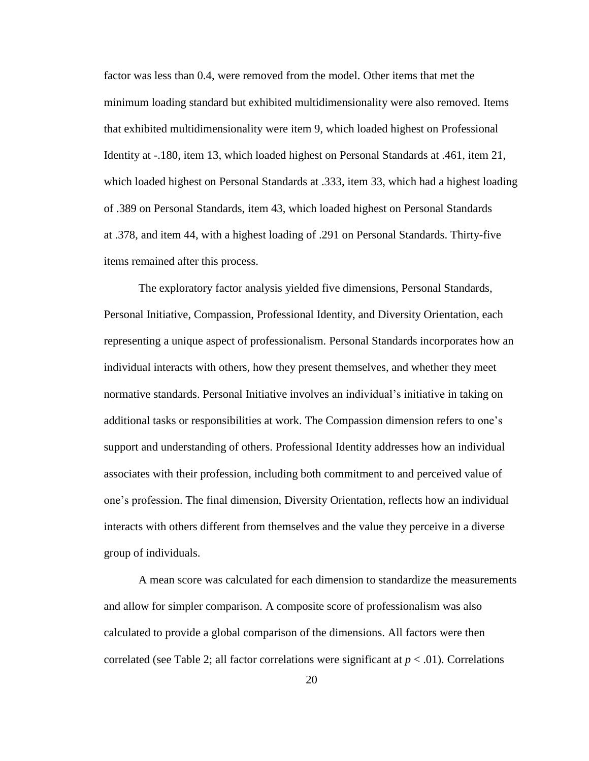factor was less than 0.4, were removed from the model. Other items that met the minimum loading standard but exhibited multidimensionality were also removed. Items that exhibited multidimensionality were item 9, which loaded highest on Professional Identity at -.180, item 13, which loaded highest on Personal Standards at .461, item 21, which loaded highest on Personal Standards at .333, item 33, which had a highest loading of .389 on Personal Standards, item 43, which loaded highest on Personal Standards at .378, and item 44, with a highest loading of .291 on Personal Standards. Thirty-five items remained after this process.

The exploratory factor analysis yielded five dimensions, Personal Standards, Personal Initiative, Compassion, Professional Identity, and Diversity Orientation, each representing a unique aspect of professionalism. Personal Standards incorporates how an individual interacts with others, how they present themselves, and whether they meet normative standards. Personal Initiative involves an individual's initiative in taking on additional tasks or responsibilities at work. The Compassion dimension refers to one's support and understanding of others. Professional Identity addresses how an individual associates with their profession, including both commitment to and perceived value of one's profession. The final dimension, Diversity Orientation, reflects how an individual interacts with others different from themselves and the value they perceive in a diverse group of individuals.

A mean score was calculated for each dimension to standardize the measurements and allow for simpler comparison. A composite score of professionalism was also calculated to provide a global comparison of the dimensions. All factors were then correlated (see Table 2; all factor correlations were significant at $p < .01$). Correlations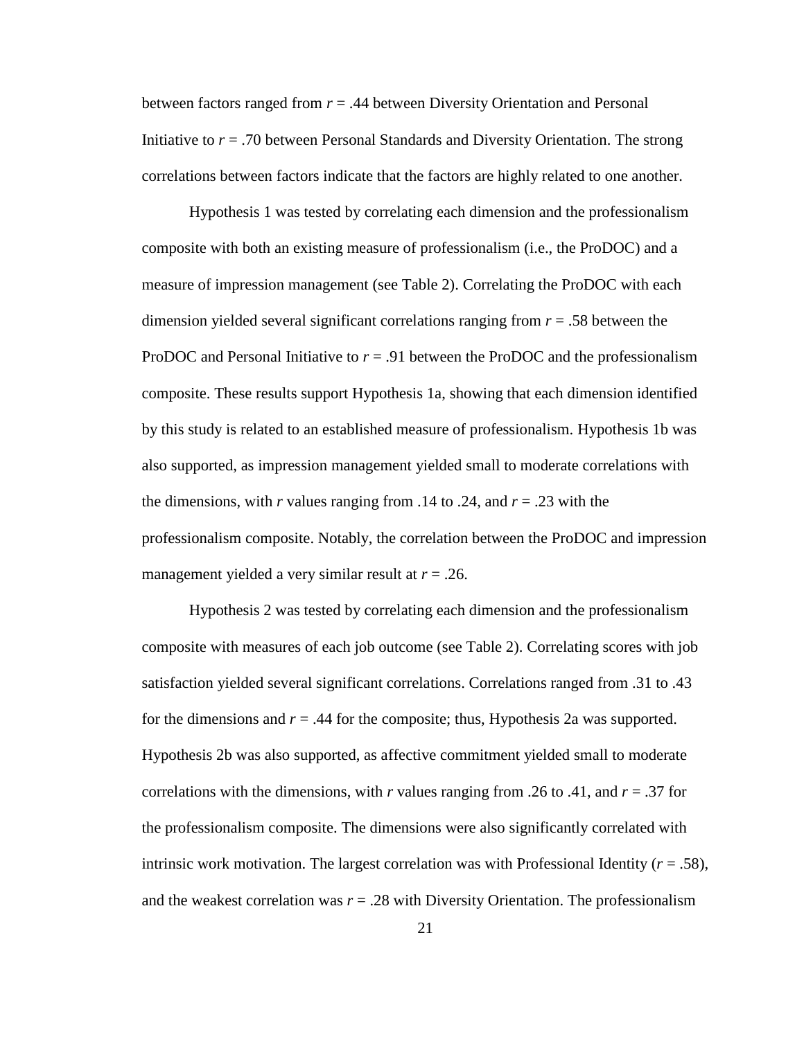between factors ranged from $r = .44$ between Diversity Orientation and Personal Initiative to $r = .70$ between Personal Standards and Diversity Orientation. The strong correlations between factors indicate that the factors are highly related to one another.

Hypothesis 1 was tested by correlating each dimension and the professionalism composite with both an existing measure of professionalism (i.e., the ProDOC) and a measure of impression management (see Table 2). Correlating the ProDOC with each dimension yielded several significant correlations ranging from $r = .58$ between the ProDOC and Personal Initiative to $r = .91$ between the ProDOC and the professionalism composite. These results support Hypothesis 1a, showing that each dimension identified by this study is related to an established measure of professionalism. Hypothesis 1b was also supported, as impression management yielded small to moderate correlations with the dimensions, with $r$ values ranging from .14 to .24, and $r = .23$ with the professionalism composite. Notably, the correlation between the ProDOC and impression management yielded a very similar result at $r = .26$.

Hypothesis 2 was tested by correlating each dimension and the professionalism composite with measures of each job outcome (see Table 2). Correlating scores with job satisfaction yielded several significant correlations. Correlations ranged from .31 to .43 for the dimensions and $r = .44$ for the composite; thus, Hypothesis 2a was supported. Hypothesis 2b was also supported, as affective commitment yielded small to moderate correlations with the dimensions, with $r$ values ranging from .26 to .41, and $r = .37$ for the professionalism composite. The dimensions were also significantly correlated with intrinsic work motivation. The largest correlation was with Professional Identity ($r = .58$), and the weakest correlation was $r = .28$ with Diversity Orientation. The professionalism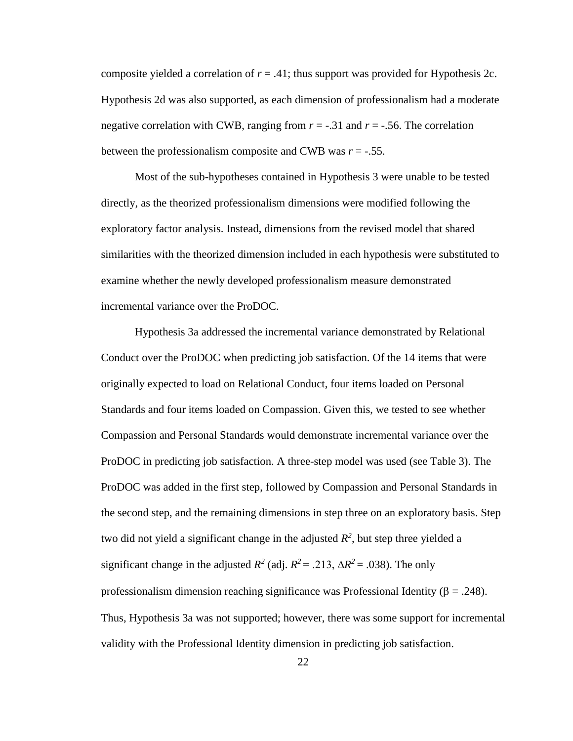composite yielded a correlation of $r = .41$; thus support was provided for Hypothesis 2c. Hypothesis 2d was also supported, as each dimension of professionalism had a moderate negative correlation with CWB, ranging from $r = -.31$ and $r = -.56$. The correlation between the professionalism composite and CWB was $r = -.55$.

Most of the sub-hypotheses contained in Hypothesis 3 were unable to be tested directly, as the theorized professionalism dimensions were modified following the exploratory factor analysis. Instead, dimensions from the revised model that shared similarities with the theorized dimension included in each hypothesis were substituted to examine whether the newly developed professionalism measure demonstrated incremental variance over the ProDOC.

Hypothesis 3a addressed the incremental variance demonstrated by Relational Conduct over the ProDOC when predicting job satisfaction. Of the 14 items that were originally expected to load on Relational Conduct, four items loaded on Personal Standards and four items loaded on Compassion. Given this, we tested to see whether Compassion and Personal Standards would demonstrate incremental variance over the ProDOC in predicting job satisfaction. A three-step model was used (see Table 3). The ProDOC was added in the first step, followed by Compassion and Personal Standards in the second step, and the remaining dimensions in step three on an exploratory basis. Step two did not yield a significant change in the adjusted $R^2$, but step three yielded a significant change in the adjusted $R^2$ (adj. $R^2 = .213$, $\Delta R^2 = .038$). The only professionalism dimension reaching significance was Professional Identity ($\beta = .248$). Thus, Hypothesis 3a was not supported; however, there was some support for incremental validity with the Professional Identity dimension in predicting job satisfaction.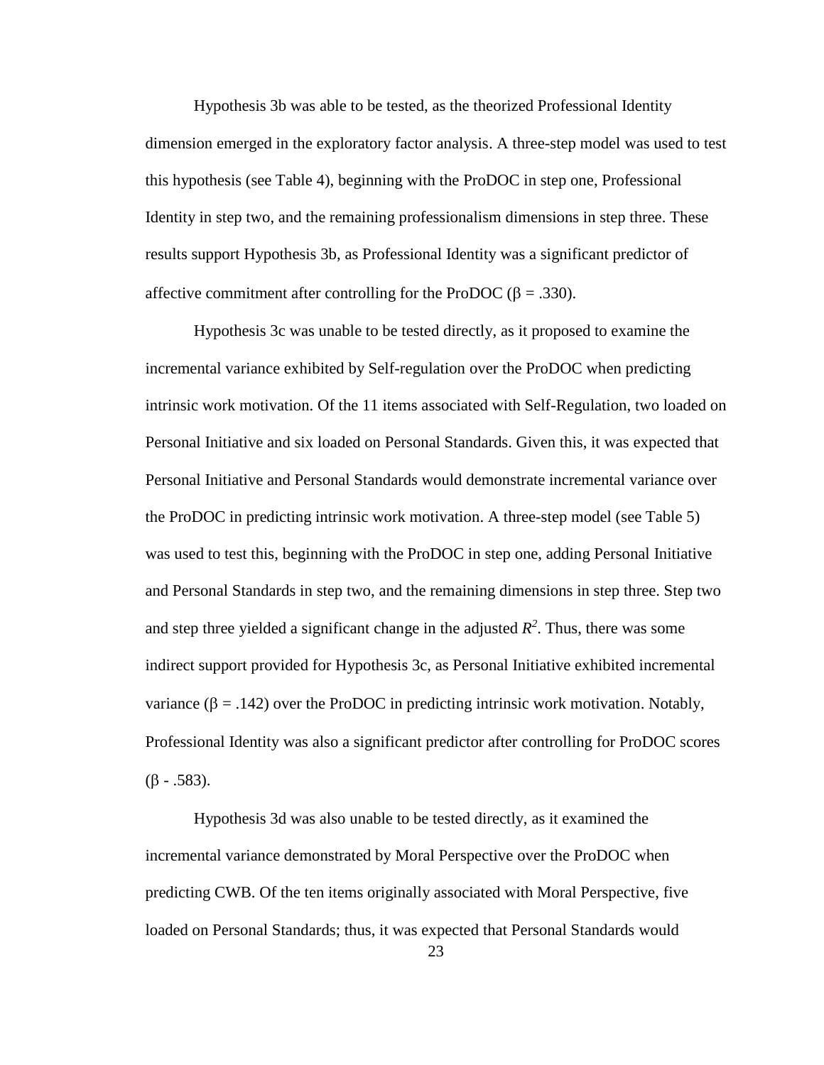Hypothesis 3b was able to be tested, as the theorized Professional Identity dimension emerged in the exploratory factor analysis. A three-step model was used to test this hypothesis (see Table 4), beginning with the ProDOC in step one, Professional Identity in step two, and the remaining professionalism dimensions in step three. These results support Hypothesis 3b, as Professional Identity was a significant predictor of affective commitment after controlling for the ProDOC ($\beta = .330$).

Hypothesis 3c was unable to be tested directly, as it proposed to examine the incremental variance exhibited by Self-regulation over the ProDOC when predicting intrinsic work motivation. Of the 11 items associated with Self-Regulation, two loaded on Personal Initiative and six loaded on Personal Standards. Given this, it was expected that Personal Initiative and Personal Standards would demonstrate incremental variance over the ProDOC in predicting intrinsic work motivation. A three-step model (see Table 5) was used to test this, beginning with the ProDOC in step one, adding Personal Initiative and Personal Standards in step two, and the remaining dimensions in step three. Step two and step three yielded a significant change in the adjusted $R^2$. Thus, there was some indirect support provided for Hypothesis 3c, as Personal Initiative exhibited incremental variance ($\beta = .142$) over the ProDOC in predicting intrinsic work motivation. Notably, Professional Identity was also a significant predictor after controlling for ProDOC scores ($\beta$ - .583).

Hypothesis 3d was also unable to be tested directly, as it examined the incremental variance demonstrated by Moral Perspective over the ProDOC when predicting CWB. Of the ten items originally associated with Moral Perspective, five loaded on Personal Standards; thus, it was expected that Personal Standards would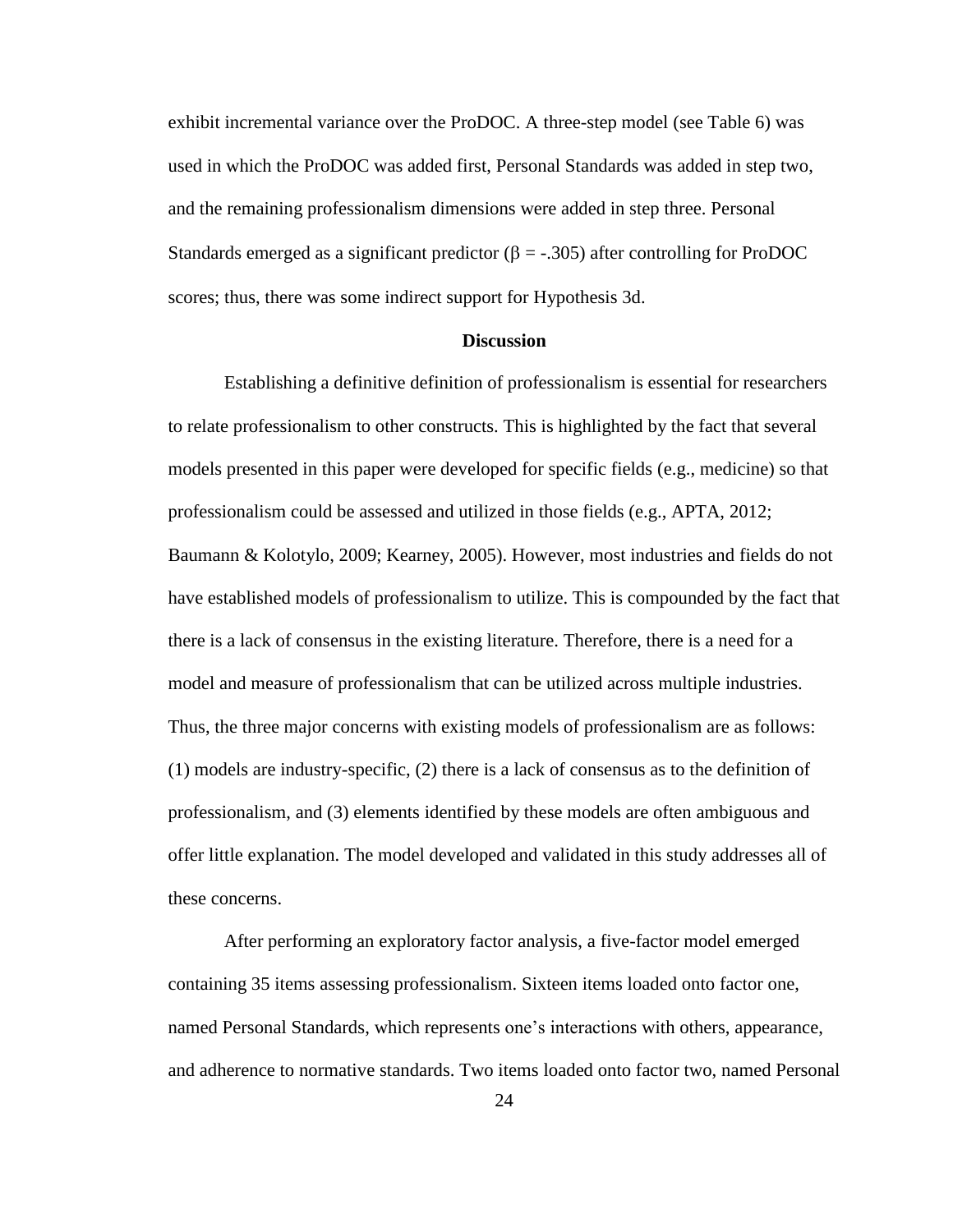exhibit incremental variance over the ProDOC. A three-step model (see Table 6) was used in which the ProDOC was added first, Personal Standards was added in step two, and the remaining professionalism dimensions were added in step three. Personal Standards emerged as a significant predictor ($\beta = -.305$) after controlling for ProDOC scores; thus, there was some indirect support for Hypothesis 3d.

## Discussion

Establishing a definitive definition of professionalism is essential for researchers to relate professionalism to other constructs. This is highlighted by the fact that several models presented in this paper were developed for specific fields (e.g., medicine) so that professionalism could be assessed and utilized in those fields (e.g., APTA, 2012; Baumann & Kolotylo, 2009; Kearney, 2005). However, most industries and fields do not have established models of professionalism to utilize. This is compounded by the fact that there is a lack of consensus in the existing literature. Therefore, there is a need for a model and measure of professionalism that can be utilized across multiple industries. Thus, the three major concerns with existing models of professionalism are as follows: (1) models are industry-specific, (2) there is a lack of consensus as to the definition of professionalism, and (3) elements identified by these models are often ambiguous and offer little explanation. The model developed and validated in this study addresses all of these concerns.

After performing an exploratory factor analysis, a five-factor model emerged containing 35 items assessing professionalism. Sixteen items loaded onto factor one, named Personal Standards, which represents one's interactions with others, appearance, and adherence to normative standards. Two items loaded onto factor two, named Personal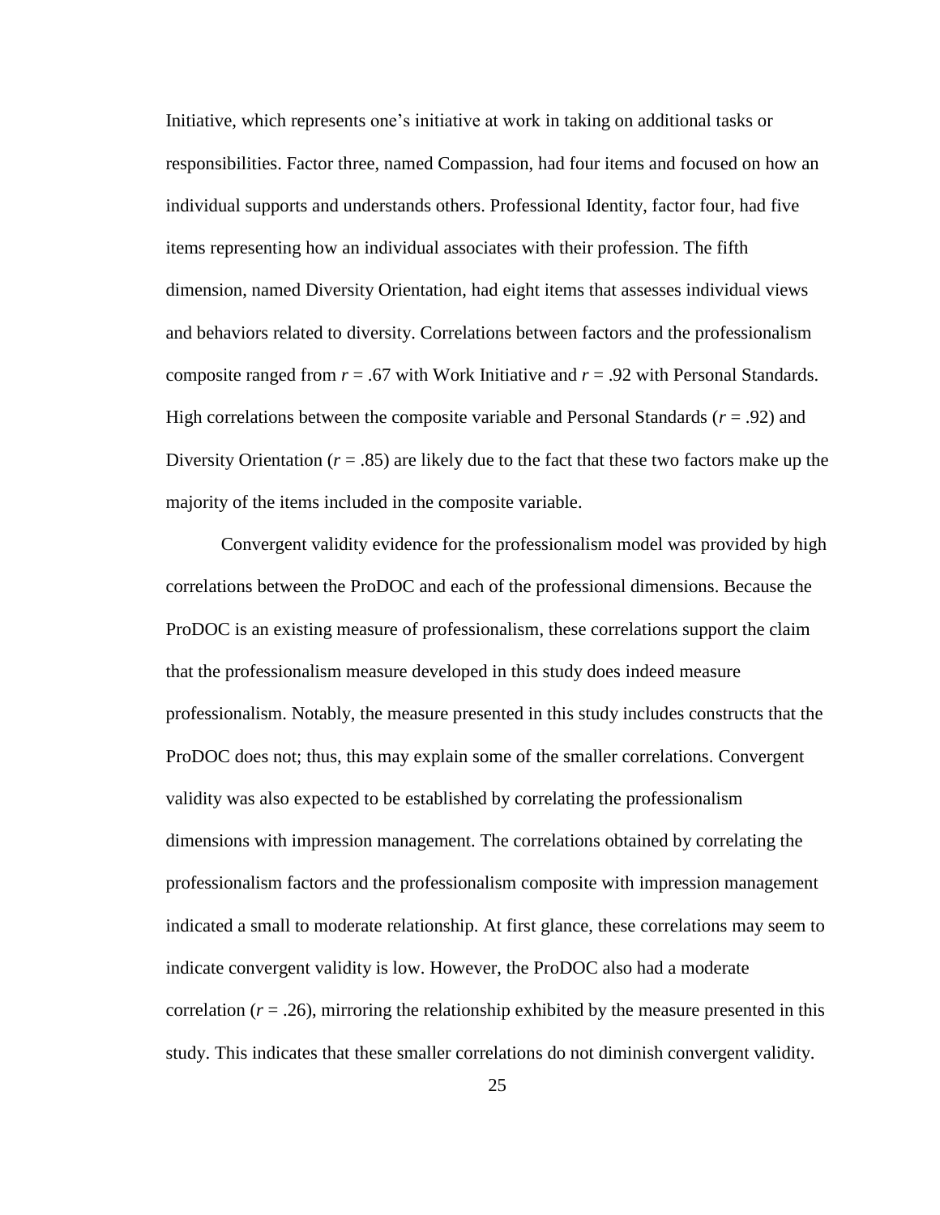Initiative, which represents one's initiative at work in taking on additional tasks or responsibilities. Factor three, named Compassion, had four items and focused on how an individual supports and understands others. Professional Identity, factor four, had five items representing how an individual associates with their profession. The fifth dimension, named Diversity Orientation, had eight items that assesses individual views and behaviors related to diversity. Correlations between factors and the professionalism composite ranged from $r = .67$ with Work Initiative and $r = .92$ with Personal Standards. High correlations between the composite variable and Personal Standards ($r = .92$) and Diversity Orientation ($r = .85$) are likely due to the fact that these two factors make up the majority of the items included in the composite variable.

Convergent validity evidence for the professionalism model was provided by high correlations between the ProDOC and each of the professional dimensions. Because the ProDOC is an existing measure of professionalism, these correlations support the claim that the professionalism measure developed in this study does indeed measure professionalism. Notably, the measure presented in this study includes constructs that the ProDOC does not; thus, this may explain some of the smaller correlations. Convergent validity was also expected to be established by correlating the professionalism dimensions with impression management. The correlations obtained by correlating the professionalism factors and the professionalism composite with impression management indicated a small to moderate relationship. At first glance, these correlations may seem to indicate convergent validity is low. However, the ProDOC also had a moderate correlation ($r = .26$), mirroring the relationship exhibited by the measure presented in this study. This indicates that these smaller correlations do not diminish convergent validity.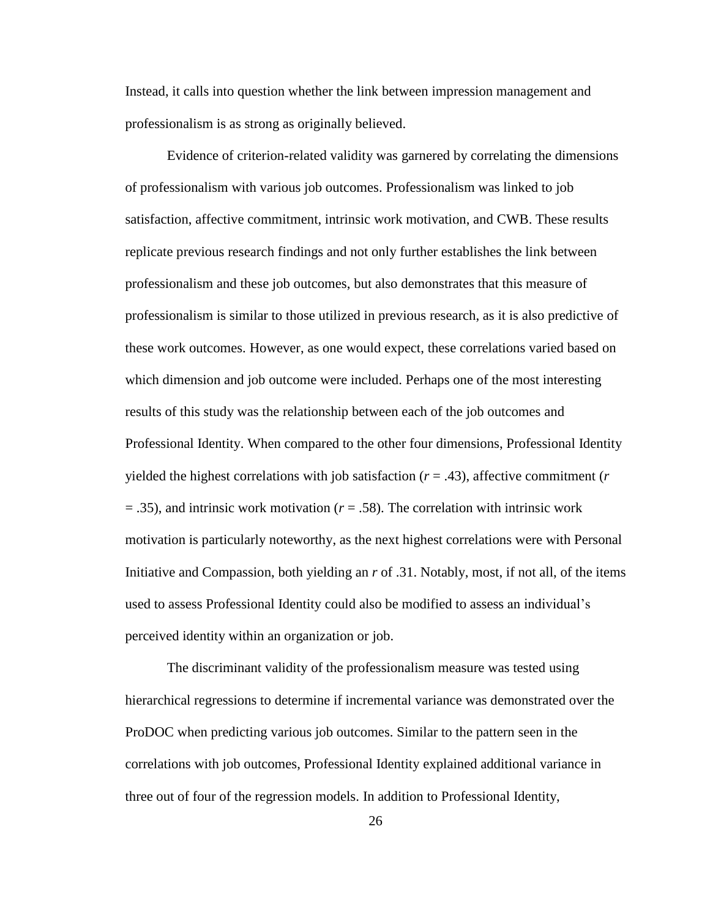Instead, it calls into question whether the link between impression management and professionalism is as strong as originally believed.

Evidence of criterion-related validity was garnered by correlating the dimensions of professionalism with various job outcomes. Professionalism was linked to job satisfaction, affective commitment, intrinsic work motivation, and CWB. These results replicate previous research findings and not only further establishes the link between professionalism and these job outcomes, but also demonstrates that this measure of professionalism is similar to those utilized in previous research, as it is also predictive of these work outcomes. However, as one would expect, these correlations varied based on which dimension and job outcome were included. Perhaps one of the most interesting results of this study was the relationship between each of the job outcomes and Professional Identity. When compared to the other four dimensions, Professional Identity yielded the highest correlations with job satisfaction ($r = .43$), affective commitment ($r = .35$), and intrinsic work motivation ($r = .58$). The correlation with intrinsic work motivation is particularly noteworthy, as the next highest correlations were with Personal Initiative and Compassion, both yielding an $r$ of .31. Notably, most, if not all, of the items used to assess Professional Identity could also be modified to assess an individual's perceived identity within an organization or job.

The discriminant validity of the professionalism measure was tested using hierarchical regressions to determine if incremental variance was demonstrated over the ProDOC when predicting various job outcomes. Similar to the pattern seen in the correlations with job outcomes, Professional Identity explained additional variance in three out of four of the regression models. In addition to Professional Identity,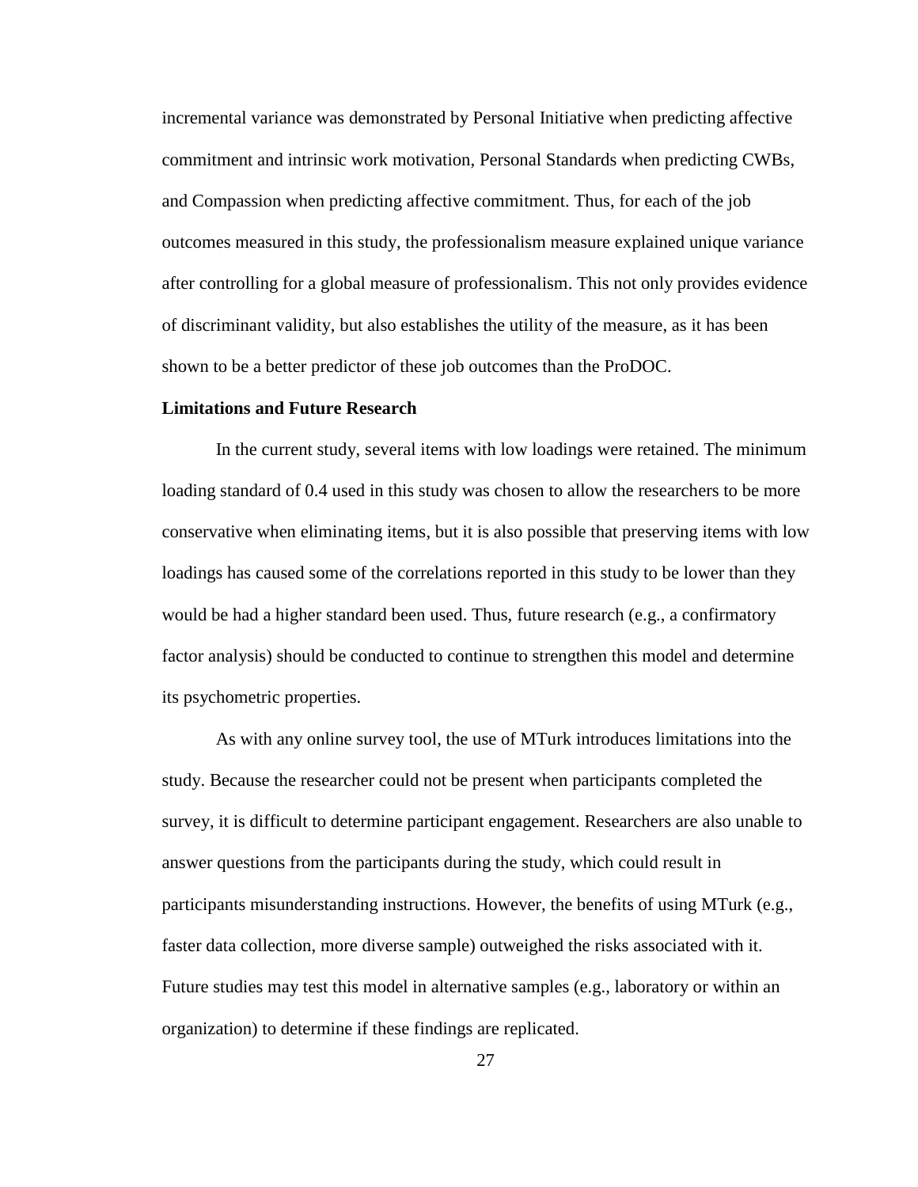incremental variance was demonstrated by Personal Initiative when predicting affective commitment and intrinsic work motivation, Personal Standards when predicting CWBs, and Compassion when predicting affective commitment. Thus, for each of the job outcomes measured in this study, the professionalism measure explained unique variance after controlling for a global measure of professionalism. This not only provides evidence of discriminant validity, but also establishes the utility of the measure, as it has been shown to be a better predictor of these job outcomes than the ProDOC.

**Limitations and Future Research**

In the current study, several items with low loadings were retained. The minimum loading standard of 0.4 used in this study was chosen to allow the researchers to be more conservative when eliminating items, but it is also possible that preserving items with low loadings has caused some of the correlations reported in this study to be lower than they would be had a higher standard been used. Thus, future research (e.g., a confirmatory factor analysis) should be conducted to continue to strengthen this model and determine its psychometric properties.

As with any online survey tool, the use of MTurk introduces limitations into the study. Because the researcher could not be present when participants completed the survey, it is difficult to determine participant engagement. Researchers are also unable to answer questions from the participants during the study, which could result in participants misunderstanding instructions. However, the benefits of using MTurk (e.g., faster data collection, more diverse sample) outweighed the risks associated with it. Future studies may test this model in alternative samples (e.g., laboratory or within an organization) to determine if these findings are replicated.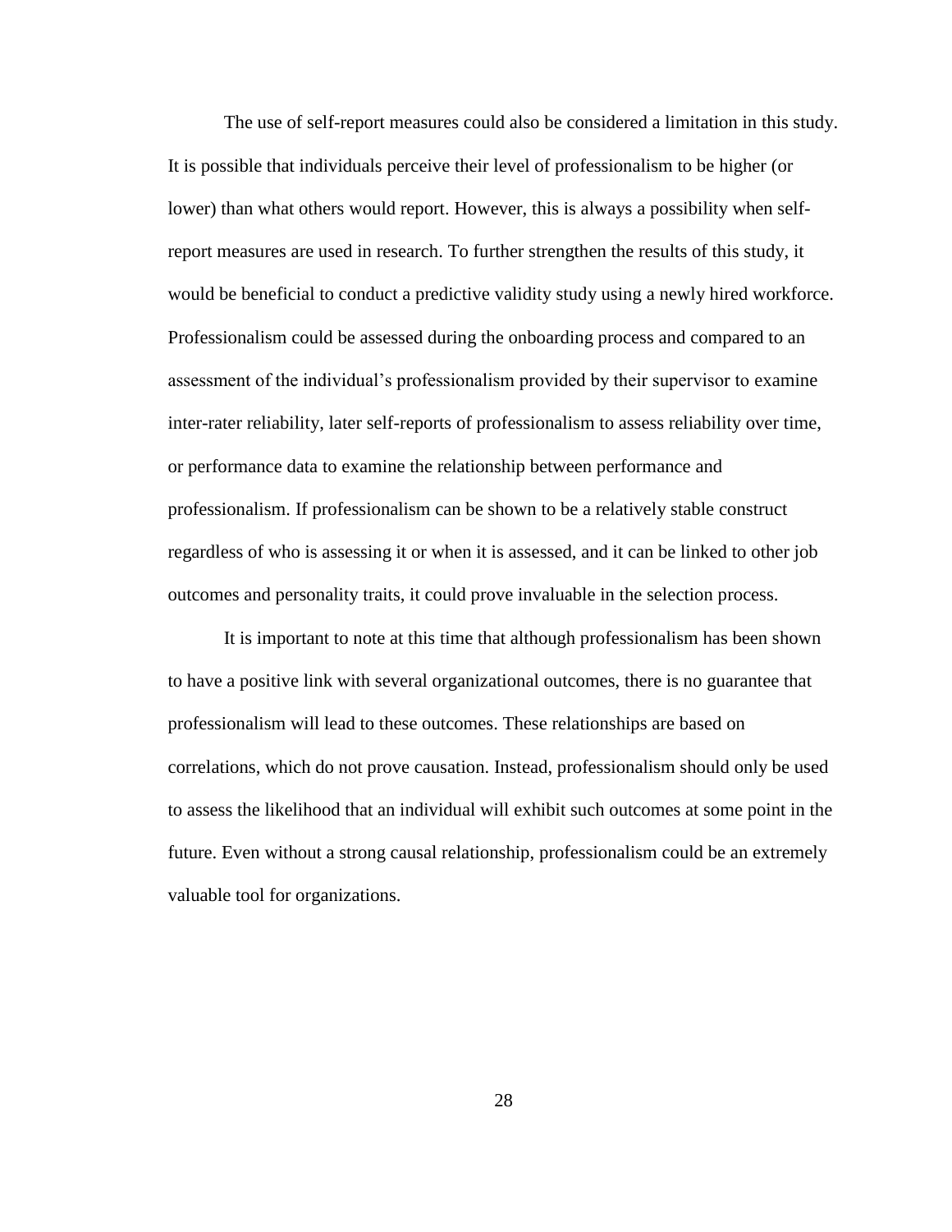The use of self-report measures could also be considered a limitation in this study. It is possible that individuals perceive their level of professionalism to be higher (or lower) than what others would report. However, this is always a possibility when self-report measures are used in research. To further strengthen the results of this study, it would be beneficial to conduct a predictive validity study using a newly hired workforce. Professionalism could be assessed during the onboarding process and compared to an assessment of the individual's professionalism provided by their supervisor to examine inter-rater reliability, later self-reports of professionalism to assess reliability over time, or performance data to examine the relationship between performance and professionalism. If professionalism can be shown to be a relatively stable construct regardless of who is assessing it or when it is assessed, and it can be linked to other job outcomes and personality traits, it could prove invaluable in the selection process.

It is important to note at this time that although professionalism has been shown to have a positive link with several organizational outcomes, there is no guarantee that professionalism will lead to these outcomes. These relationships are based on correlations, which do not prove causation. Instead, professionalism should only be used to assess the likelihood that an individual will exhibit such outcomes at some point in the future. Even without a strong causal relationship, professionalism could be an extremely valuable tool for organizations.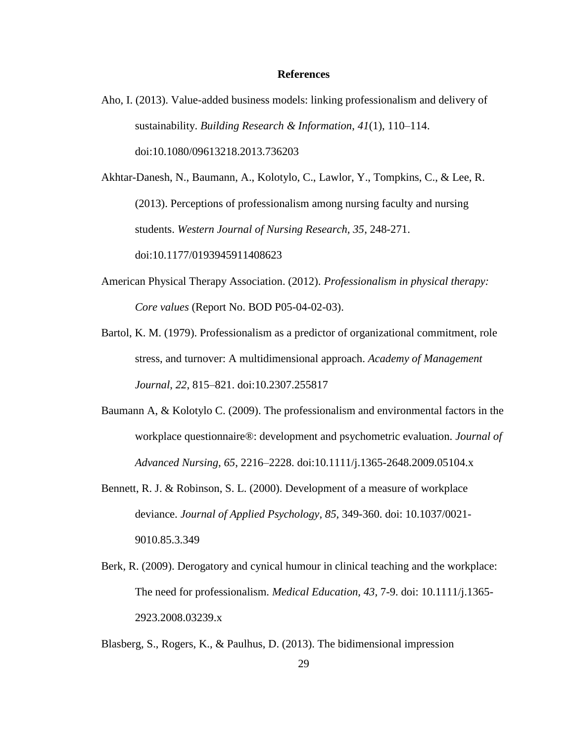**References**

Aho, I. (2013). Value-added business models: linking professionalism and delivery of sustainability. *Building Research & Information, 41*(1), 110–114. doi:10.1080/09613218.2013.736203

Akhtar-Danesh, N., Baumann, A., Kolotylo, C., Lawlor, Y., Tompkins, C., & Lee, R. (2013). Perceptions of professionalism among nursing faculty and nursing students. *Western Journal of Nursing Research, 35*, 248-271. doi:10.1177/0193945911408623

American Physical Therapy Association. (2012). *Professionalism in physical therapy: Core values* (Report No. BOD P05-04-02-03).

Bartol, K. M. (1979). Professionalism as a predictor of organizational commitment, role stress, and turnover: A multidimensional approach. *Academy of Management Journal, 22*, 815–821. doi:10.2307.255817

Baumann A, & Kolotylo C. (2009). The professionalism and environmental factors in the workplace questionnaire®: development and psychometric evaluation. *Journal of Advanced Nursing*, *65*, 2216–2228. doi:10.1111/j.1365-2648.2009.05104.x

Bennett, R. J. & Robinson, S. L. (2000). Development of a measure of workplace deviance. *Journal of Applied Psychology*, *85*, 349-360. doi: 10.1037/0021-9010.85.3.349

Berk, R. (2009). Derogatory and cynical humour in clinical teaching and the workplace: The need for professionalism. *Medical Education*, *43*, 7-9. doi: 10.1111/j.1365-2923.2008.03239.x

Blasberg, S., Rogers, K., & Paulhus, D. (2013). The bidimensional impression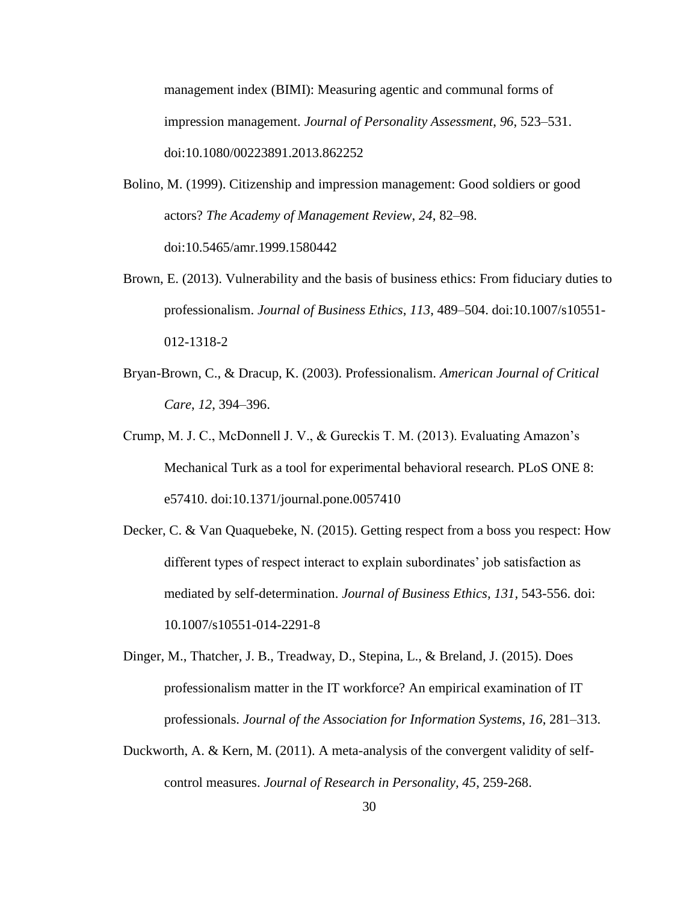management index (BIMI): Measuring agentic and communal forms of impression management. *Journal of Personality Assessment, 96*, 523–531. doi:10.1080/00223891.2013.862252

Bolino, M. (1999). Citizenship and impression management: Good soldiers or good actors? *The Academy of Management Review, 24*, 82–98. doi:10.5465/amr.1999.1580442

Brown, E. (2013). Vulnerability and the basis of business ethics: From fiduciary duties to professionalism. *Journal of Business Ethics, 113*, 489–504. doi:10.1007/s10551-012-1318-2

Bryan-Brown, C., & Dracup, K. (2003). Professionalism. *American Journal of Critical Care*, *12*, 394–396.

Crump, M. J. C., McDonnell J. V., & Gureckis T. M. (2013). Evaluating Amazon's Mechanical Turk as a tool for experimental behavioral research. PLoS ONE 8: e57410. doi:10.1371/journal.pone.0057410

Decker, C. & Van Quaquebeke, N. (2015). Getting respect from a boss you respect: How different types of respect interact to explain subordinates' job satisfaction as mediated by self-determination. *Journal of Business Ethics, 131*, 543-556. doi: 10.1007/s10551-014-2291-8

Dinger, M., Thatcher, J. B., Treadway, D., Stepina, L., & Breland, J. (2015). Does professionalism matter in the IT workforce? An empirical examination of IT professionals. *Journal of the Association for Information Systems*, *16*, 281–313.

Duckworth, A. & Kern, M. (2011). A meta-analysis of the convergent validity of self-control measures. *Journal of Research in Personality, 45*, 259-268.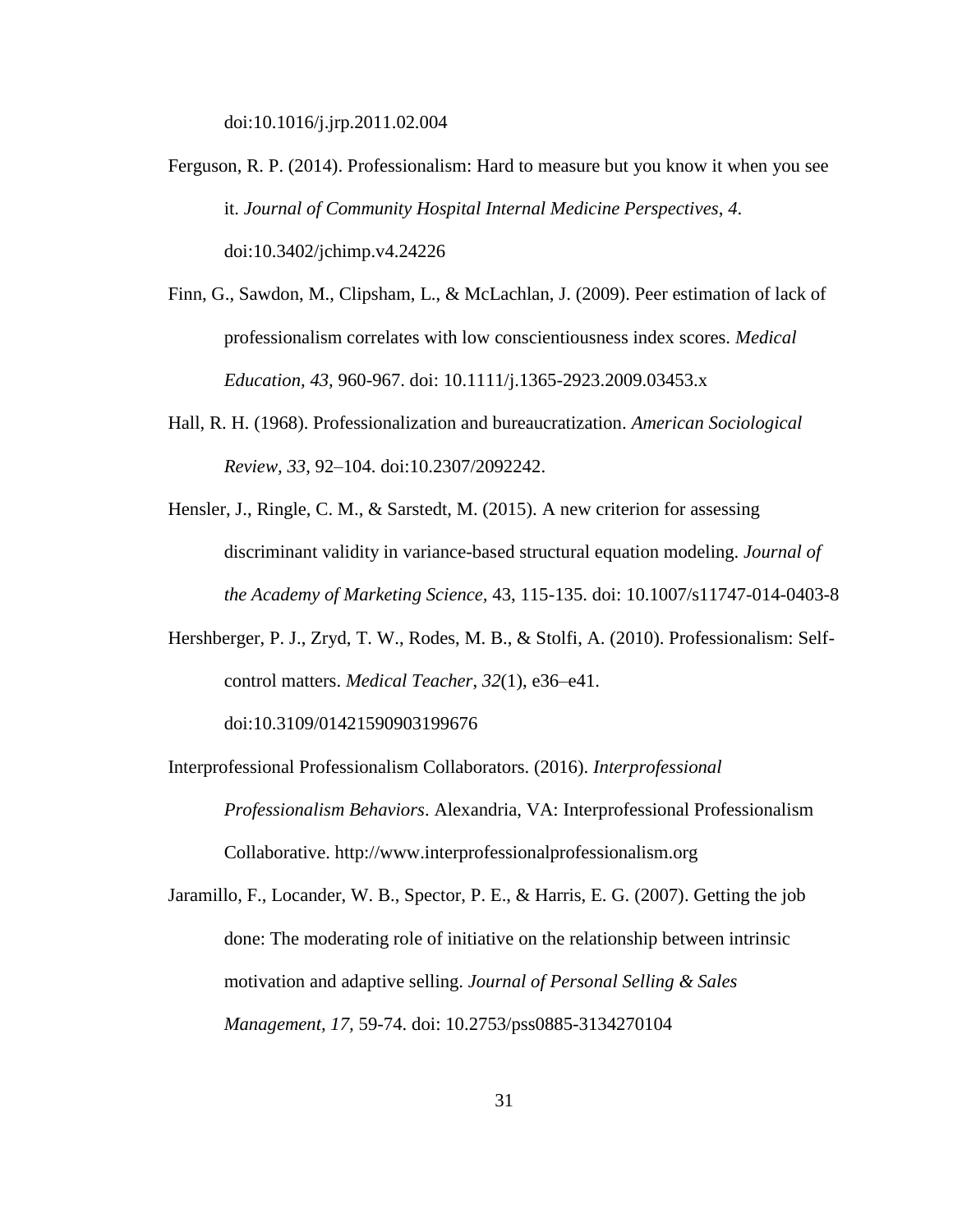doi:10.1016/j.jrp.2011.02.004

Ferguson, R. P. (2014). Professionalism: Hard to measure but you know it when you see it. *Journal of Community Hospital Internal Medicine Perspectives*, *4*. doi:10.3402/jchimp.v4.24226

Finn, G., Sawdon, M., Clipsham, L., & McLachlan, J. (2009). Peer estimation of lack of professionalism correlates with low conscientiousness index scores. *Medical Education, 43*, 960-967. doi: 10.1111/j.1365-2923.2009.03453.x

Hall, R. H. (1968). Professionalization and bureaucratization. *American Sociological Review, 33*, 92–104. doi:10.2307/2092242.

Hensler, J., Ringle, C. M., & Sarstedt, M. (2015). A new criterion for assessing discriminant validity in variance-based structural equation modeling. *Journal of the Academy of Marketing Science*, 43, 115-135. doi: 10.1007/s11747-014-0403-8

Hershberger, P. J., Zryd, T. W., Rodes, M. B., & Stolfi, A. (2010). Professionalism: Self-control matters. *Medical Teacher*, *32*(1), e36–e41. doi:10.3109/01421590903199676

Interprofessional Professionalism Collaborators. (2016). *Interprofessional Professionalism Behaviors*. Alexandria, VA: Interprofessional Professionalism Collaborative. http://www.interprofessionalprofessionalism.org

Jaramillo, F., Locander, W. B., Spector, P. E., & Harris, E. G. (2007). Getting the job done: The moderating role of initiative on the relationship between intrinsic motivation and adaptive selling. *Journal of Personal Selling & Sales Management, 17,* 59-74. doi: 10.2753/pss0885-3134270104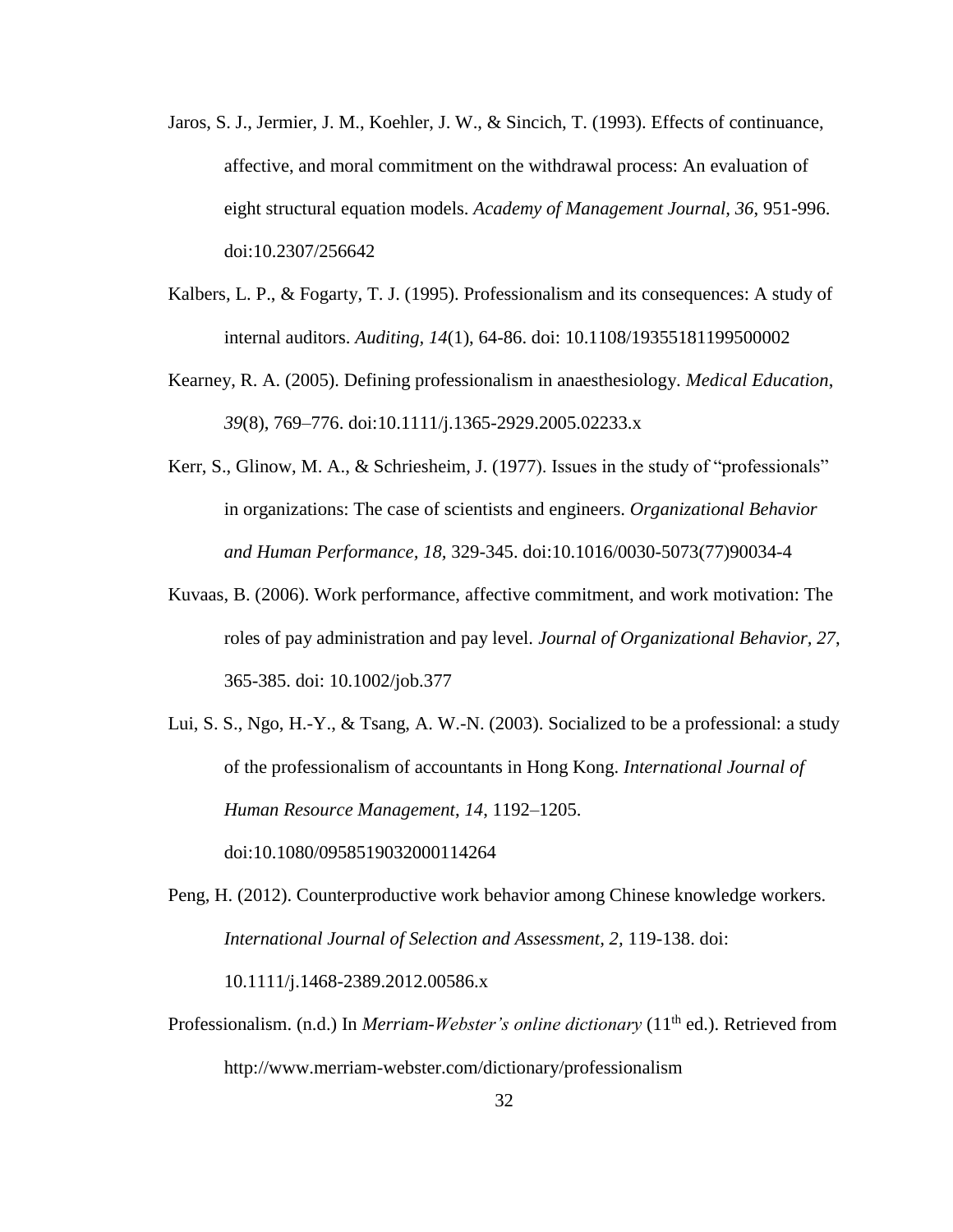Jaros, S. J., Jermier, J. M., Koehler, J. W., & Sincich, T. (1993). Effects of continuance, affective, and moral commitment on the withdrawal process: An evaluation of eight structural equation models. *Academy of Management Journal*, *36*, 951-996. doi:10.2307/256642

Kalbers, L. P., & Fogarty, T. J. (1995). Professionalism and its consequences: A study of internal auditors. *Auditing, 14*(1), 64-86. doi: 10.1108/19355181199500002

Kearney, R. A. (2005). Defining professionalism in anaesthesiology. *Medical Education*, *39*(8), 769–776. doi:10.1111/j.1365-2929.2005.02233.x

Kerr, S., Glinow, M. A., & Schriesheim, J. (1977). Issues in the study of "professionals" in organizations: The case of scientists and engineers. *Organizational Behavior and Human Performance*, *18*, 329-345. doi:10.1016/0030-5073(77)90034-4

Kuvaas, B. (2006). Work performance, affective commitment, and work motivation: The roles of pay administration and pay level. *Journal of Organizational Behavior, 27*, 365-385. doi: 10.1002/job.377

Lui, S. S., Ngo, H.-Y., & Tsang, A. W.-N. (2003). Socialized to be a professional: a study of the professionalism of accountants in Hong Kong. *International Journal of Human Resource Management*, *14*, 1192–1205. doi:10.1080/0958519032000114264

Peng, H. (2012). Counterproductive work behavior among Chinese knowledge workers. *International Journal of Selection and Assessment, 2,* 119-138. doi: 10.1111/j.1468-2389.2012.00586.x

Professionalism. (n.d.) In *Merriam-Webster's online dictionary* (11th ed.). Retrieved from http://www.merriam-webster.com/dictionary/professionalism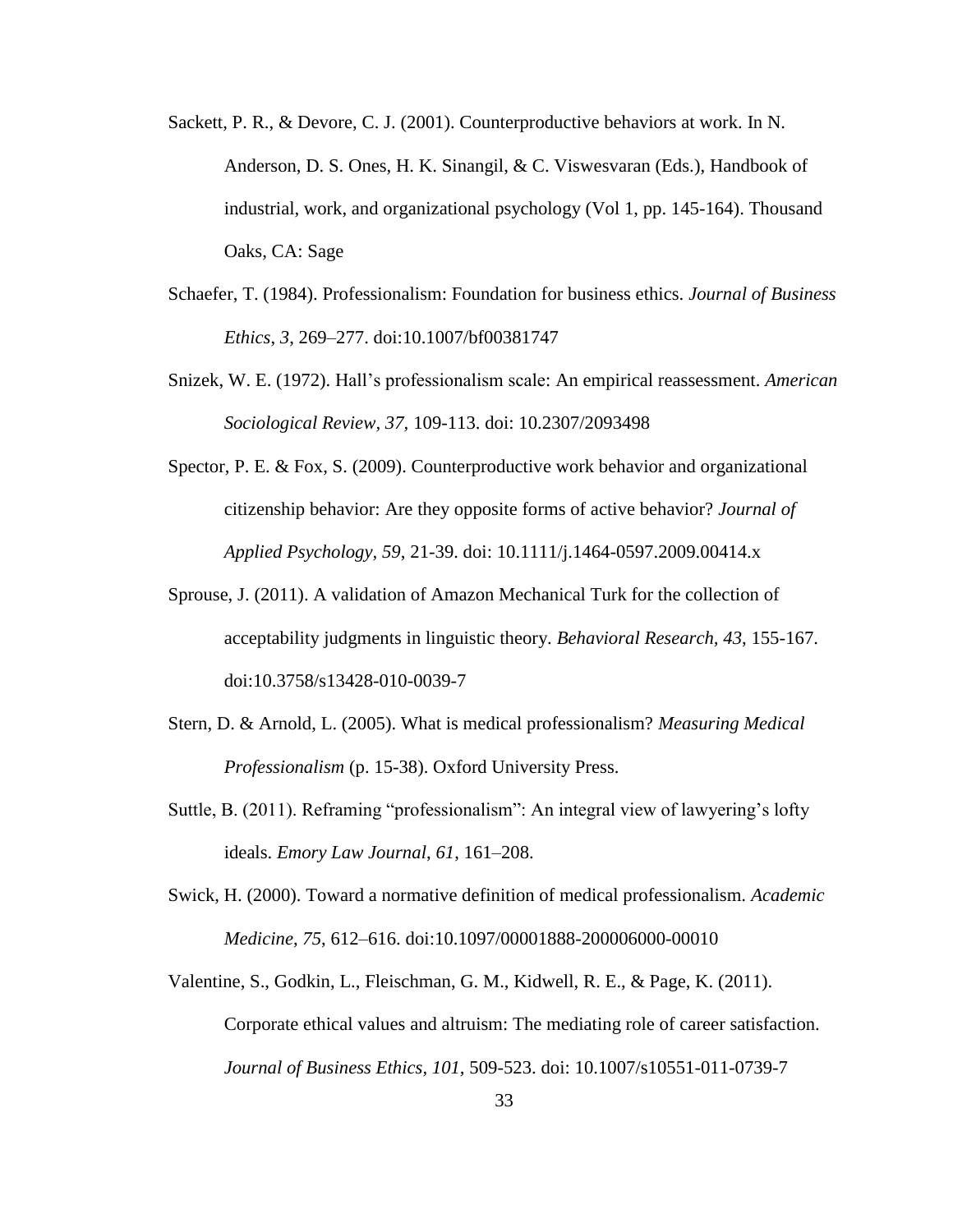Sackett, P. R., & Devore, C. J. (2001). Counterproductive behaviors at work. In N. Anderson, D. S. Ones, H. K. Sinangil, & C. Viswesvaran (Eds.), Handbook of industrial, work, and organizational psychology (Vol 1, pp. 145-164). Thousand Oaks, CA: Sage

Schaefer, T. (1984). Professionalism: Foundation for business ethics. *Journal of Business Ethics*, *3*, 269–277. doi:10.1007/bf00381747

Snizek, W. E. (1972). Hall's professionalism scale: An empirical reassessment. *American Sociological Review*, *37*, 109-113. doi: 10.2307/2093498

Spector, P. E. & Fox, S. (2009). Counterproductive work behavior and organizational citizenship behavior: Are they opposite forms of active behavior? *Journal of Applied Psychology*, *59*, 21-39. doi: 10.1111/j.1464-0597.2009.00414.x

Sprouse, J. (2011). A validation of Amazon Mechanical Turk for the collection of acceptability judgments in linguistic theory. *Behavioral Research, 43*, 155-167. doi:10.3758/s13428-010-0039-7

Stern, D. & Arnold, L. (2005). What is medical professionalism? *Measuring Medical Professionalism* (p. 15-38). Oxford University Press.

Suttle, B. (2011). Reframing "professionalism": An integral view of lawyering's lofty ideals. *Emory Law Journal*, *61*, 161–208.

Swick, H. (2000). Toward a normative definition of medical professionalism. *Academic Medicine*, *75*, 612–616. doi:10.1097/00001888-200006000-00010

Valentine, S., Godkin, L., Fleischman, G. M., Kidwell, R. E., & Page, K. (2011). Corporate ethical values and altruism: The mediating role of career satisfaction. *Journal of Business Ethics*, *101*, 509-523. doi: 10.1007/s10551-011-0739-7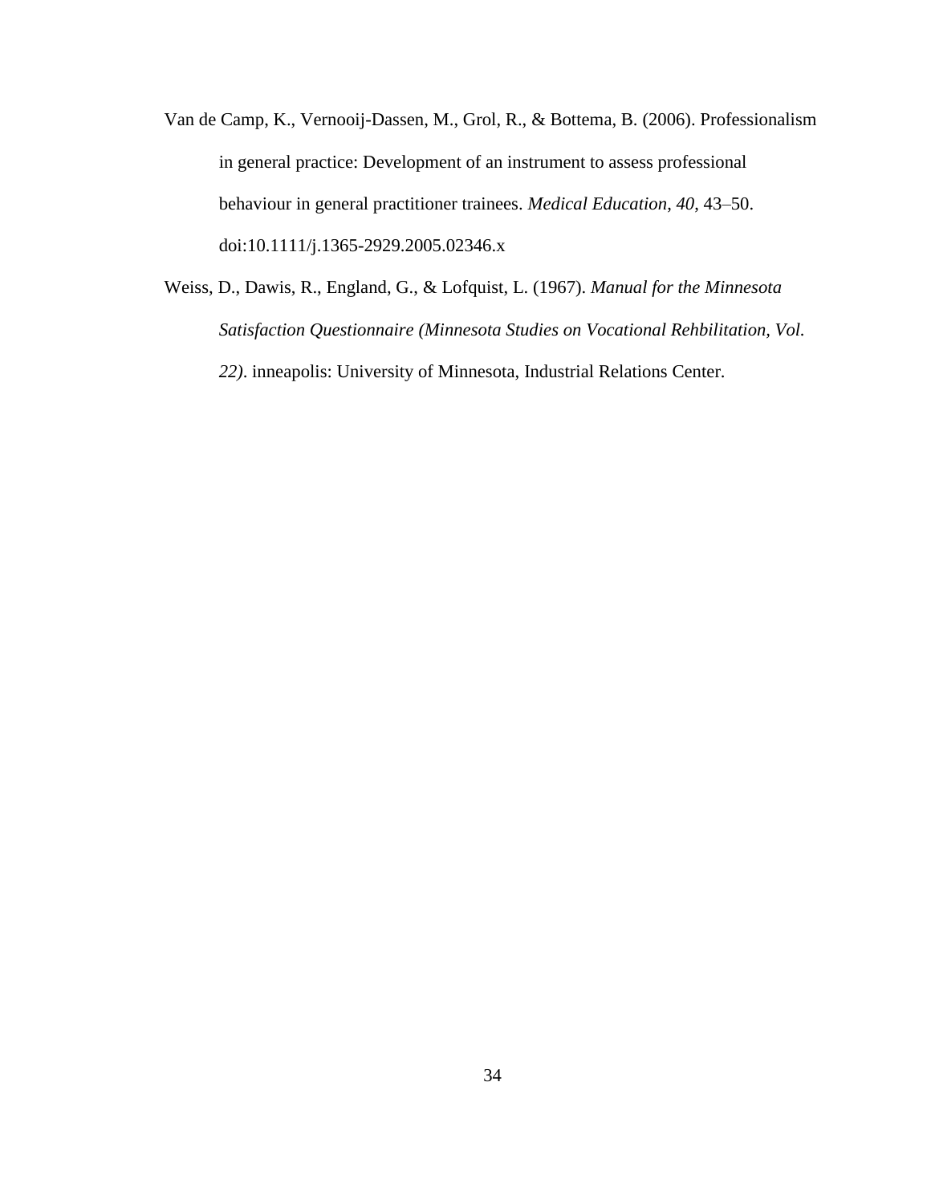Van de Camp, K., Vernooij-Dassen, M., Grol, R., & Bottema, B. (2006). Professionalism in general practice: Development of an instrument to assess professional behaviour in general practitioner trainees. *Medical Education*, *40*, 43–50. doi:10.1111/j.1365-2929.2005.02346.x

Weiss, D., Dawis, R., England, G., & Lofquist, L. (1967). *Manual for the Minnesota Satisfaction Questionnaire (Minnesota Studies on Vocational Rehbilitation, Vol. 22)*. inneapolis: University of Minnesota, Industrial Relations Center.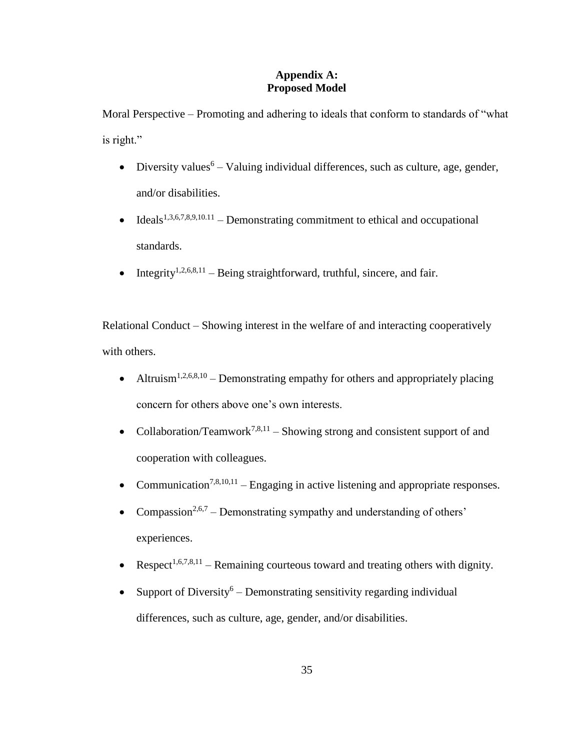# Appendix A: Proposed Model

Moral Perspective – Promoting and adhering to ideals that conform to standards of "what is right."

- Diversity values[6] – Valuing individual differences, such as culture, age, gender, and/or disabilities.
- Ideals[1,3,6,7,8,9,10.11] – Demonstrating commitment to ethical and occupational standards.
- Integrity[1,2,6,8,11] – Being straightforward, truthful, sincere, and fair.

Relational Conduct – Showing interest in the welfare of and interacting cooperatively with others.

- Altruism[1,2,6,8,10] – Demonstrating empathy for others and appropriately placing concern for others above one's own interests.
- Collaboration/Teamwork[7,8,11] – Showing strong and consistent support of and cooperation with colleagues.
- Communication[7,8,10,11] – Engaging in active listening and appropriate responses.
- Compassion[2,6,7] – Demonstrating sympathy and understanding of others' experiences.
- Respect[1,6,7,8,11] – Remaining courteous toward and treating others with dignity.
- Support of Diversity[6] – Demonstrating sensitivity regarding individual differences, such as culture, age, gender, and/or disabilities.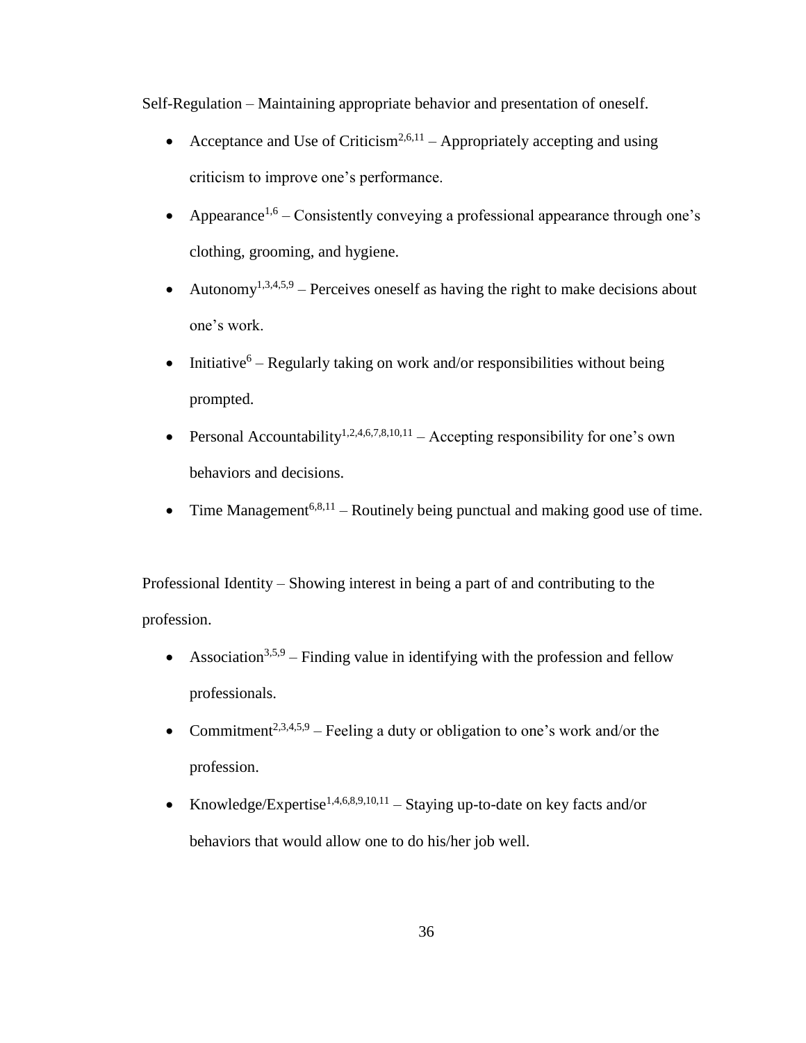Self-Regulation – Maintaining appropriate behavior and presentation of oneself.

- Acceptance and Use of Criticism[2,6,11] – Appropriately accepting and using criticism to improve one's performance.
- Appearance[1,6] – Consistently conveying a professional appearance through one's clothing, grooming, and hygiene.
- Autonomy[1,3,4,5,9] – Perceives oneself as having the right to make decisions about one's work.
- Initiative[6] – Regularly taking on work and/or responsibilities without being prompted.
- Personal Accountability[1,2,4,6,7,8,10,11] – Accepting responsibility for one's own behaviors and decisions.
- Time Management[6,8,11] – Routinely being punctual and making good use of time.

Professional Identity – Showing interest in being a part of and contributing to the profession.

- Association[3,5,9] – Finding value in identifying with the profession and fellow professionals.
- Commitment[2,3,4,5,9] – Feeling a duty or obligation to one's work and/or the profession.
- Knowledge/Expertise[1,4,6,8,9,10,11] – Staying up-to-date on key facts and/or behaviors that would allow one to do his/her job well.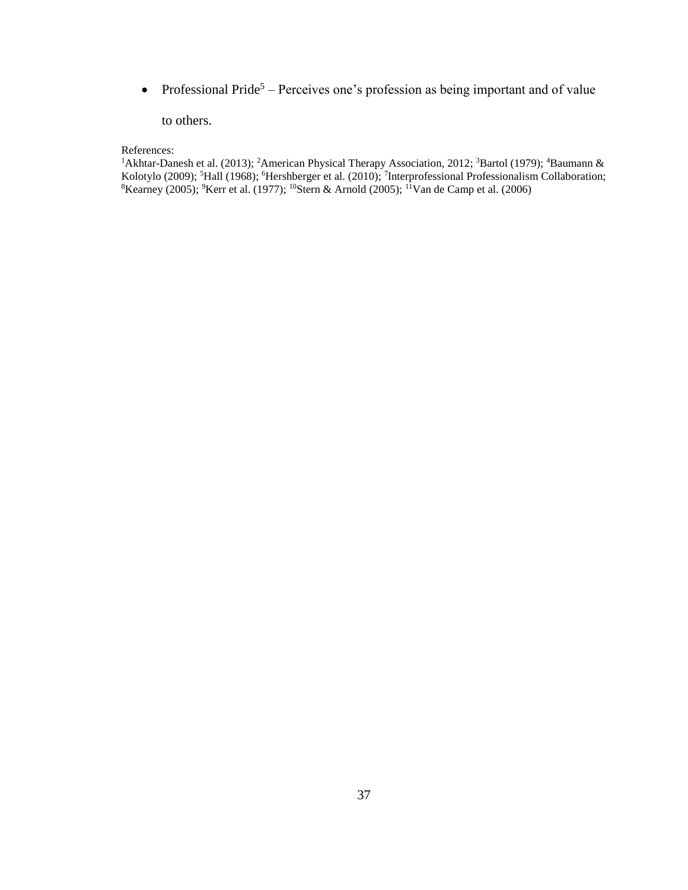- Professional Pride[5] – Perceives one's profession as being important and of value to others.

References:
[1]Akhtar-Danesh et al. (2013); [2]American Physical Therapy Association, 2012; [3]Bartol (1979); [4]Baumann & Kolotylo (2009); [5]Hall (1968); [6]Hershberger et al. (2010); [7]Interprofessional Professionalism Collaboration; [8]Kearney (2005); [9]Kerr et al. (1977); [10]Stern & Arnold (2005); [11]Van de Camp et al. (2006)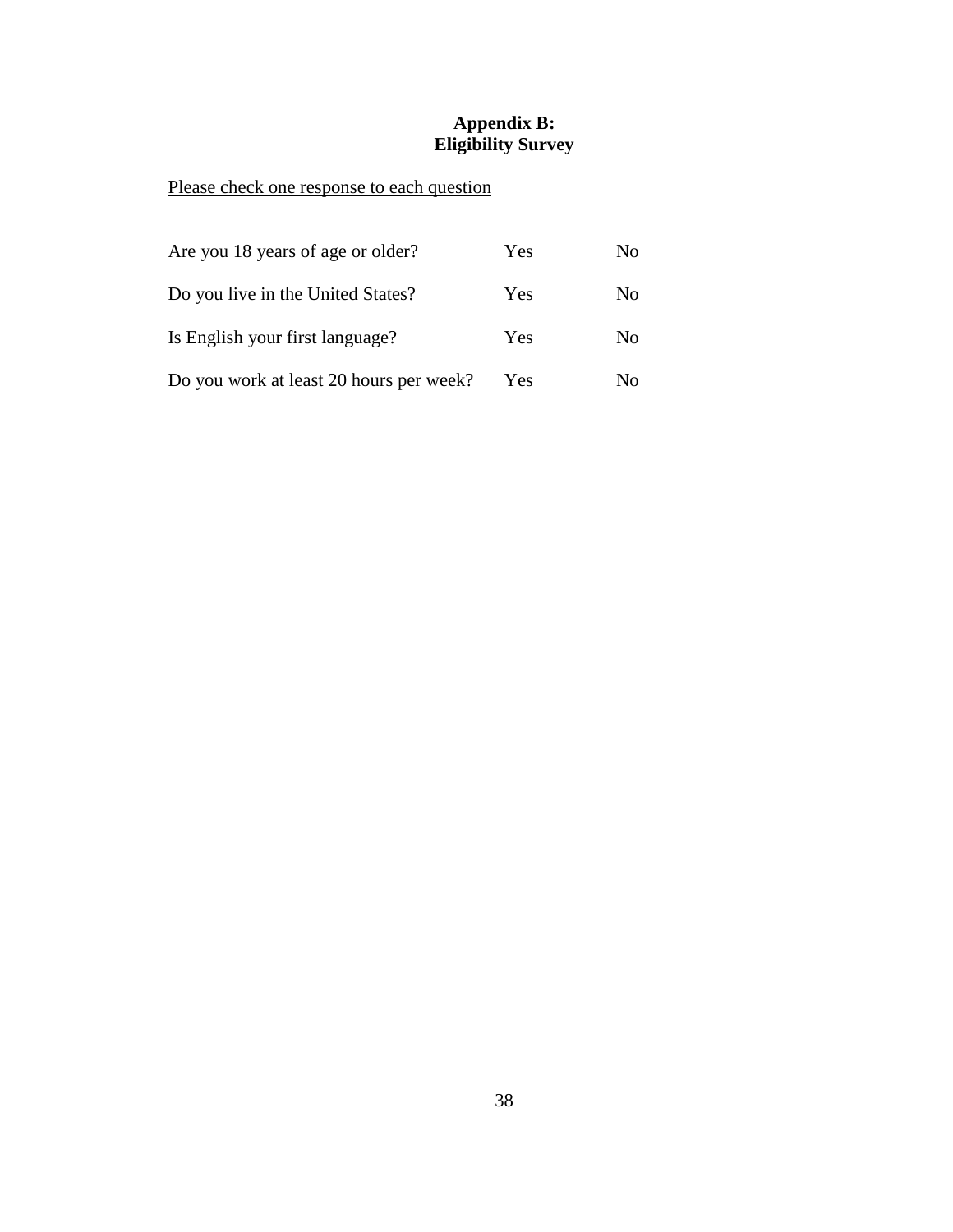# Appendix B: Eligibility Survey

<u>Please check one response to each question</u>

| | | |
|---|---|---|
| Are you 18 years of age or older? | Yes | No |
| Do you live in the United States? | Yes | No |
| Is English your first language? | Yes | No |
| Do you work at least 20 hours per week? | Yes | No |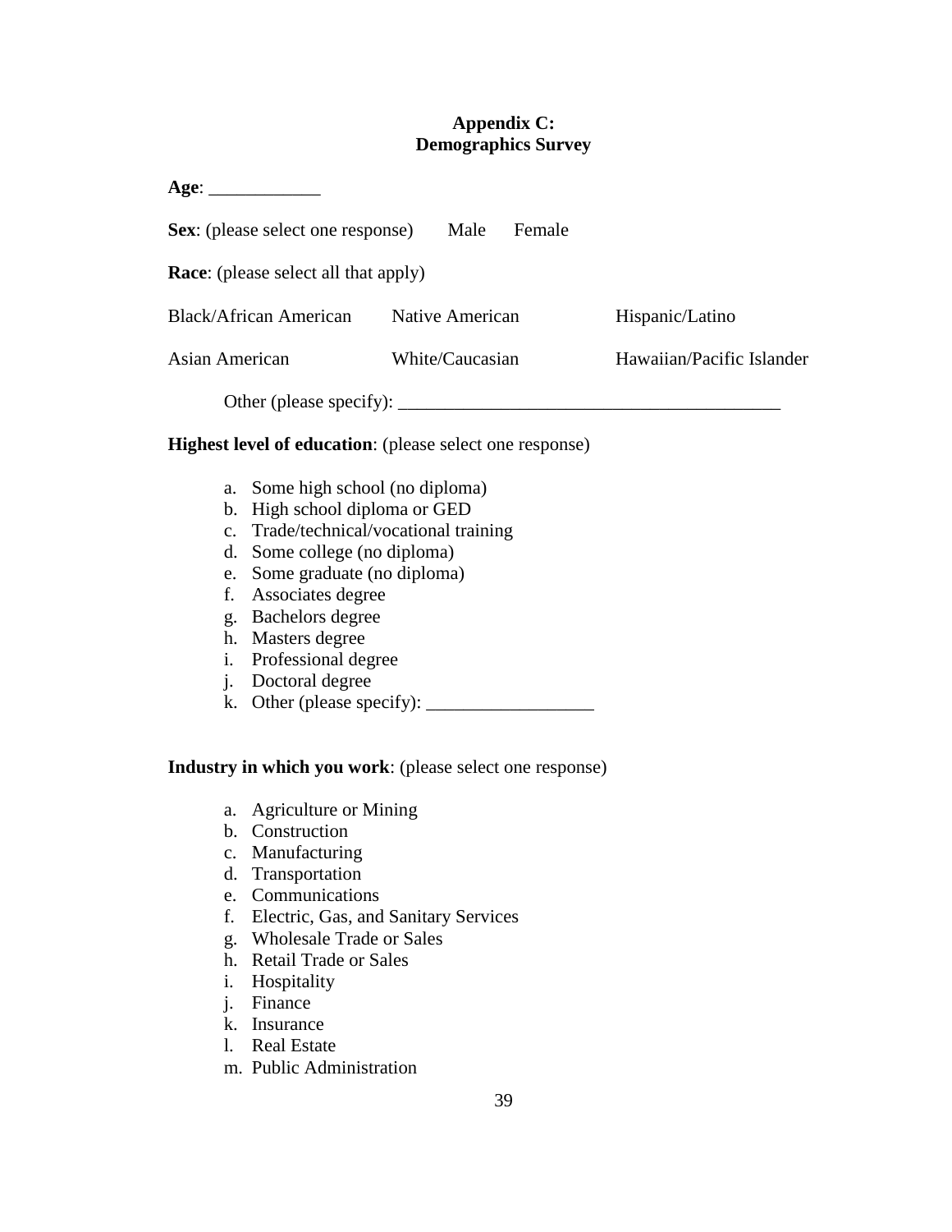## Appendix C:
## Demographics Survey

**Age**: ____________

**Sex**: (please select one response)  Male  Female

**Race**: (please select all that apply)

| | | |
|---|---|---|
| Black/African American | Native American | Hispanic/Latino |
| Asian American | White/Caucasian | Hawaiian/Pacific Islander |

Other (please specify): ________________________________________

**Highest level of education**: (please select one response)

a. Some high school (no diploma)
b. High school diploma or GED
c. Trade/technical/vocational training
d. Some college (no diploma)
e. Some graduate (no diploma)
f. Associates degree
g. Bachelors degree
h. Masters degree
i. Professional degree
j. Doctoral degree
k. Other (please specify): __________________

**Industry in which you work**: (please select one response)

a. Agriculture or Mining
b. Construction
c. Manufacturing
d. Transportation
e. Communications
f. Electric, Gas, and Sanitary Services
g. Wholesale Trade or Sales
h. Retail Trade or Sales
i. Hospitality
j. Finance
k. Insurance
l. Real Estate
m. Public Administration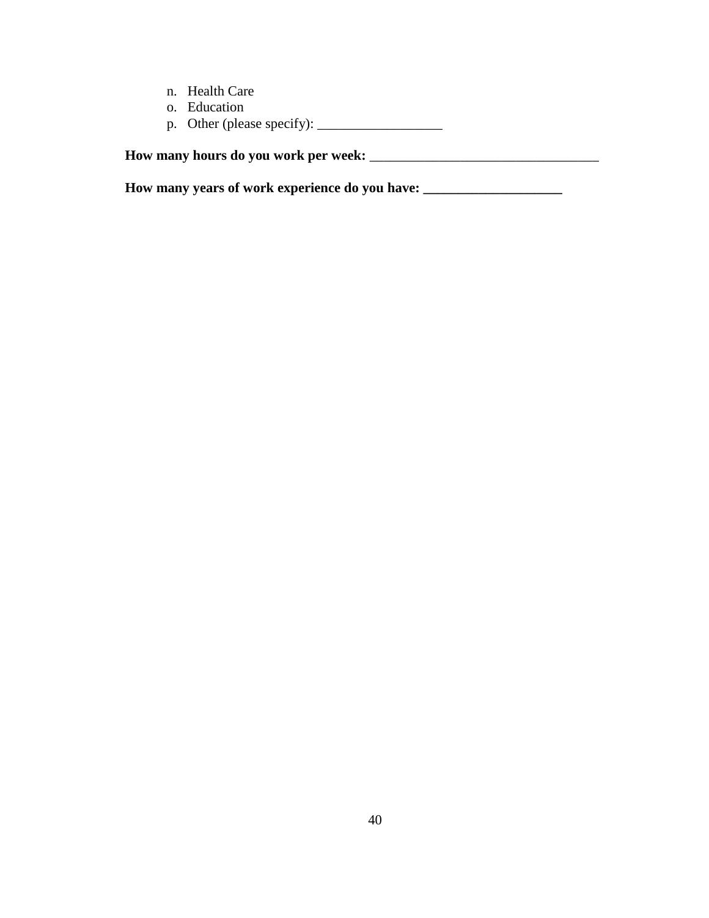n. Health Care
o. Education
p. Other (please specify): __________________

**How many hours do you work per week:** _________________________________

**How many years of work experience do you have: ____________________**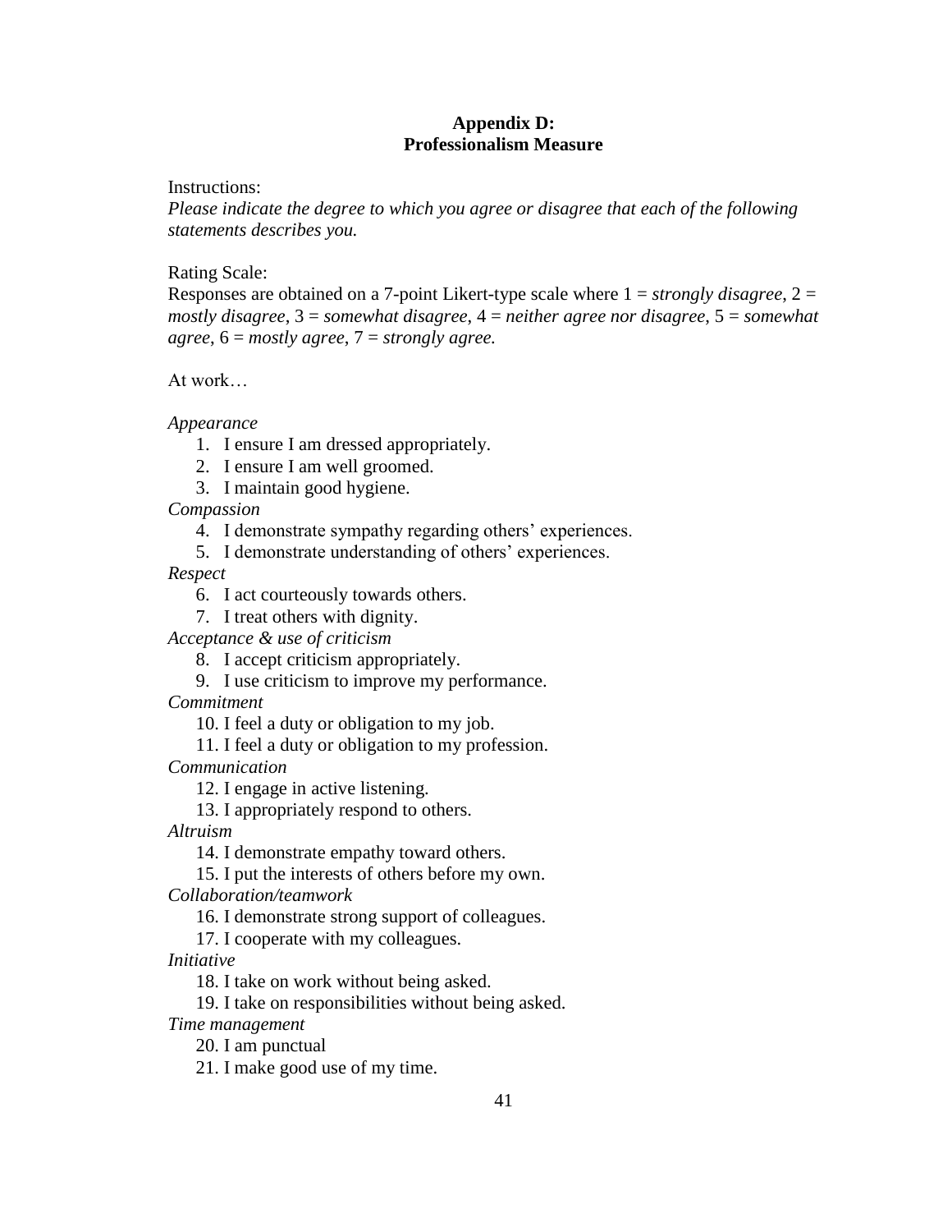## Appendix D:
## Professionalism Measure

Instructions:
*Please indicate the degree to which you agree or disagree that each of the following statements describes you.*

Rating Scale:
Responses are obtained on a 7-point Likert-type scale where 1 = *strongly disagree*, 2 = *mostly disagree*, 3 = *somewhat disagree*, 4 = *neither agree nor disagree*, 5 = *somewhat agree*, 6 = *mostly agree*, 7 = *strongly agree.*

At work…

*Appearance*

1. I ensure I am dressed appropriately.
2. I ensure I am well groomed.
3. I maintain good hygiene.

*Compassion*

4. I demonstrate sympathy regarding others' experiences.
5. I demonstrate understanding of others' experiences.

*Respect*

6. I act courteously towards others.
7. I treat others with dignity.

*Acceptance & use of criticism*

8. I accept criticism appropriately.
9. I use criticism to improve my performance.

*Commitment*

10. I feel a duty or obligation to my job.
11. I feel a duty or obligation to my profession.

*Communication*

12. I engage in active listening.
13. I appropriately respond to others.

*Altruism*

14. I demonstrate empathy toward others.
15. I put the interests of others before my own.

*Collaboration/teamwork*

16. I demonstrate strong support of colleagues.
17. I cooperate with my colleagues.

*Initiative*

18. I take on work without being asked.
19. I take on responsibilities without being asked.

*Time management*

20. I am punctual
21. I make good use of my time.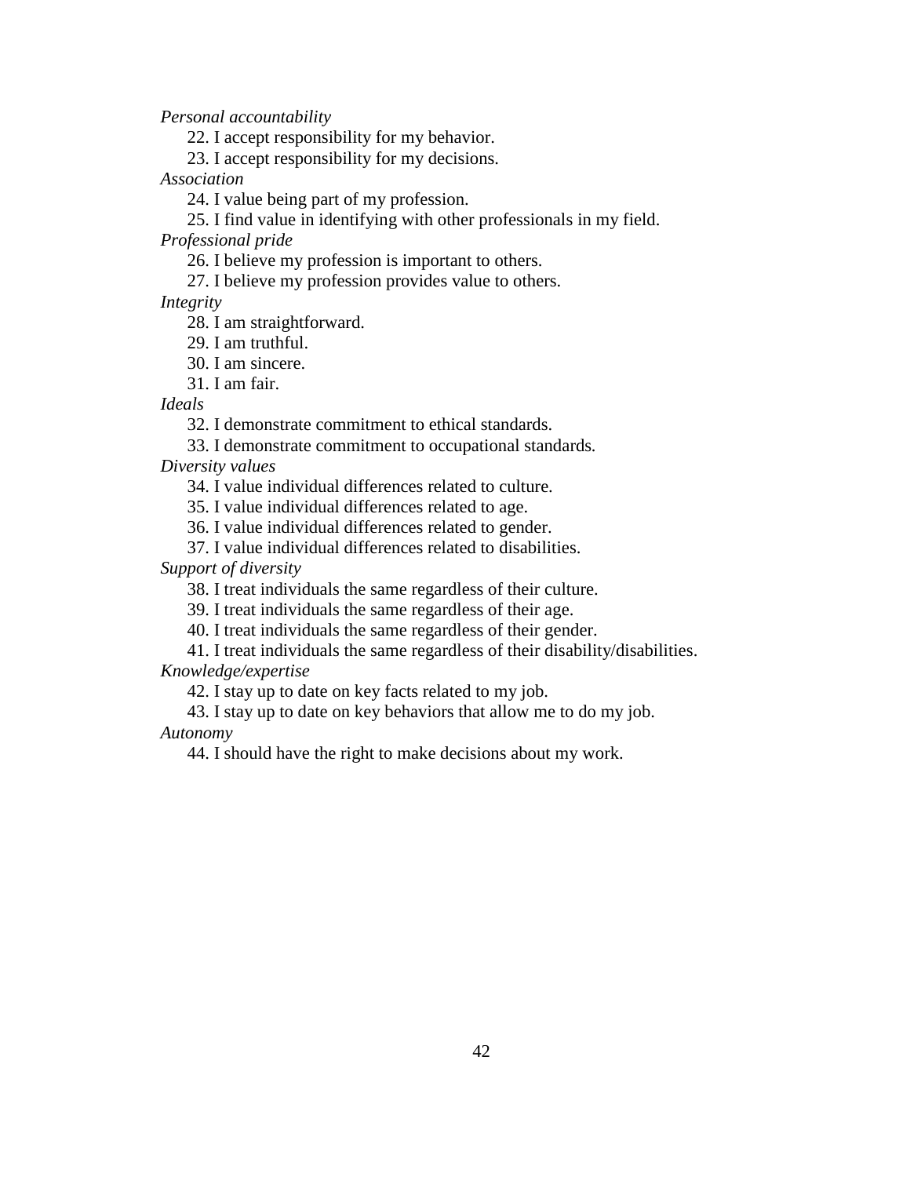*Personal accountability*

22. I accept responsibility for my behavior.
23. I accept responsibility for my decisions.

*Association*

24. I value being part of my profession.
25. I find value in identifying with other professionals in my field.

*Professional pride*

26. I believe my profession is important to others.
27. I believe my profession provides value to others.

*Integrity*

28. I am straightforward.
29. I am truthful.
30. I am sincere.
31. I am fair.

*Ideals*

32. I demonstrate commitment to ethical standards.
33. I demonstrate commitment to occupational standards.

*Diversity values*

34. I value individual differences related to culture.
35. I value individual differences related to age.
36. I value individual differences related to gender.
37. I value individual differences related to disabilities.

*Support of diversity*

38. I treat individuals the same regardless of their culture.
39. I treat individuals the same regardless of their age.
40. I treat individuals the same regardless of their gender.
41. I treat individuals the same regardless of their disability/disabilities.

*Knowledge/expertise*

42. I stay up to date on key facts related to my job.
43. I stay up to date on key behaviors that allow me to do my job.

*Autonomy*

44. I should have the right to make decisions about my work.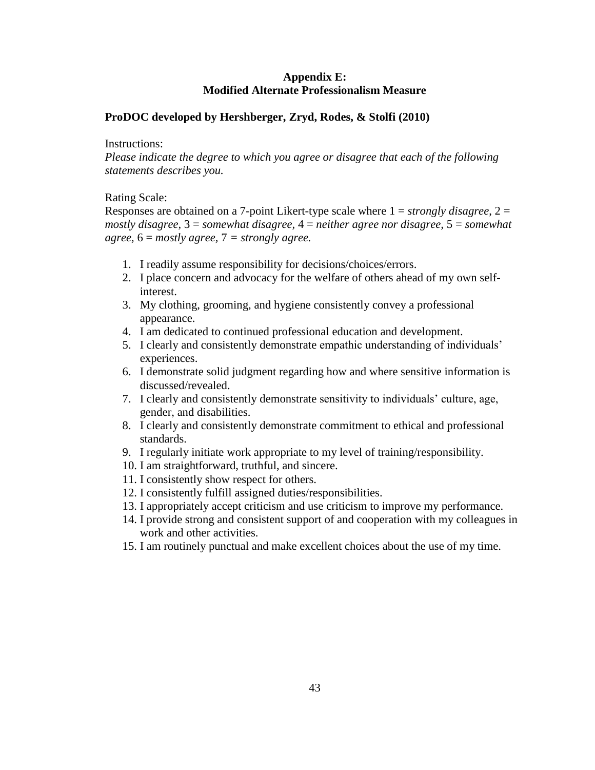# Appendix E:
# Modified Alternate Professionalism Measure

**ProDOC developed by Hershberger, Zryd, Rodes, & Stolfi (2010)**

Instructions:

*Please indicate the degree to which you agree or disagree that each of the following statements describes you.*

Rating Scale:

Responses are obtained on a 7-point Likert-type scale where 1 = *strongly disagree*, 2 = *mostly disagree*, 3 = *somewhat disagree*, 4 = *neither agree nor disagree*, 5 = *somewhat agree*, 6 = *mostly agree*, 7 = *strongly agree.*

1. I readily assume responsibility for decisions/choices/errors.
2. I place concern and advocacy for the welfare of others ahead of my own self-interest.
3. My clothing, grooming, and hygiene consistently convey a professional appearance.
4. I am dedicated to continued professional education and development.
5. I clearly and consistently demonstrate empathic understanding of individuals' experiences.
6. I demonstrate solid judgment regarding how and where sensitive information is discussed/revealed.
7. I clearly and consistently demonstrate sensitivity to individuals' culture, age, gender, and disabilities.
8. I clearly and consistently demonstrate commitment to ethical and professional standards.
9. I regularly initiate work appropriate to my level of training/responsibility.
10. I am straightforward, truthful, and sincere.
11. I consistently show respect for others.
12. I consistently fulfill assigned duties/responsibilities.
13. I appropriately accept criticism and use criticism to improve my performance.
14. I provide strong and consistent support of and cooperation with my colleagues in work and other activities.
15. I am routinely punctual and make excellent choices about the use of my time.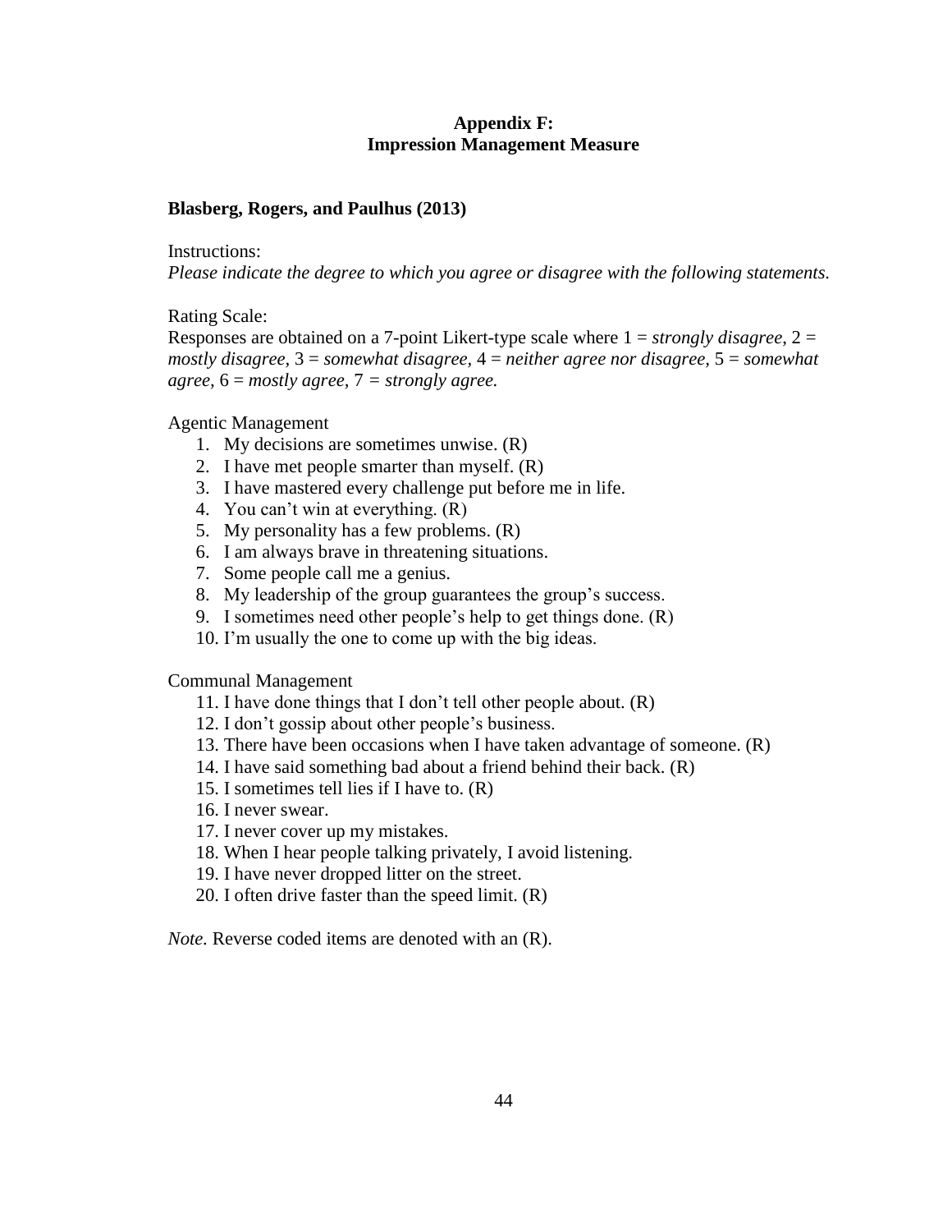# Appendix F:
# Impression Management Measure

**Blasberg, Rogers, and Paulhus (2013)**

Instructions:
*Please indicate the degree to which you agree or disagree with the following statements.*

Rating Scale:
Responses are obtained on a 7-point Likert-type scale where 1 = *strongly disagree*, 2 = *mostly disagree*, 3 = *somewhat disagree*, 4 = *neither agree nor disagree*, 5 = *somewhat agree*, 6 = *mostly agree*, 7 = *strongly agree.*

Agentic Management

1. My decisions are sometimes unwise. (R)
2. I have met people smarter than myself. (R)
3. I have mastered every challenge put before me in life.
4. You can't win at everything. (R)
5. My personality has a few problems. (R)
6. I am always brave in threatening situations.
7. Some people call me a genius.
8. My leadership of the group guarantees the group's success.
9. I sometimes need other people's help to get things done. (R)
10. I'm usually the one to come up with the big ideas.

Communal Management

11. I have done things that I don't tell other people about. (R)
12. I don't gossip about other people's business.
13. There have been occasions when I have taken advantage of someone. (R)
14. I have said something bad about a friend behind their back. (R)
15. I sometimes tell lies if I have to. (R)
16. I never swear.
17. I never cover up my mistakes.
18. When I hear people talking privately, I avoid listening.
19. I have never dropped litter on the street.
20. I often drive faster than the speed limit. (R)

*Note.* Reverse coded items are denoted with an (R).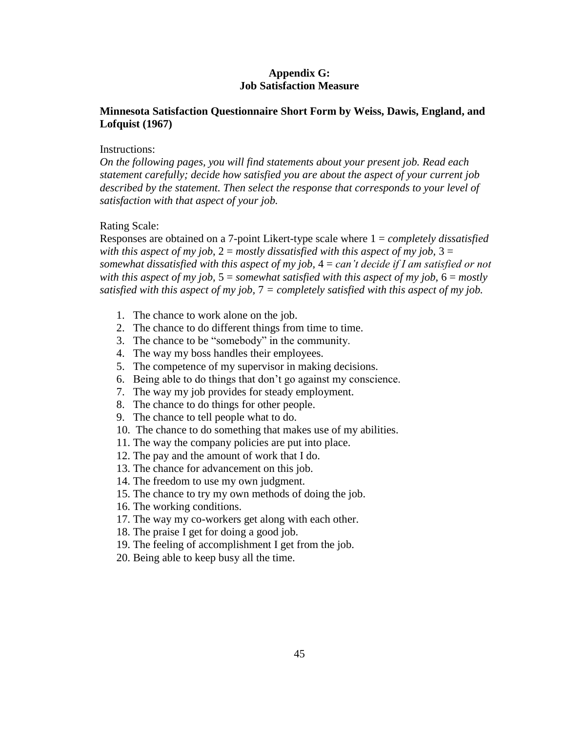## Appendix G:
## Job Satisfaction Measure

### Minnesota Satisfaction Questionnaire Short Form by Weiss, Dawis, England, and Lofquist (1967)

Instructions:

*On the following pages, you will find statements about your present job. Read each statement carefully; decide how satisfied you are about the aspect of your current job described by the statement. Then select the response that corresponds to your level of satisfaction with that aspect of your job.*

Rating Scale:

Responses are obtained on a 7-point Likert-type scale where 1 = *completely dissatisfied with this aspect of my job*, 2 = *mostly dissatisfied with this aspect of my job*, 3 = *somewhat dissatisfied with this aspect of my job*, 4 = *can't decide if I am satisfied or not with this aspect of my job*, 5 = *somewhat satisfied with this aspect of my job*, 6 = *mostly satisfied with this aspect of my job*, 7 = *completely satisfied with this aspect of my job.*

1. The chance to work alone on the job.
2. The chance to do different things from time to time.
3. The chance to be "somebody" in the community.
4. The way my boss handles their employees.
5. The competence of my supervisor in making decisions.
6. Being able to do things that don't go against my conscience.
7. The way my job provides for steady employment.
8. The chance to do things for other people.
9. The chance to tell people what to do.
10. The chance to do something that makes use of my abilities.
11. The way the company policies are put into place.
12. The pay and the amount of work that I do.
13. The chance for advancement on this job.
14. The freedom to use my own judgment.
15. The chance to try my own methods of doing the job.
16. The working conditions.
17. The way my co-workers get along with each other.
18. The praise I get for doing a good job.
19. The feeling of accomplishment I get from the job.
20. Being able to keep busy all the time.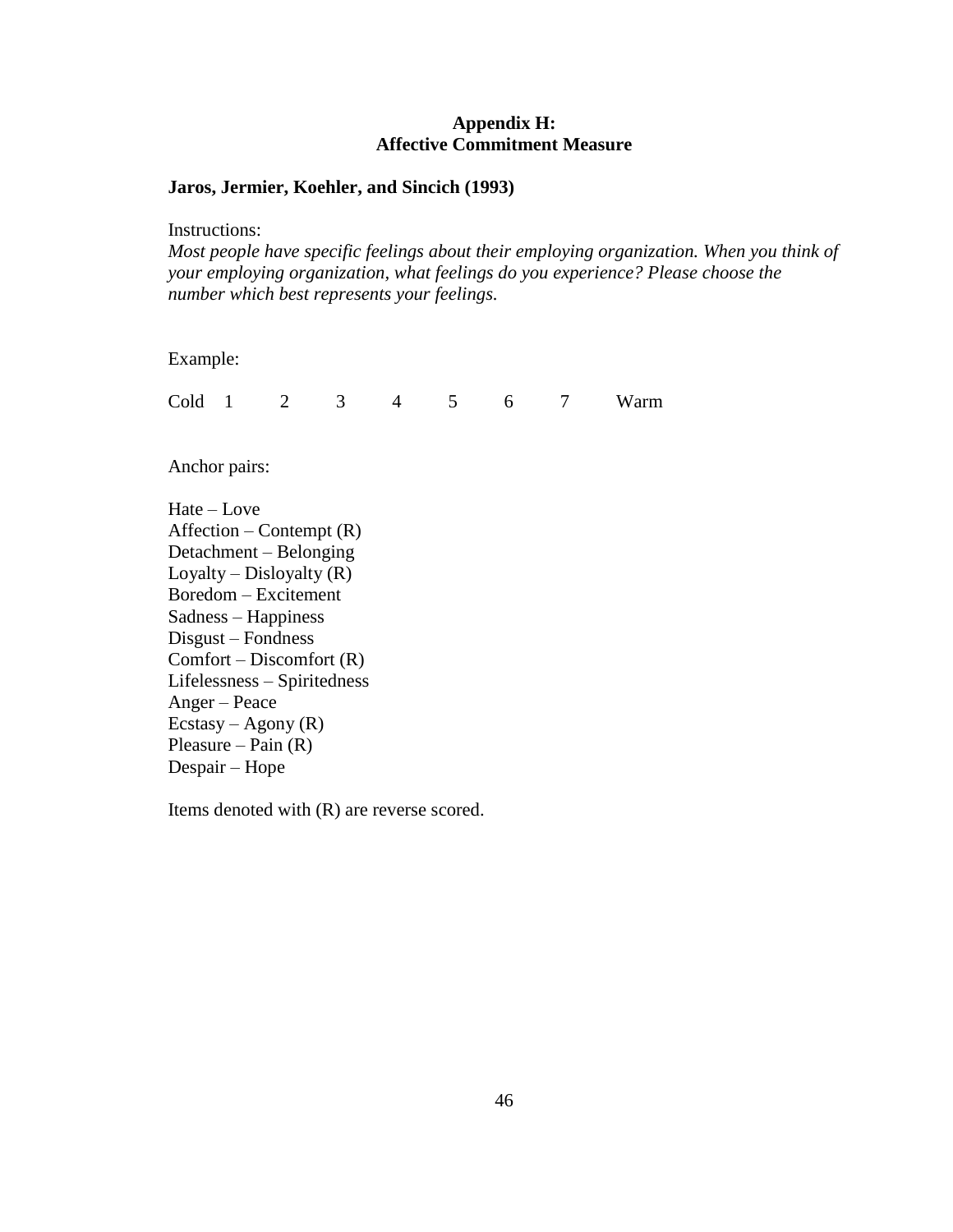## Appendix H:
## Affective Commitment Measure

**Jaros, Jermier, Koehler, and Sincich (1993)**

Instructions:

*Most people have specific feelings about their employing organization. When you think of your employing organization, what feelings do you experience? Please choose the number which best represents your feelings.*

Example:

Cold 1 2 3 4 5 6 7 Warm

Anchor pairs:

Hate – Love
Affection – Contempt (R)
Detachment – Belonging
Loyalty – Disloyalty (R)
Boredom – Excitement
Sadness – Happiness
Disgust – Fondness
Comfort – Discomfort (R)
Lifelessness – Spiritedness
Anger – Peace
Ecstasy – Agony (R)
Pleasure – Pain (R)
Despair – Hope

Items denoted with (R) are reverse scored.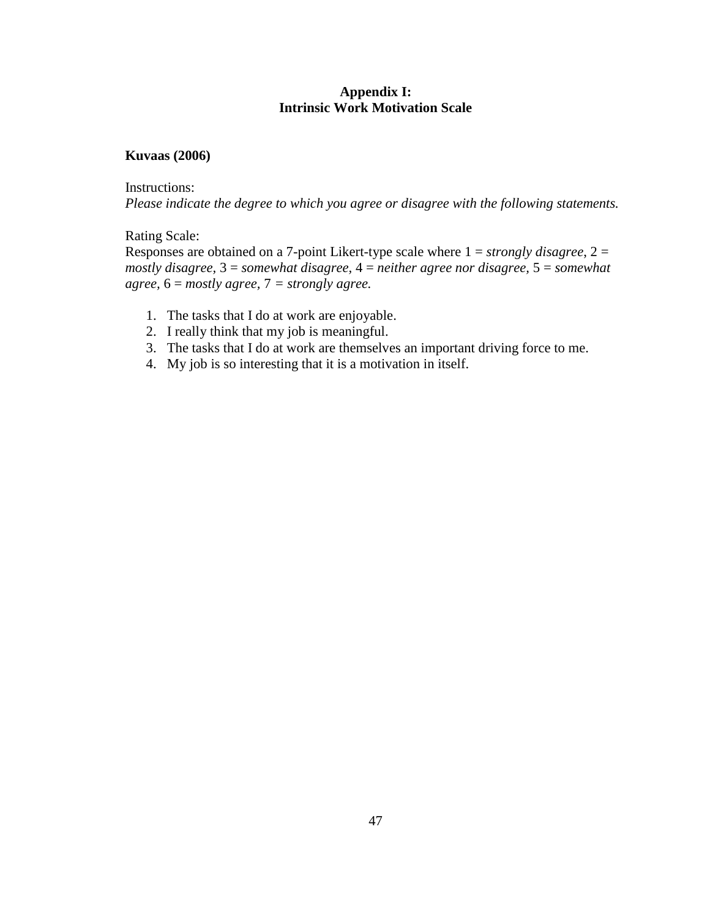# Appendix I:
# Intrinsic Work Motivation Scale

**Kuvaas (2006)**

Instructions:
*Please indicate the degree to which you agree or disagree with the following statements.*

Rating Scale:
Responses are obtained on a 7-point Likert-type scale where 1 = *strongly disagree*, 2 = *mostly disagree*, 3 = *somewhat disagree*, 4 = *neither agree nor disagree*, 5 = *somewhat agree*, 6 = *mostly agree*, 7 = *strongly agree.*

1. The tasks that I do at work are enjoyable.
2. I really think that my job is meaningful.
3. The tasks that I do at work are themselves an important driving force to me.
4. My job is so interesting that it is a motivation in itself.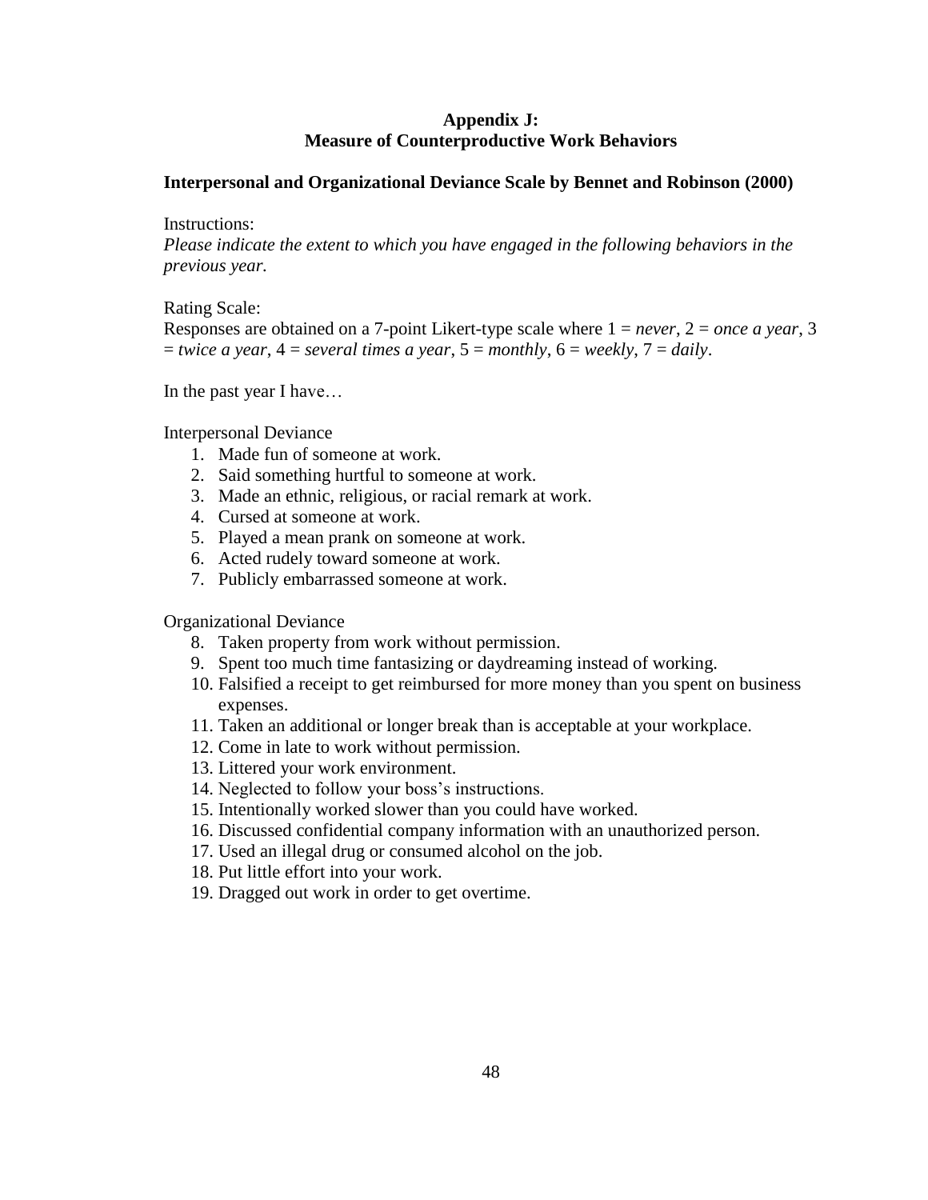## Appendix J:
## Measure of Counterproductive Work Behaviors

**Interpersonal and Organizational Deviance Scale by Bennet and Robinson (2000)**

Instructions:
*Please indicate the extent to which you have engaged in the following behaviors in the previous year.*

Rating Scale:
Responses are obtained on a 7-point Likert-type scale where 1 = *never*, 2 = *once a year*, 3 = *twice a year*, 4 = *several times a year*, 5 = *monthly*, 6 = *weekly*, 7 = *daily*.

In the past year I have…

Interpersonal Deviance

1. Made fun of someone at work.
2. Said something hurtful to someone at work.
3. Made an ethnic, religious, or racial remark at work.
4. Cursed at someone at work.
5. Played a mean prank on someone at work.
6. Acted rudely toward someone at work.
7. Publicly embarrassed someone at work.

Organizational Deviance

8. Taken property from work without permission.
9. Spent too much time fantasizing or daydreaming instead of working.
10. Falsified a receipt to get reimbursed for more money than you spent on business expenses.
11. Taken an additional or longer break than is acceptable at your workplace.
12. Come in late to work without permission.
13. Littered your work environment.
14. Neglected to follow your boss's instructions.
15. Intentionally worked slower than you could have worked.
16. Discussed confidential company information with an unauthorized person.
17. Used an illegal drug or consumed alcohol on the job.
18. Put little effort into your work.
19. Dragged out work in order to get overtime.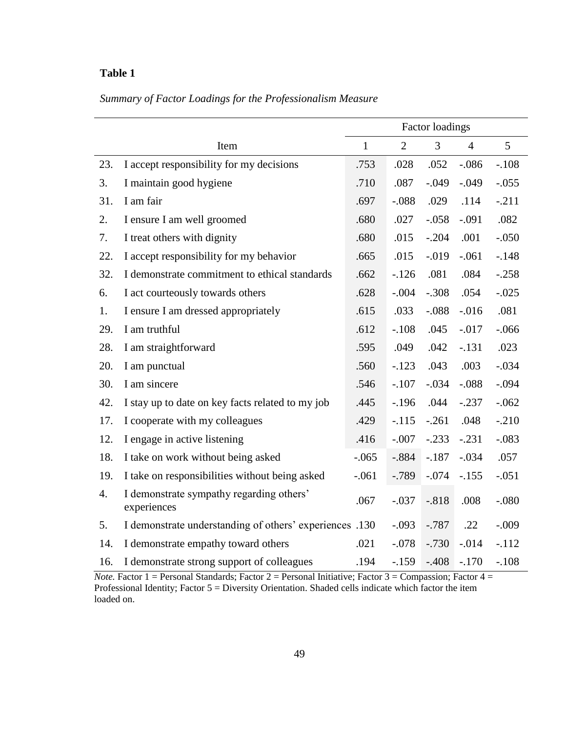**Table 1**

*Summary of Factor Loadings for the Professionalism Measure*

| | | Factor loadings | | | | |
|---|---|---|---|---|---|---|
| | Item | 1 | 2 | 3 | 4 | 5 |
| 23. | I accept responsibility for my decisions | .753 | .028 | .052 | -.086 | -.108 |
| 3. | I maintain good hygiene | .710 | .087 | -.049 | -.049 | -.055 |
| 31. | I am fair | .697 | -.088 | .029 | .114 | -.211 |
| 2. | I ensure I am well groomed | .680 | .027 | -.058 | -.091 | .082 |
| 7. | I treat others with dignity | .680 | .015 | -.204 | .001 | -.050 |
| 22. | I accept responsibility for my behavior | .665 | .015 | -.019 | -.061 | -.148 |
| 32. | I demonstrate commitment to ethical standards | .662 | -.126 | .081 | .084 | -.258 |
| 6. | I act courteously towards others | .628 | -.004 | -.308 | .054 | -.025 |
| 1. | I ensure I am dressed appropriately | .615 | .033 | -.088 | -.016 | .081 |
| 29. | I am truthful | .612 | -.108 | .045 | -.017 | -.066 |
| 28. | I am straightforward | .595 | .049 | .042 | -.131 | .023 |
| 20. | I am punctual | .560 | -.123 | .043 | .003 | -.034 |
| 30. | I am sincere | .546 | -.107 | -.034 | -.088 | -.094 |
| 42. | I stay up to date on key facts related to my job | .445 | -.196 | .044 | -.237 | -.062 |
| 17. | I cooperate with my colleagues | .429 | -.115 | -.261 | .048 | -.210 |
| 12. | I engage in active listening | .416 | -.007 | -.233 | -.231 | -.083 |
| 18. | I take on work without being asked | -.065 | -.884 | -.187 | -.034 | .057 |
| 19. | I take on responsibilities without being asked | -.061 | -.789 | -.074 | -.155 | -.051 |
| 4. | I demonstrate sympathy regarding others' experiences | .067 | -.037 | -.818 | .008 | -.080 |
| 5. | I demonstrate understanding of others' experiences | .130 | -.093 | -.787 | .22 | -.009 |
| 14. | I demonstrate empathy toward others | .021 | -.078 | -.730 | -.014 | -.112 |
| 16. | I demonstrate strong support of colleagues | .194 | -.159 | -.408 | -.170 | -.108 |

*Note.* Factor 1 = Personal Standards; Factor 2 = Personal Initiative; Factor 3 = Compassion; Factor 4 = Professional Identity; Factor 5 = Diversity Orientation. Shaded cells indicate which factor the item loaded on.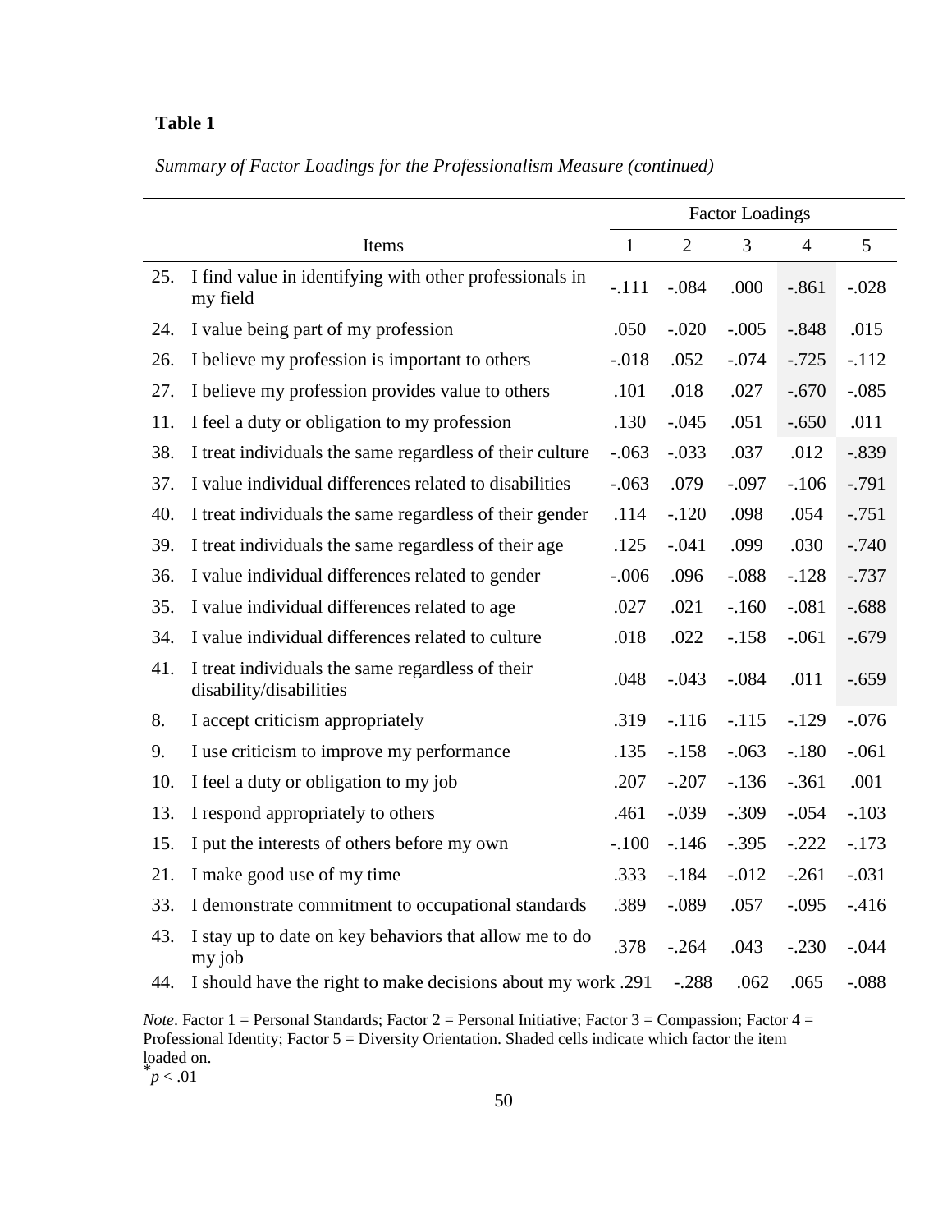**Table 1**

*Summary of Factor Loadings for the Professionalism Measure (continued)*

| | Items | Factor Loadings | | | | |
|---|---|---|---|---|---|---|
| | | 1 | 2 | 3 | 4 | 5 |
| 25. | I find value in identifying with other professionals in my field | -.111 | -.084 | .000 | -.861 | -.028 |
| 24. | I value being part of my profession | .050 | -.020 | -.005 | -.848 | .015 |
| 26. | I believe my profession is important to others | -.018 | .052 | -.074 | -.725 | -.112 |
| 27. | I believe my profession provides value to others | .101 | .018 | .027 | -.670 | -.085 |
| 11. | I feel a duty or obligation to my profession | .130 | -.045 | .051 | -.650 | .011 |
| 38. | I treat individuals the same regardless of their culture | -.063 | -.033 | .037 | .012 | -.839 |
| 37. | I value individual differences related to disabilities | -.063 | .079 | -.097 | -.106 | -.791 |
| 40. | I treat individuals the same regardless of their gender | .114 | -.120 | .098 | .054 | -.751 |
| 39. | I treat individuals the same regardless of their age | .125 | -.041 | .099 | .030 | -.740 |
| 36. | I value individual differences related to gender | -.006 | .096 | -.088 | -.128 | -.737 |
| 35. | I value individual differences related to age | .027 | .021 | -.160 | -.081 | -.688 |
| 34. | I value individual differences related to culture | .018 | .022 | -.158 | -.061 | -.679 |
| 41. | I treat individuals the same regardless of their disability/disabilities | .048 | -.043 | -.084 | .011 | -.659 |
| 8. | I accept criticism appropriately | .319 | -.116 | -.115 | -.129 | -.076 |
| 9. | I use criticism to improve my performance | .135 | -.158 | -.063 | -.180 | -.061 |
| 10. | I feel a duty or obligation to my job | .207 | -.207 | -.136 | -.361 | .001 |
| 13. | I respond appropriately to others | .461 | -.039 | -.309 | -.054 | -.103 |
| 15. | I put the interests of others before my own | -.100 | -.146 | -.395 | -.222 | -.173 |
| 21. | I make good use of my time | .333 | -.184 | -.012 | -.261 | -.031 |
| 33. | I demonstrate commitment to occupational standards | .389 | -.089 | .057 | -.095 | -.416 |
| 43. | I stay up to date on key behaviors that allow me to do my job | .378 | -.264 | .043 | -.230 | -.044 |
| 44. | I should have the right to make decisions about my work | .291 | -.288 | .062 | .065 | -.088 |

*Note*. Factor 1 = Personal Standards; Factor 2 = Personal Initiative; Factor 3 = Compassion; Factor 4 = Professional Identity; Factor 5 = Diversity Orientation. Shaded cells indicate which factor the item loaded on.
*$p < .01$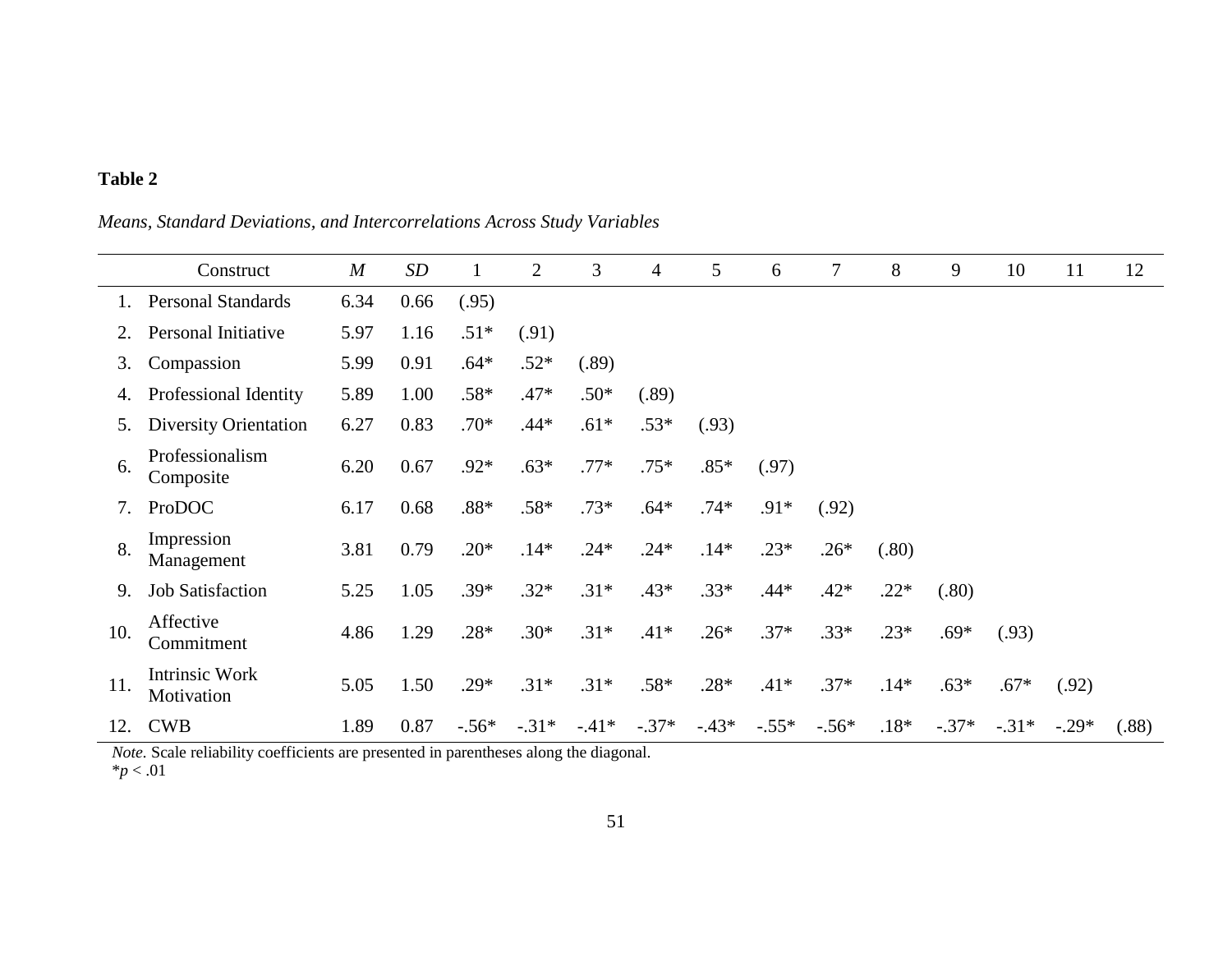**Table 2**

*Means, Standard Deviations, and Intercorrelations Across Study Variables*

| | Construct | *M* | *SD* | 1 | 2 | 3 | 4 | 5 | 6 | 7 | 8 | 9 | 10 | 11 | 12 |
|---|---|---|---|---|---|---|---|---|---|---|---|---|---|---|---|
| 1. | Personal Standards | 6.34 | 0.66 | (.95) | | | | | | | | | | | |
| 2. | Personal Initiative | 5.97 | 1.16 | .51* | (.91) | | | | | | | | | | |
| 3. | Compassion | 5.99 | 0.91 | .64* | .52* | (.89) | | | | | | | | | |
| 4. | Professional Identity | 5.89 | 1.00 | .58* | .47* | .50* | (.89) | | | | | | | | |
| 5. | Diversity Orientation | 6.27 | 0.83 | .70* | .44* | .61* | .53* | (.93) | | | | | | | |
| 6. | Professionalism Composite | 6.20 | 0.67 | .92* | .63* | .77* | .75* | .85* | (.97) | | | | | | |
| 7. | ProDOC | 6.17 | 0.68 | .88* | .58* | .73* | .64* | .74* | .91* | (.92) | | | | | |
| 8. | Impression Management | 3.81 | 0.79 | .20* | .14* | .24* | .24* | .14* | .23* | .26* | (.80) | | | | |
| 9. | Job Satisfaction | 5.25 | 1.05 | .39* | .32* | .31* | .43* | .33* | .44* | .42* | .22* | (.80) | | | |
| 10. | Affective Commitment | 4.86 | 1.29 | .28* | .30* | .31* | .41* | .26* | .37* | .33* | .23* | .69* | (.93) | | |
| 11. | Intrinsic Work Motivation | 5.05 | 1.50 | .29* | .31* | .31* | .58* | .28* | .41* | .37* | .14* | .63* | .67* | (.92) | |
| 12. | CWB | 1.89 | 0.87 | -.56* | -.31* | -.41* | -.37* | -.43* | -.55* | -.56* | .18* | -.37* | -.31* | -.29* | (.88) |

*Note.* Scale reliability coefficients are presented in parentheses along the diagonal.
*$p < .01$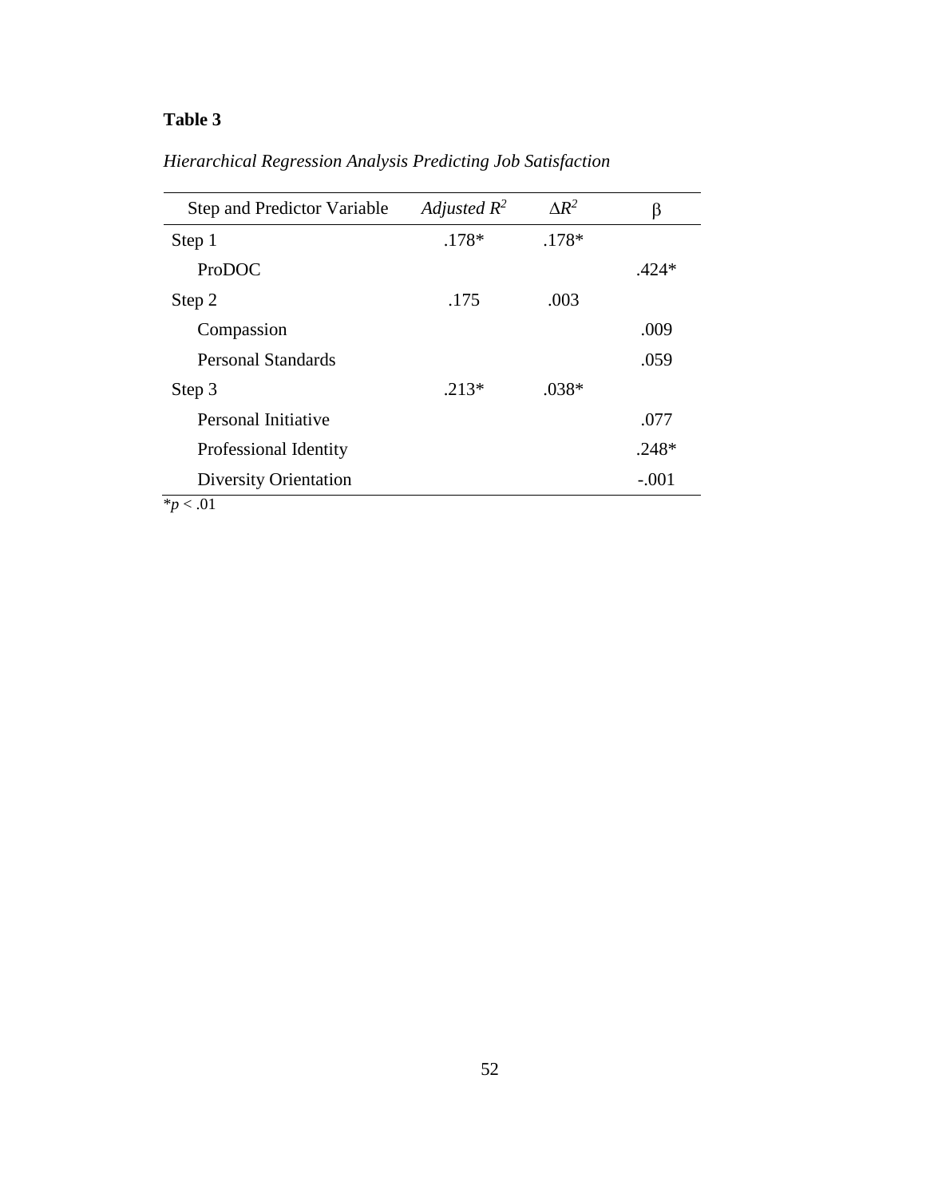**Table 3**

*Hierarchical Regression Analysis Predicting Job Satisfaction*

| Step and Predictor Variable | *Adjusted $R^2$* | $\Delta R^2$ | β |
|---|---|---|---|
| Step 1 | .178* | .178* | |
| ProDOC | | | .424* |
| Step 2 | .175 | .003 | |
| Compassion | | | .009 |
| Personal Standards | | | .059 |
| Step 3 | .213* | .038* | |
| Personal Initiative | | | .077 |
| Professional Identity | | | .248* |
| Diversity Orientation | | | -.001 |

*$p < .01$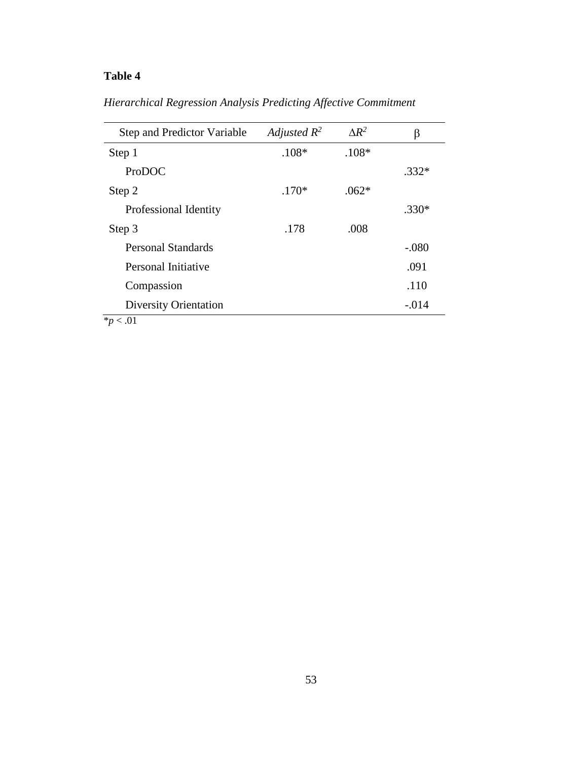**Table 4**

*Hierarchical Regression Analysis Predicting Affective Commitment*

| Step and Predictor Variable | *Adjusted* $R^2$ | $\Delta R^2$ | β |
|---|---|---|---|
| Step 1 | .108* | .108* | |
| ProDOC | | | .332* |
| Step 2 | .170* | .062* | |
| Professional Identity | | | .330* |
| Step 3 | .178 | .008 | |
| Personal Standards | | | -.080 |
| Personal Initiative | | | .091 |
| Compassion | | | .110 |
| Diversity Orientation | | | -.014 |

$^*p < .01$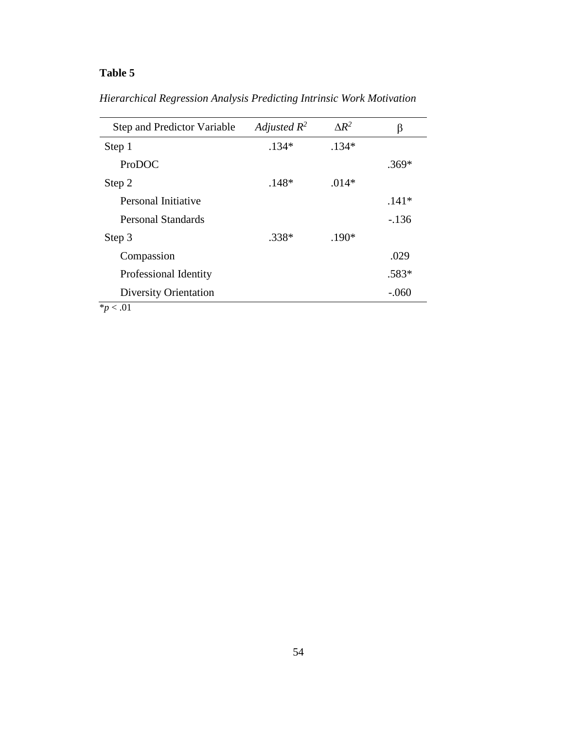**Table 5**

*Hierarchical Regression Analysis Predicting Intrinsic Work Motivation*

| Step and Predictor Variable | *Adjusted $R^2$* | $\Delta R^2$ | β |
|---|---|---|---|
| Step 1 | .134* | .134* | |
| ProDOC | | | .369* |
| Step 2 | .148* | .014* | |
| Personal Initiative | | | .141* |
| Personal Standards | | | -.136 |
| Step 3 | .338* | .190* | |
| Compassion | | | .029 |
| Professional Identity | | | .583* |
| Diversity Orientation | | | -.060 |

*$p < .01$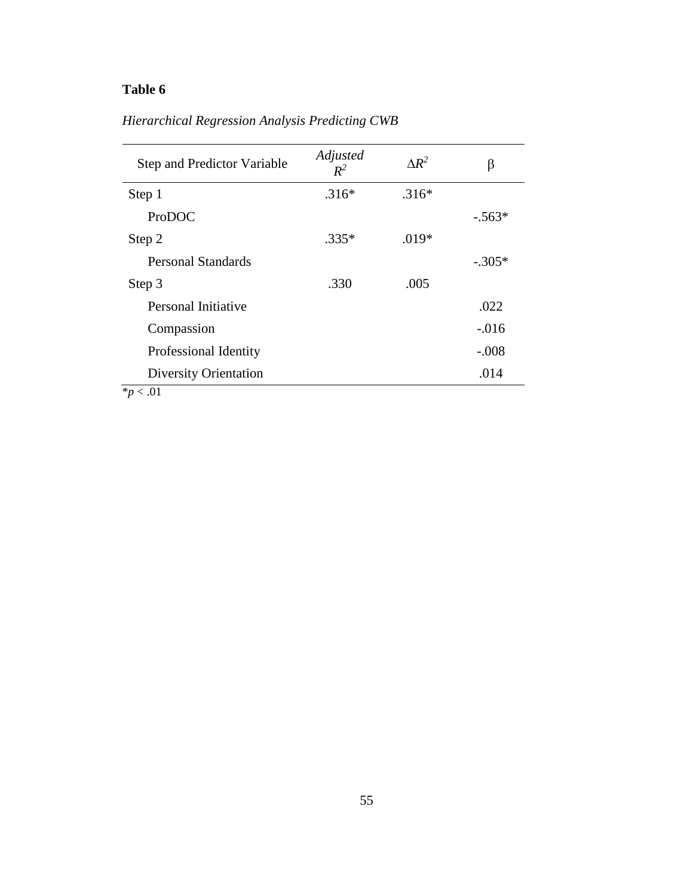**Table 6**

*Hierarchical Regression Analysis Predicting CWB*

| Step and Predictor Variable | *Adjusted* $R^2$ | $\Delta R^2$ | β |
|---|---|---|---|
| Step 1 | .316* | .316* | |
| ProDOC | | | -.563* |
| Step 2 | .335* | .019* | |
| Personal Standards | | | -.305* |
| Step 3 | .330 | .005 | |
| Personal Initiative | | | .022 |
| Compassion | | | -.016 |
| Professional Identity | | | -.008 |
| Diversity Orientation | | | .014 |

*$p < .01$